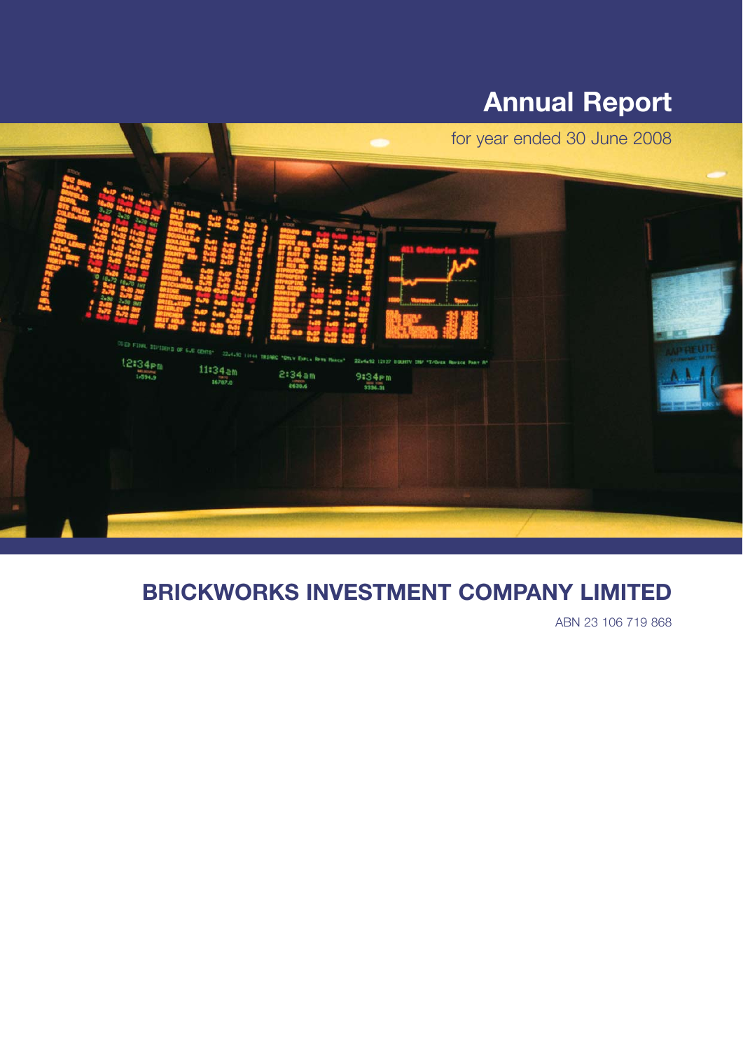# Annual Report

for year ended 30 June 2008

## BRICKWORKS INVESTMENT COMPANY LIMITED

ABN 23 106 719 868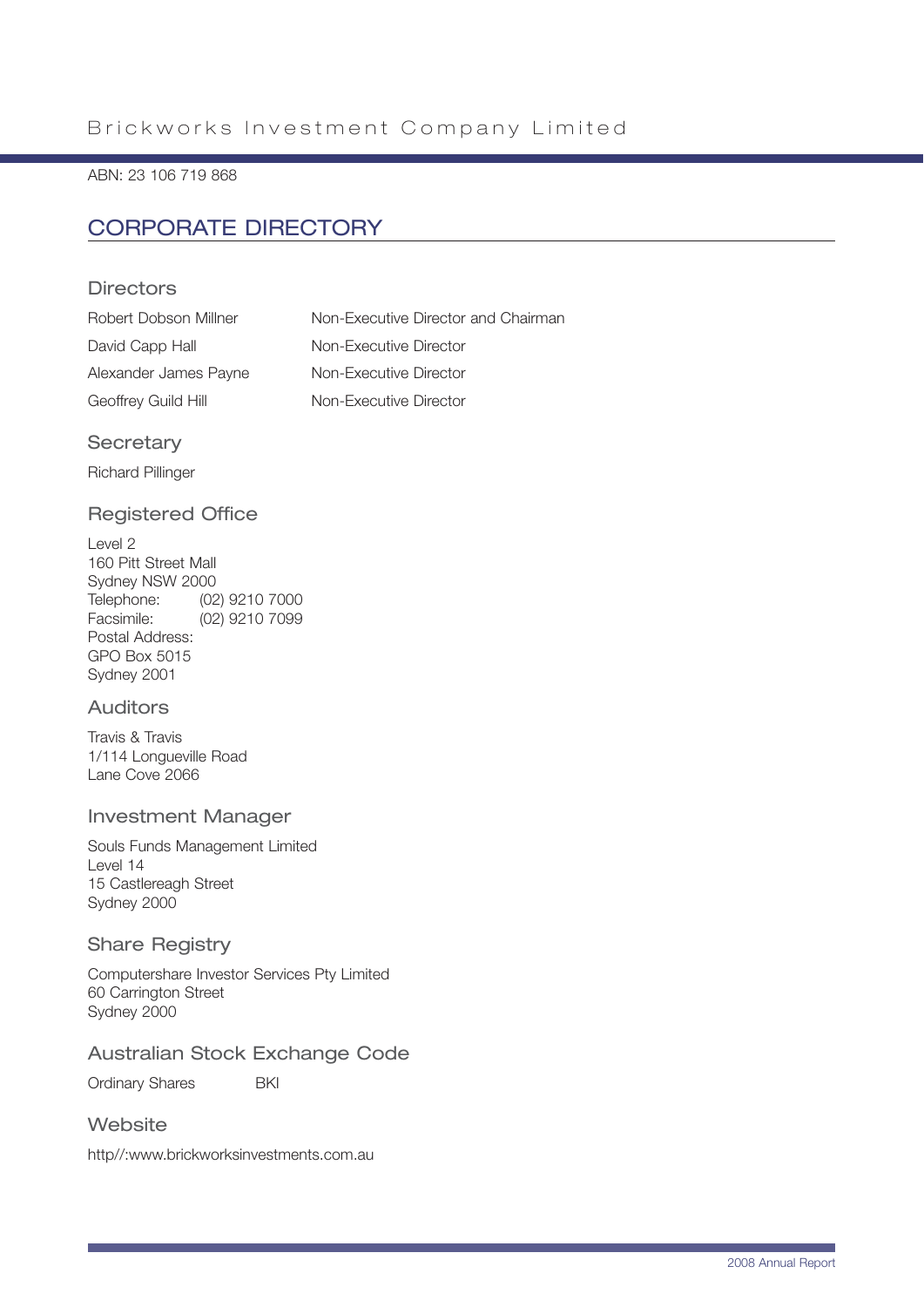Brickworks Investment Company Limited

ABN: 23 106 719 868

# CORPORATE DIRECTORY

## Directors

| | |
|---|---|
| Robert Dobson Millner | Non-Executive Director and Chairman |
| David Capp Hall | Non-Executive Director |
| Alexander James Payne | Non-Executive Director |
| Geoffrey Guild Hill | Non-Executive Director |

## Secretary

Richard Pillinger

## Registered Office

Level 2
160 Pitt Street Mall
Sydney NSW 2000
Telephone: (02) 9210 7000
Facsimile: (02) 9210 7099
Postal Address:
GPO Box 5015
Sydney 2001

## Auditors

Travis & Travis
1/114 Longueville Road
Lane Cove 2066

## Investment Manager

Souls Funds Management Limited
Level 14
15 Castlereagh Street
Sydney 2000

## Share Registry

Computershare Investor Services Pty Limited
60 Carrington Street
Sydney 2000

## Australian Stock Exchange Code

Ordinary Shares BKI

## Website

http//:www.brickworksinvestments.com.au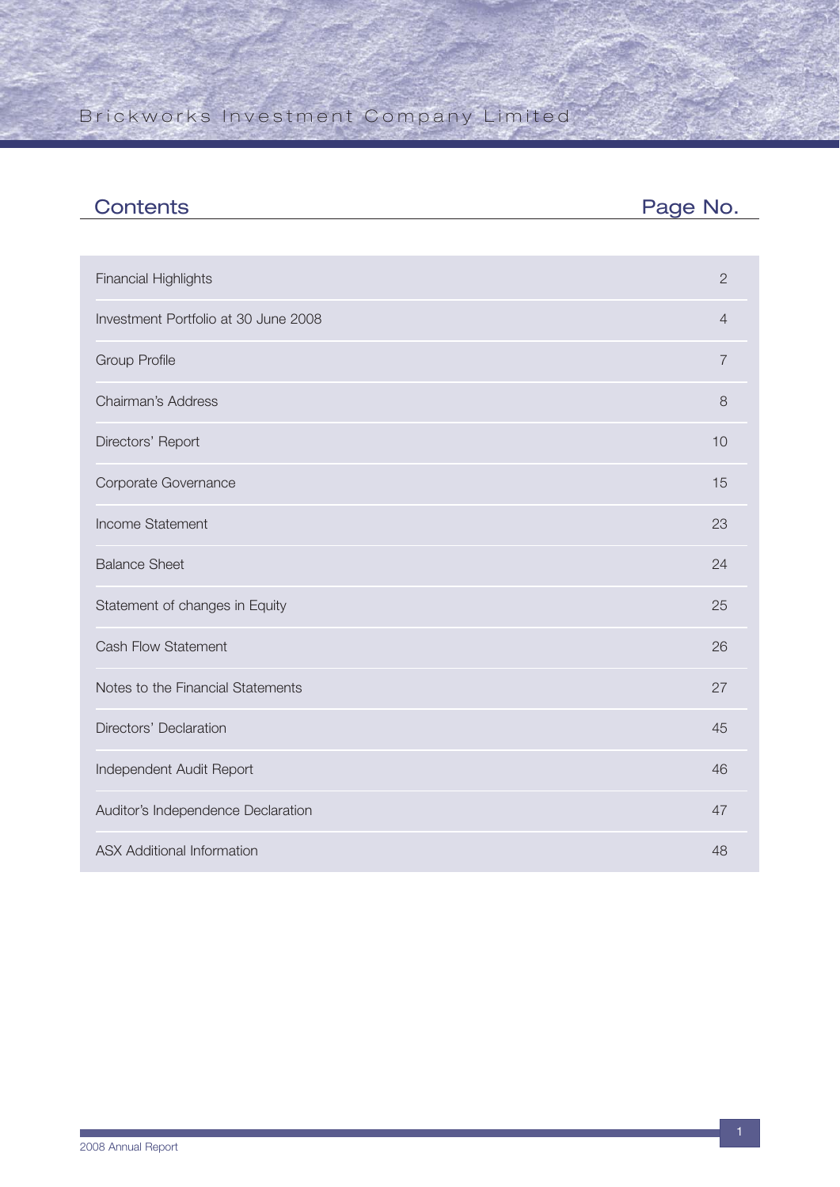# Contents

| Contents | Page No. |
|---|---|
| Financial Highlights | 2 |
| Investment Portfolio at 30 June 2008 | 4 |
| Group Profile | 7 |
| Chairman's Address | 8 |
| Directors' Report | 10 |
| Corporate Governance | 15 |
| Income Statement | 23 |
| Balance Sheet | 24 |
| Statement of changes in Equity | 25 |
| Cash Flow Statement | 26 |
| Notes to the Financial Statements | 27 |
| Directors' Declaration | 45 |
| Independent Audit Report | 46 |
| Auditor's Independence Declaration | 47 |
| ASX Additional Information | 48 |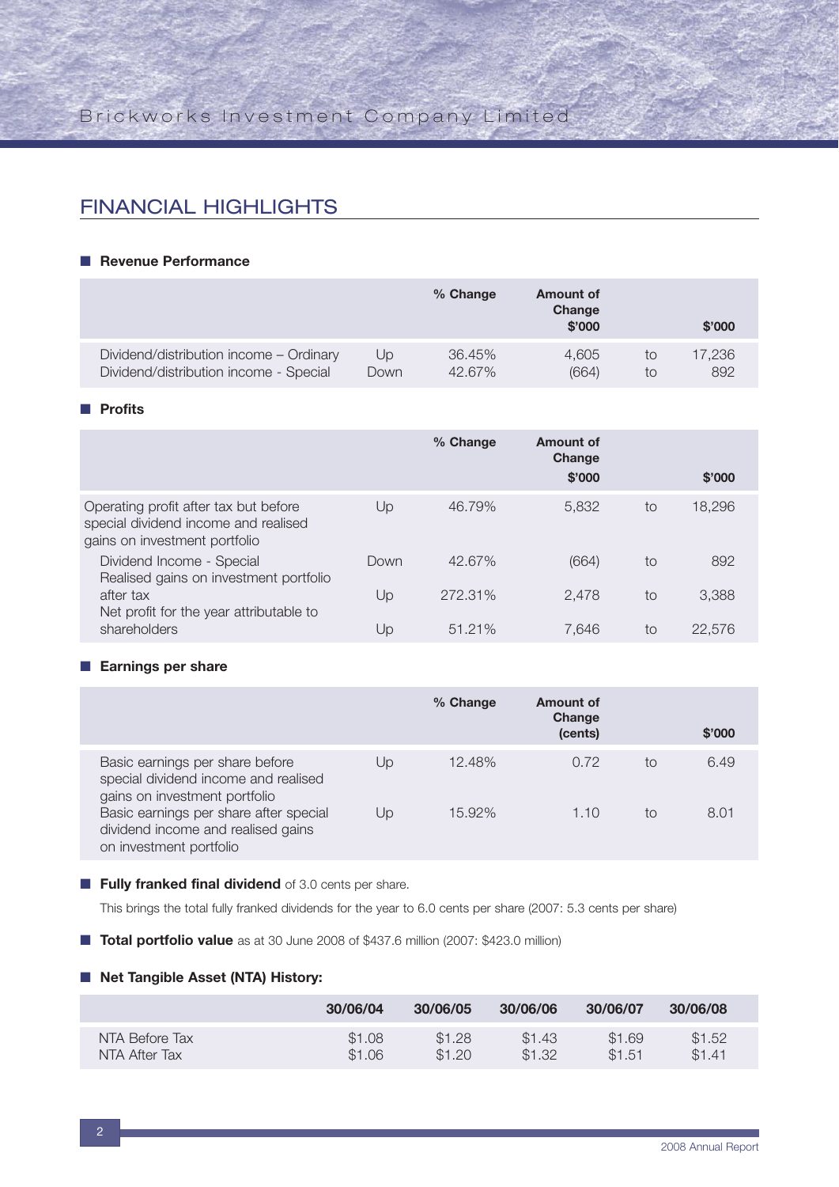## FINANCIAL HIGHLIGHTS

### Revenue Performance

| | | % Change | Amount of Change $'000 | | $'000 |
|---|---|---|---|---|---|
| Dividend/distribution income – Ordinary | Up | 36.45% | 4,605 | to | 17,236 |
| Dividend/distribution income - Special | Down | 42.67% | (664) | to | 892 |

### Profits

| | | % Change | Amount of Change $'000 | | $'000 |
|---|---|---|---|---|---|
| Operating profit after tax but before special dividend income and realised gains on investment portfolio | Up | 46.79% | 5,832 | to | 18,296 |
| Dividend Income - Special | Down | 42.67% | (664) | to | 892 |
| Realised gains on investment portfolio after tax | Up | 272.31% | 2,478 | to | 3,388 |
| Net profit for the year attributable to shareholders | Up | 51.21% | 7,646 | to | 22,576 |

### Earnings per share

| | | % Change | Amount of Change (cents) | | $'000 |
|---|---|---|---|---|---|
| Basic earnings per share before special dividend income and realised gains on investment portfolio | Up | 12.48% | 0.72 | to | 6.49 |
| Basic earnings per share after special dividend income and realised gains on investment portfolio | Up | 15.92% | 1.10 | to | 8.01 |

- **Fully franked final dividend** of 3.0 cents per share.

  This brings the total fully franked dividends for the year to 6.0 cents per share (2007: 5.3 cents per share)

- **Total portfolio value** as at 30 June 2008 of $437.6 million (2007: $423.0 million)

### Net Tangible Asset (NTA) History:

| | 30/06/04 | 30/06/05 | 30/06/06 | 30/06/07 | 30/06/08 |
|---|---|---|---|---|---|
| NTA Before Tax | $1.08 | $1.28 | $1.43 | $1.69 | $1.52 |
| NTA After Tax | $1.06 | $1.20 | $1.32 | $1.51 | $1.41 |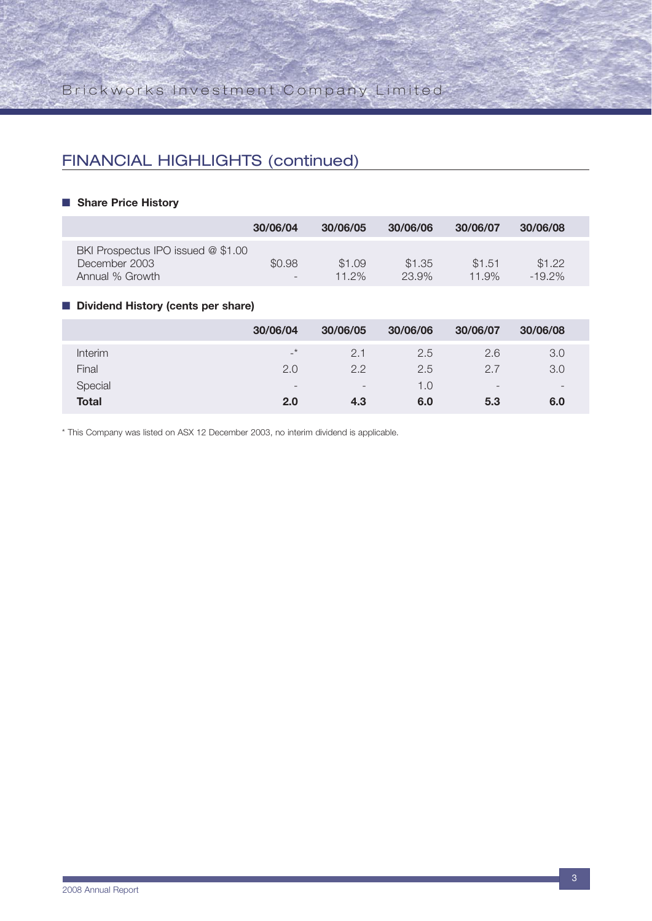## FINANCIAL HIGHLIGHTS (continued)

### Share Price History

| | 30/06/04 | 30/06/05 | 30/06/06 | 30/06/07 | 30/06/08 |
|---|---|---|---|---|---|
| BKI Prospectus IPO issued @ $1.00 December 2003 | $0.98 | $1.09 | $1.35 | $1.51 | $1.22 |
| Annual % Growth | - | 11.2% | 23.9% | 11.9% | -19.2% |

### Dividend History (cents per share)

| | 30/06/04 | 30/06/05 | 30/06/06 | 30/06/07 | 30/06/08 |
|---|---|---|---|---|---|
| Interim | -* | 2.1 | 2.5 | 2.6 | 3.0 |
| Final | 2.0 | 2.2 | 2.5 | 2.7 | 3.0 |
| Special | - | - | 1.0 | - | - |
| **Total** | **2.0** | **4.3** | **6.0** | **5.3** | **6.0** |

* This Company was listed on ASX 12 December 2003, no interim dividend is applicable.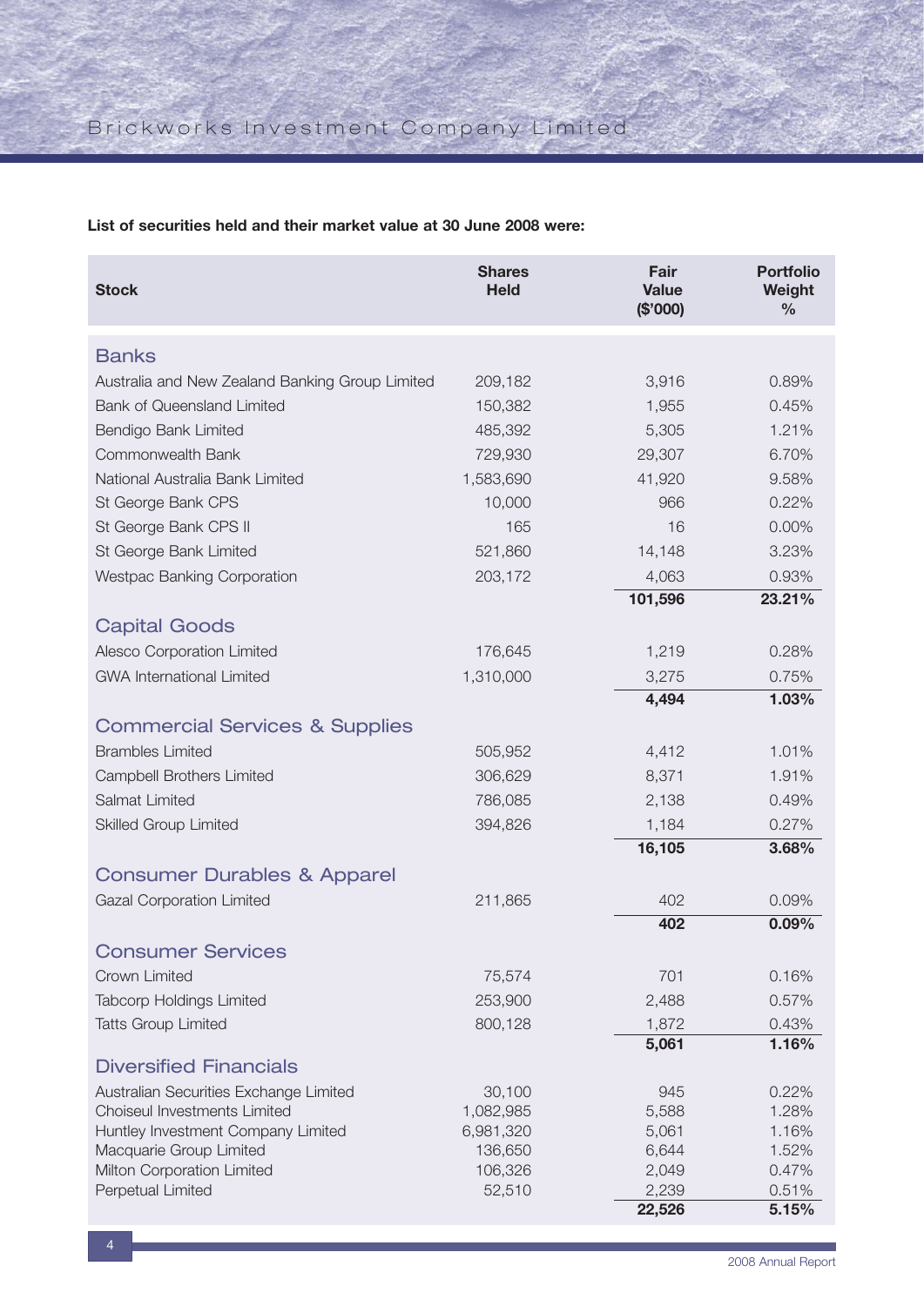**List of securities held and their market value at 30 June 2008 were:**

| Stock | Shares Held | Fair Value ($'000) | Portfolio Weight % |
|---|---|---|---|
| **Banks** | | | |
| Australia and New Zealand Banking Group Limited | 209,182 | 3,916 | 0.89% |
| Bank of Queensland Limited | 150,382 | 1,955 | 0.45% |
| Bendigo Bank Limited | 485,392 | 5,305 | 1.21% |
| Commonwealth Bank | 729,930 | 29,307 | 6.70% |
| National Australia Bank Limited | 1,583,690 | 41,920 | 9.58% |
| St George Bank CPS | 10,000 | 966 | 0.22% |
| St George Bank CPS II | 165 | 16 | 0.00% |
| St George Bank Limited | 521,860 | 14,148 | 3.23% |
| Westpac Banking Corporation | 203,172 | 4,063 | 0.93% |
| | | **101,596** | **23.21%** |
| **Capital Goods** | | | |
| Alesco Corporation Limited | 176,645 | 1,219 | 0.28% |
| GWA International Limited | 1,310,000 | 3,275 | 0.75% |
| | | **4,494** | **1.03%** |
| **Commercial Services & Supplies** | | | |
| Brambles Limited | 505,952 | 4,412 | 1.01% |
| Campbell Brothers Limited | 306,629 | 8,371 | 1.91% |
| Salmat Limited | 786,085 | 2,138 | 0.49% |
| Skilled Group Limited | 394,826 | 1,184 | 0.27% |
| | | **16,105** | **3.68%** |
| **Consumer Durables & Apparel** | | | |
| Gazal Corporation Limited | 211,865 | 402 | 0.09% |
| | | **402** | **0.09%** |
| **Consumer Services** | | | |
| Crown Limited | 75,574 | 701 | 0.16% |
| Tabcorp Holdings Limited | 253,900 | 2,488 | 0.57% |
| Tatts Group Limited | 800,128 | 1,872 | 0.43% |
| | | **5,061** | **1.16%** |
| **Diversified Financials** | | | |
| Australian Securities Exchange Limited | 30,100 | 945 | 0.22% |
| Choiseul Investments Limited | 1,082,985 | 5,588 | 1.28% |
| Huntley Investment Company Limited | 6,981,320 | 5,061 | 1.16% |
| Macquarie Group Limited | 136,650 | 6,644 | 1.52% |
| Milton Corporation Limited | 106,326 | 2,049 | 0.47% |
| Perpetual Limited | 52,510 | 2,239 | 0.51% |
| | | **22,526** | **5.15%** |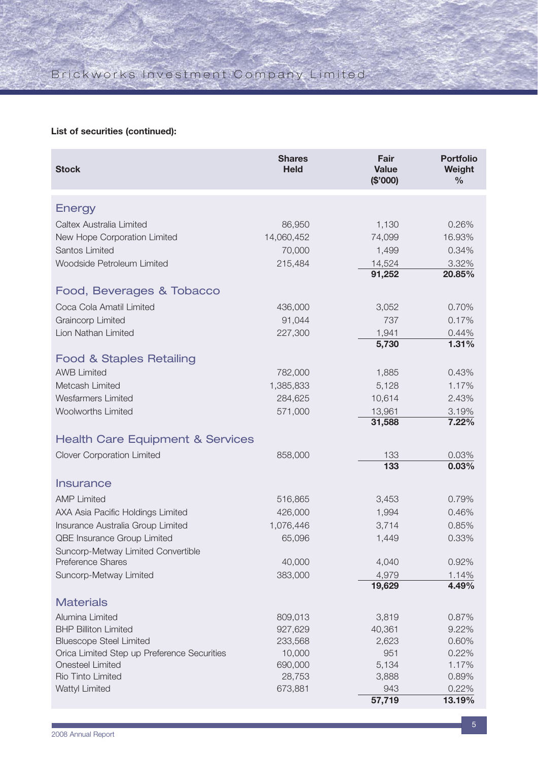**List of securities (continued):**

| Stock | Shares Held | Fair Value ($'000) | Portfolio Weight % |
|---|---|---|---|
| **Energy** | | | |
| Caltex Australia Limited | 86,950 | 1,130 | 0.26% |
| New Hope Corporation Limited | 14,060,452 | 74,099 | 16.93% |
| Santos Limited | 70,000 | 1,499 | 0.34% |
| Woodside Petroleum Limited | 215,484 | 14,524 | 3.32% |
| | | **91,252** | **20.85%** |
| **Food, Beverages & Tobacco** | | | |
| Coca Cola Amatil Limited | 436,000 | 3,052 | 0.70% |
| Graincorp Limited | 91,044 | 737 | 0.17% |
| Lion Nathan Limited | 227,300 | 1,941 | 0.44% |
| | | **5,730** | **1.31%** |
| **Food & Staples Retailing** | | | |
| AWB Limited | 782,000 | 1,885 | 0.43% |
| Metcash Limited | 1,385,833 | 5,128 | 1.17% |
| Wesfarmers Limited | 284,625 | 10,614 | 2.43% |
| Woolworths Limited | 571,000 | 13,961 | 3.19% |
| | | **31,588** | **7.22%** |
| **Health Care Equipment & Services** | | | |
| Clover Corporation Limited | 858,000 | 133 | 0.03% |
| | | **133** | **0.03%** |
| **Insurance** | | | |
| AMP Limited | 516,865 | 3,453 | 0.79% |
| AXA Asia Pacific Holdings Limited | 426,000 | 1,994 | 0.46% |
| Insurance Australia Group Limited | 1,076,446 | 3,714 | 0.85% |
| QBE Insurance Group Limited | 65,096 | 1,449 | 0.33% |
| Suncorp-Metway Limited Convertible Preference Shares | 40,000 | 4,040 | 0.92% |
| Suncorp-Metway Limited | 383,000 | 4,979 | 1.14% |
| | | **19,629** | **4.49%** |
| **Materials** | | | |
| Alumina Limited | 809,013 | 3,819 | 0.87% |
| BHP Billiton Limited | 927,629 | 40,361 | 9.22% |
| Bluescope Steel Limited | 233,568 | 2,623 | 0.60% |
| Orica Limited Step up Preference Securities | 10,000 | 951 | 0.22% |
| Onesteel Limited | 690,000 | 5,134 | 1.17% |
| Rio Tinto Limited | 28,753 | 3,888 | 0.89% |
| Wattyl Limited | 673,881 | 943 | 0.22% |
| | | **57,719** | **13.19%** |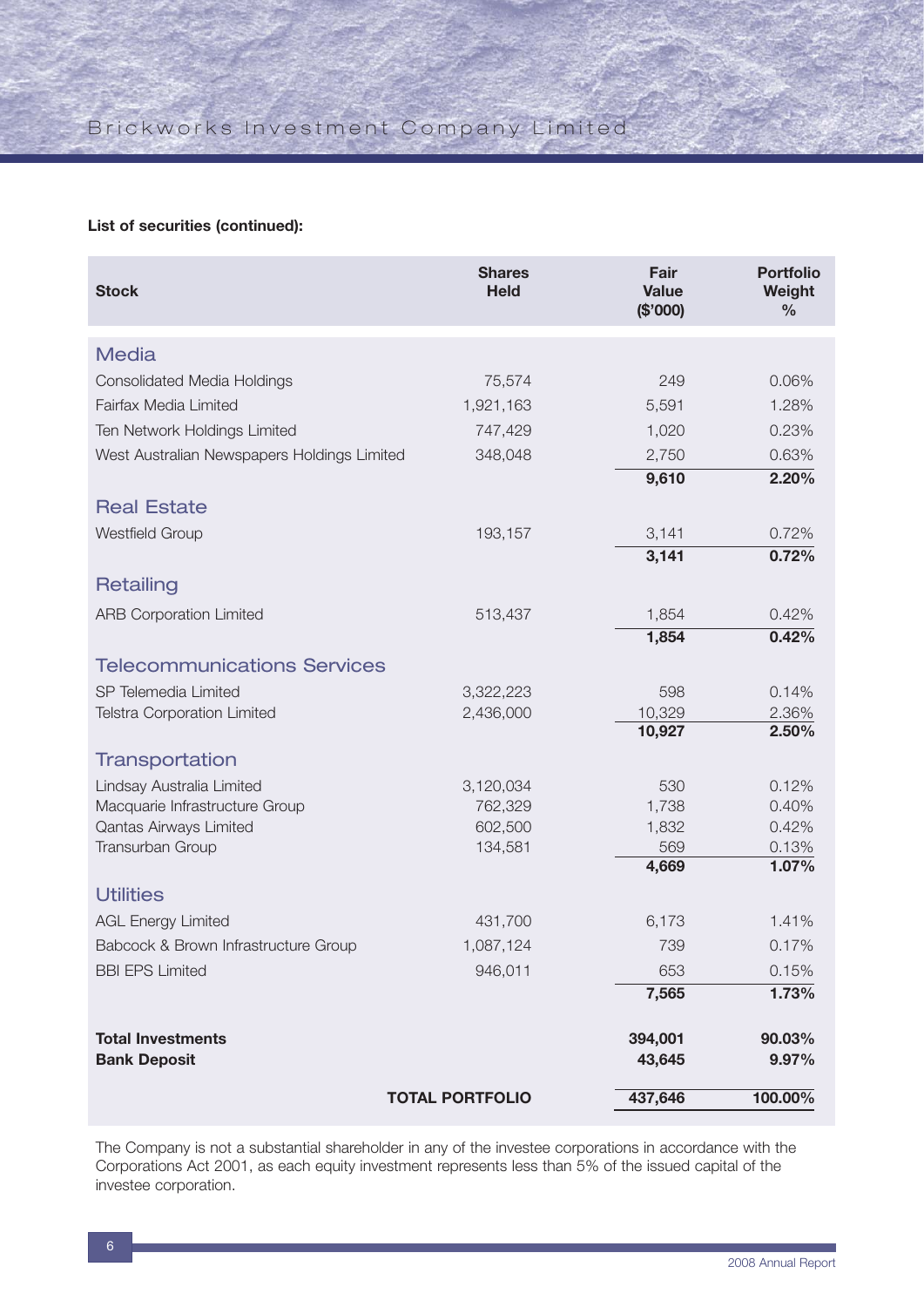**List of securities (continued):**

| Stock | Shares Held | Fair Value ($'000) | Portfolio Weight % |
|---|---|---|---|
| **Media** | | | |
| Consolidated Media Holdings | 75,574 | 249 | 0.06% |
| Fairfax Media Limited | 1,921,163 | 5,591 | 1.28% |
| Ten Network Holdings Limited | 747,429 | 1,020 | 0.23% |
| West Australian Newspapers Holdings Limited | 348,048 | 2,750 | 0.63% |
| | | **9,610** | **2.20%** |
| **Real Estate** | | | |
| Westfield Group | 193,157 | 3,141 | 0.72% |
| | | **3,141** | **0.72%** |
| **Retailing** | | | |
| ARB Corporation Limited | 513,437 | 1,854 | 0.42% |
| | | **1,854** | **0.42%** |
| **Telecommunications Services** | | | |
| SP Telemedia Limited | 3,322,223 | 598 | 0.14% |
| Telstra Corporation Limited | 2,436,000 | 10,329 | 2.36% |
| | | **10,927** | **2.50%** |
| **Transportation** | | | |
| Lindsay Australia Limited | 3,120,034 | 530 | 0.12% |
| Macquarie Infrastructure Group | 762,329 | 1,738 | 0.40% |
| Qantas Airways Limited | 602,500 | 1,832 | 0.42% |
| Transurban Group | 134,581 | 569 | 0.13% |
| | | **4,669** | **1.07%** |
| **Utilities** | | | |
| AGL Energy Limited | 431,700 | 6,173 | 1.41% |
| Babcock & Brown Infrastructure Group | 1,087,124 | 739 | 0.17% |
| BBI EPS Limited | 946,011 | 653 | 0.15% |
| | | **7,565** | **1.73%** |
| **Total Investments** | | **394,001** | **90.03%** |
| **Bank Deposit** | | **43,645** | **9.97%** |
| | **TOTAL PORTFOLIO** | **437,646** | **100.00%** |

The Company is not a substantial shareholder in any of the investee corporations in accordance with the Corporations Act 2001, as each equity investment represents less than 5% of the issued capital of the investee corporation.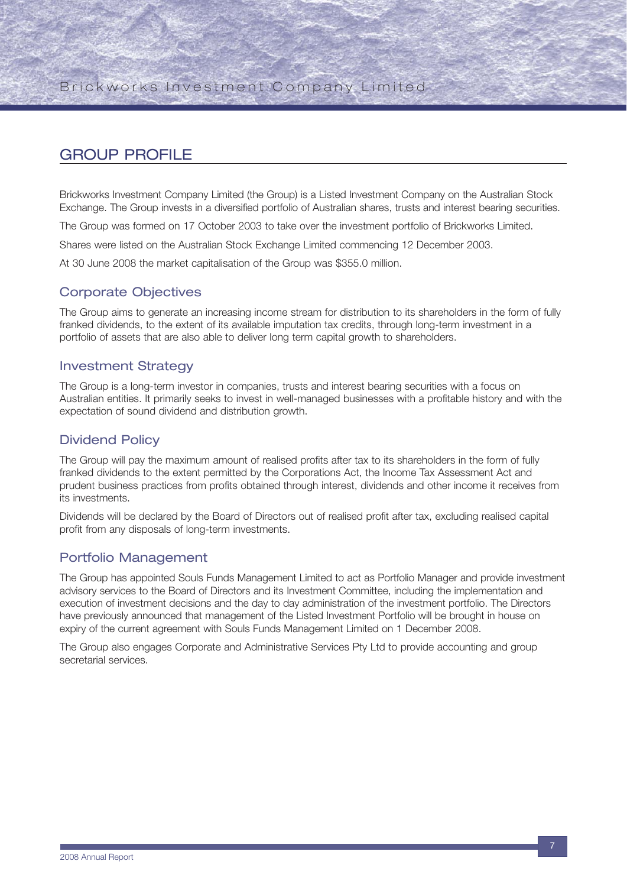# GROUP PROFILE

Brickworks Investment Company Limited (the Group) is a Listed Investment Company on the Australian Stock Exchange. The Group invests in a diversified portfolio of Australian shares, trusts and interest bearing securities.

The Group was formed on 17 October 2003 to take over the investment portfolio of Brickworks Limited.

Shares were listed on the Australian Stock Exchange Limited commencing 12 December 2003.

At 30 June 2008 the market capitalisation of the Group was $355.0 million.

## Corporate Objectives

The Group aims to generate an increasing income stream for distribution to its shareholders in the form of fully franked dividends, to the extent of its available imputation tax credits, through long-term investment in a portfolio of assets that are also able to deliver long term capital growth to shareholders.

## Investment Strategy

The Group is a long-term investor in companies, trusts and interest bearing securities with a focus on Australian entities. It primarily seeks to invest in well-managed businesses with a profitable history and with the expectation of sound dividend and distribution growth.

## Dividend Policy

The Group will pay the maximum amount of realised profits after tax to its shareholders in the form of fully franked dividends to the extent permitted by the Corporations Act, the Income Tax Assessment Act and prudent business practices from profits obtained through interest, dividends and other income it receives from its investments.

Dividends will be declared by the Board of Directors out of realised profit after tax, excluding realised capital profit from any disposals of long-term investments.

## Portfolio Management

The Group has appointed Souls Funds Management Limited to act as Portfolio Manager and provide investment advisory services to the Board of Directors and its Investment Committee, including the implementation and execution of investment decisions and the day to day administration of the investment portfolio. The Directors have previously announced that management of the Listed Investment Portfolio will be brought in house on expiry of the current agreement with Souls Funds Management Limited on 1 December 2008.

The Group also engages Corporate and Administrative Services Pty Ltd to provide accounting and group secretarial services.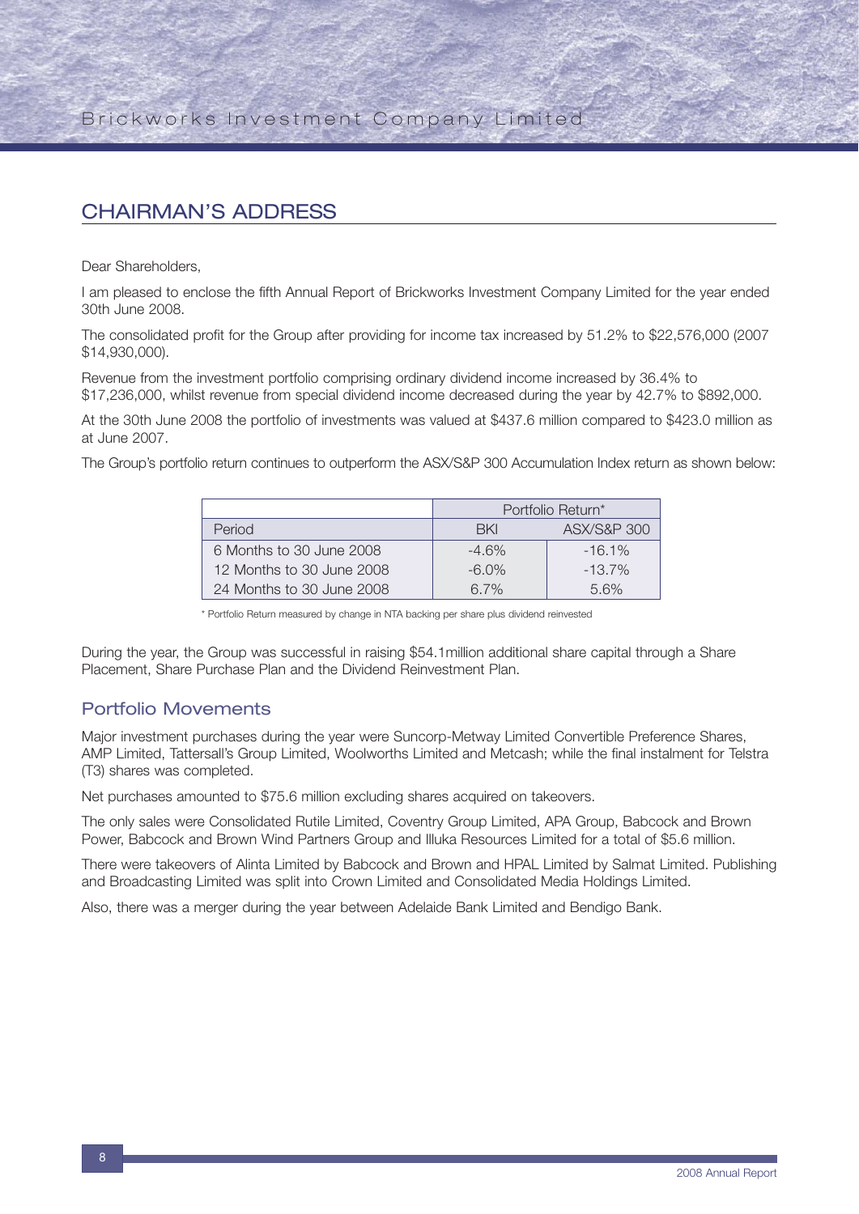## CHAIRMAN'S ADDRESS

Dear Shareholders,

I am pleased to enclose the fifth Annual Report of Brickworks Investment Company Limited for the year ended 30th June 2008.

The consolidated profit for the Group after providing for income tax increased by 51.2% to $22,576,000 (2007 $14,930,000).

Revenue from the investment portfolio comprising ordinary dividend income increased by 36.4% to $17,236,000, whilst revenue from special dividend income decreased during the year by 42.7% to $892,000.

At the 30th June 2008 the portfolio of investments was valued at $437.6 million compared to $423.0 million as at June 2007.

The Group's portfolio return continues to outperform the ASX/S&P 300 Accumulation Index return as shown below:

| | Portfolio Return* | |
|---|---|---|
| Period | BKI | ASX/S&P 300 |
| 6 Months to 30 June 2008 | -4.6% | -16.1% |
| 12 Months to 30 June 2008 | -6.0% | -13.7% |
| 24 Months to 30 June 2008 | 6.7% | 5.6% |

\* Portfolio Return measured by change in NTA backing per share plus dividend reinvested

During the year, the Group was successful in raising $54.1million additional share capital through a Share Placement, Share Purchase Plan and the Dividend Reinvestment Plan.

### Portfolio Movements

Major investment purchases during the year were Suncorp-Metway Limited Convertible Preference Shares, AMP Limited, Tattersall's Group Limited, Woolworths Limited and Metcash; while the final instalment for Telstra (T3) shares was completed.

Net purchases amounted to $75.6 million excluding shares acquired on takeovers.

The only sales were Consolidated Rutile Limited, Coventry Group Limited, APA Group, Babcock and Brown Power, Babcock and Brown Wind Partners Group and Illuka Resources Limited for a total of $5.6 million.

There were takeovers of Alinta Limited by Babcock and Brown and HPAL Limited by Salmat Limited. Publishing and Broadcasting Limited was split into Crown Limited and Consolidated Media Holdings Limited.

Also, there was a merger during the year between Adelaide Bank Limited and Bendigo Bank.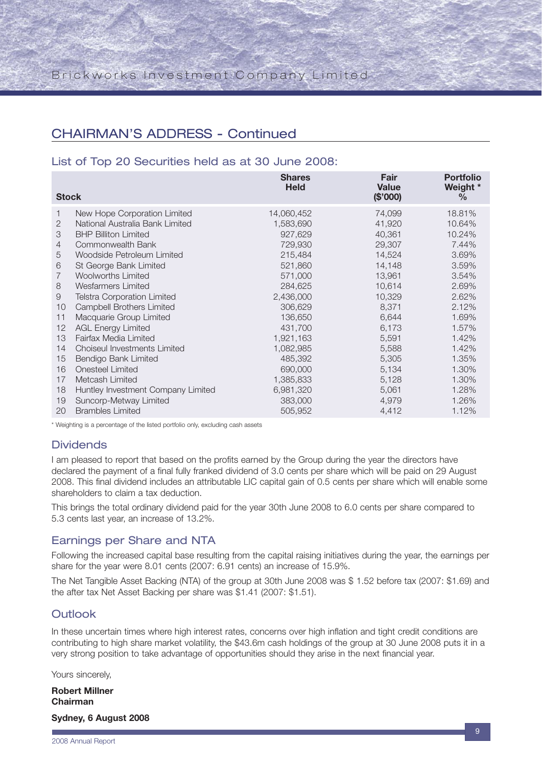## CHAIRMAN'S ADDRESS - Continued

### List of Top 20 Securities held as at 30 June 2008:

| | Stock | Shares Held | Fair Value ($'000) | Portfolio Weight * % |
|---|---|---|---|---|
| 1 | New Hope Corporation Limited | 14,060,452 | 74,099 | 18.81% |
| 2 | National Australia Bank Limited | 1,583,690 | 41,920 | 10.64% |
| 3 | BHP Billiton Limited | 927,629 | 40,361 | 10.24% |
| 4 | Commonwealth Bank | 729,930 | 29,307 | 7.44% |
| 5 | Woodside Petroleum Limited | 215,484 | 14,524 | 3.69% |
| 6 | St George Bank Limited | 521,860 | 14,148 | 3.59% |
| 7 | Woolworths Limited | 571,000 | 13,961 | 3.54% |
| 8 | Wesfarmers Limited | 284,625 | 10,614 | 2.69% |
| 9 | Telstra Corporation Limited | 2,436,000 | 10,329 | 2.62% |
| 10 | Campbell Brothers Limited | 306,629 | 8,371 | 2.12% |
| 11 | Macquarie Group Limited | 136,650 | 6,644 | 1.69% |
| 12 | AGL Energy Limited | 431,700 | 6,173 | 1.57% |
| 13 | Fairfax Media Limited | 1,921,163 | 5,591 | 1.42% |
| 14 | Choiseul Investments Limited | 1,082,985 | 5,588 | 1.42% |
| 15 | Bendigo Bank Limited | 485,392 | 5,305 | 1.35% |
| 16 | Onesteel Limited | 690,000 | 5,134 | 1.30% |
| 17 | Metcash Limited | 1,385,833 | 5,128 | 1.30% |
| 18 | Huntley Investment Company Limited | 6,981,320 | 5,061 | 1.28% |
| 19 | Suncorp-Metway Limited | 383,000 | 4,979 | 1.26% |
| 20 | Brambles Limited | 505,952 | 4,412 | 1.12% |

\* Weighting is a percentage of the listed portfolio only, excluding cash assets

### Dividends

I am pleased to report that based on the profits earned by the Group during the year the directors have declared the payment of a final fully franked dividend of 3.0 cents per share which will be paid on 29 August 2008. This final dividend includes an attributable LIC capital gain of 0.5 cents per share which will enable some shareholders to claim a tax deduction.

This brings the total ordinary dividend paid for the year 30th June 2008 to 6.0 cents per share compared to 5.3 cents last year, an increase of 13.2%.

### Earnings per Share and NTA

Following the increased capital base resulting from the capital raising initiatives during the year, the earnings per share for the year were 8.01 cents (2007: 6.91 cents) an increase of 15.9%.

The Net Tangible Asset Backing (NTA) of the group at 30th June 2008 was $ 1.52 before tax (2007: $1.69) and the after tax Net Asset Backing per share was $1.41 (2007: $1.51).

### Outlook

In these uncertain times where high interest rates, concerns over high inflation and tight credit conditions are contributing to high share market volatility, the $43.6m cash holdings of the group at 30 June 2008 puts it in a very strong position to take advantage of opportunities should they arise in the next financial year.

Yours sincerely,

**Robert Millner**
**Chairman**

**Sydney, 6 August 2008**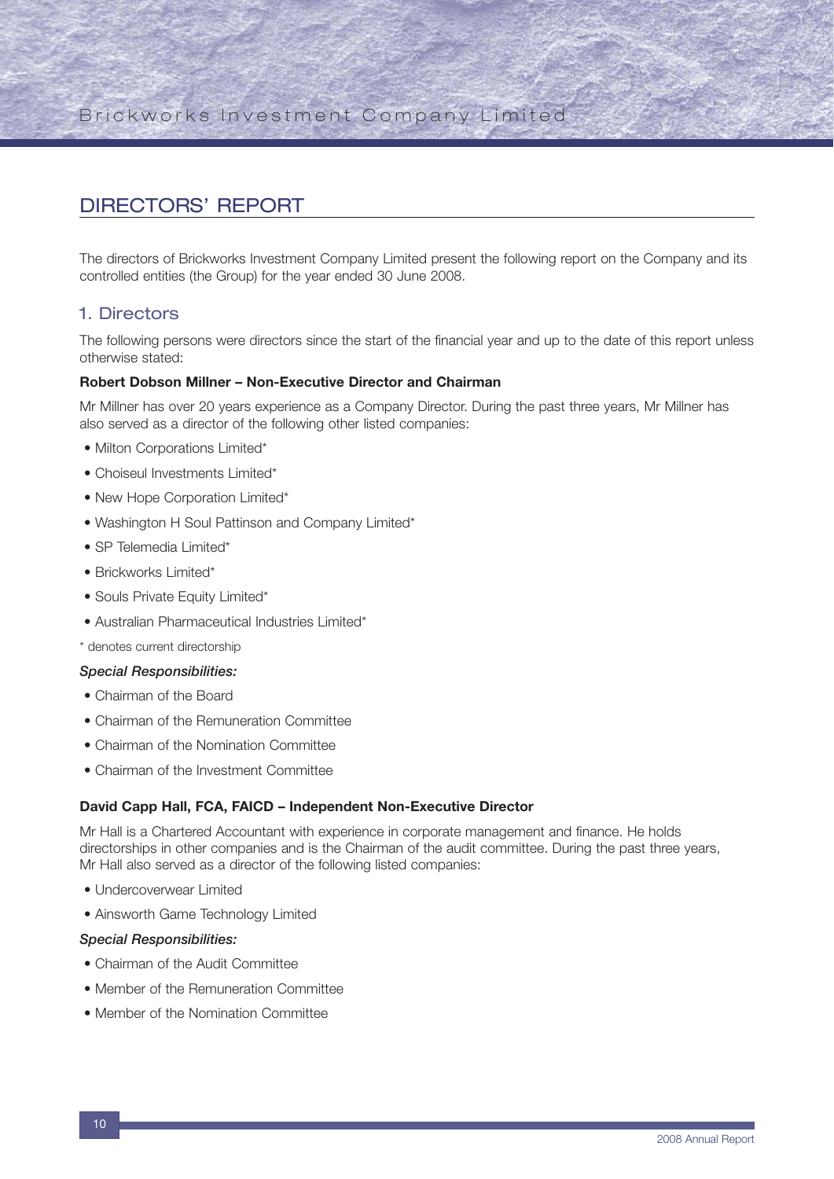# DIRECTORS' REPORT

The directors of Brickworks Investment Company Limited present the following report on the Company and its controlled entities (the Group) for the year ended 30 June 2008.

## 1. Directors

The following persons were directors since the start of the financial year and up to the date of this report unless otherwise stated:

**Robert Dobson Millner – Non-Executive Director and Chairman**

Mr Millner has over 20 years experience as a Company Director. During the past three years, Mr Millner has also served as a director of the following other listed companies:

- Milton Corporations Limited*
- Choiseul Investments Limited*
- New Hope Corporation Limited*
- Washington H Soul Pattinson and Company Limited*
- SP Telemedia Limited*
- Brickworks Limited*
- Souls Private Equity Limited*
- Australian Pharmaceutical Industries Limited*

\* denotes current directorship

***Special Responsibilities:***

- Chairman of the Board
- Chairman of the Remuneration Committee
- Chairman of the Nomination Committee
- Chairman of the Investment Committee

**David Capp Hall, FCA, FAICD – Independent Non-Executive Director**

Mr Hall is a Chartered Accountant with experience in corporate management and finance. He holds directorships in other companies and is the Chairman of the audit committee. During the past three years, Mr Hall also served as a director of the following listed companies:

- Undercoverwear Limited
- Ainsworth Game Technology Limited

***Special Responsibilities:***

- Chairman of the Audit Committee
- Member of the Remuneration Committee
- Member of the Nomination Committee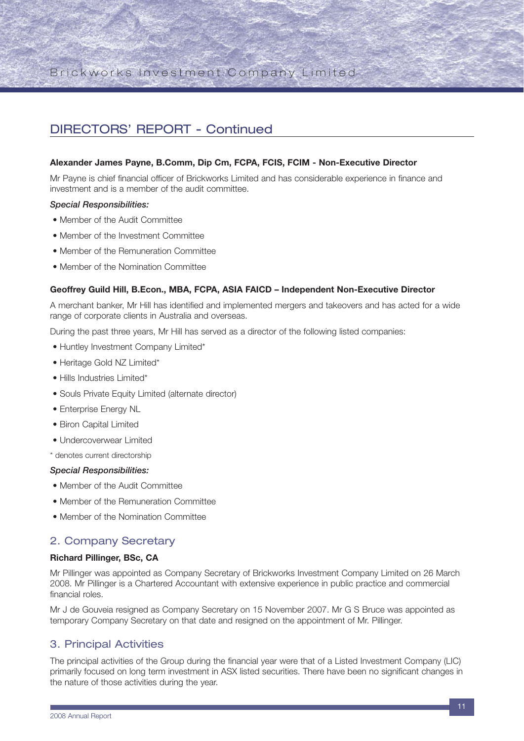## DIRECTORS' REPORT - Continued

**Alexander James Payne, B.Comm, Dip Cm, FCPA, FCIS, FCIM - Non-Executive Director**

Mr Payne is chief financial officer of Brickworks Limited and has considerable experience in finance and investment and is a member of the audit committee.

***Special Responsibilities:***

- Member of the Audit Committee
- Member of the Investment Committee
- Member of the Remuneration Committee
- Member of the Nomination Committee

**Geoffrey Guild Hill, B.Econ., MBA, FCPA, ASIA FAICD – Independent Non-Executive Director**

A merchant banker, Mr Hill has identified and implemented mergers and takeovers and has acted for a wide range of corporate clients in Australia and overseas.

During the past three years, Mr Hill has served as a director of the following listed companies:

- Huntley Investment Company Limited*
- Heritage Gold NZ Limited*
- Hills Industries Limited*
- Souls Private Equity Limited (alternate director)
- Enterprise Energy NL
- Biron Capital Limited
- Undercoverwear Limited

\* denotes current directorship

***Special Responsibilities:***

- Member of the Audit Committee
- Member of the Remuneration Committee
- Member of the Nomination Committee

## 2. Company Secretary

**Richard Pillinger, BSc, CA**

Mr Pillinger was appointed as Company Secretary of Brickworks Investment Company Limited on 26 March 2008. Mr Pillinger is a Chartered Accountant with extensive experience in public practice and commercial financial roles.

Mr J de Gouveia resigned as Company Secretary on 15 November 2007. Mr G S Bruce was appointed as temporary Company Secretary on that date and resigned on the appointment of Mr. Pillinger.

## 3. Principal Activities

The principal activities of the Group during the financial year were that of a Listed Investment Company (LIC) primarily focused on long term investment in ASX listed securities. There have been no significant changes in the nature of those activities during the year.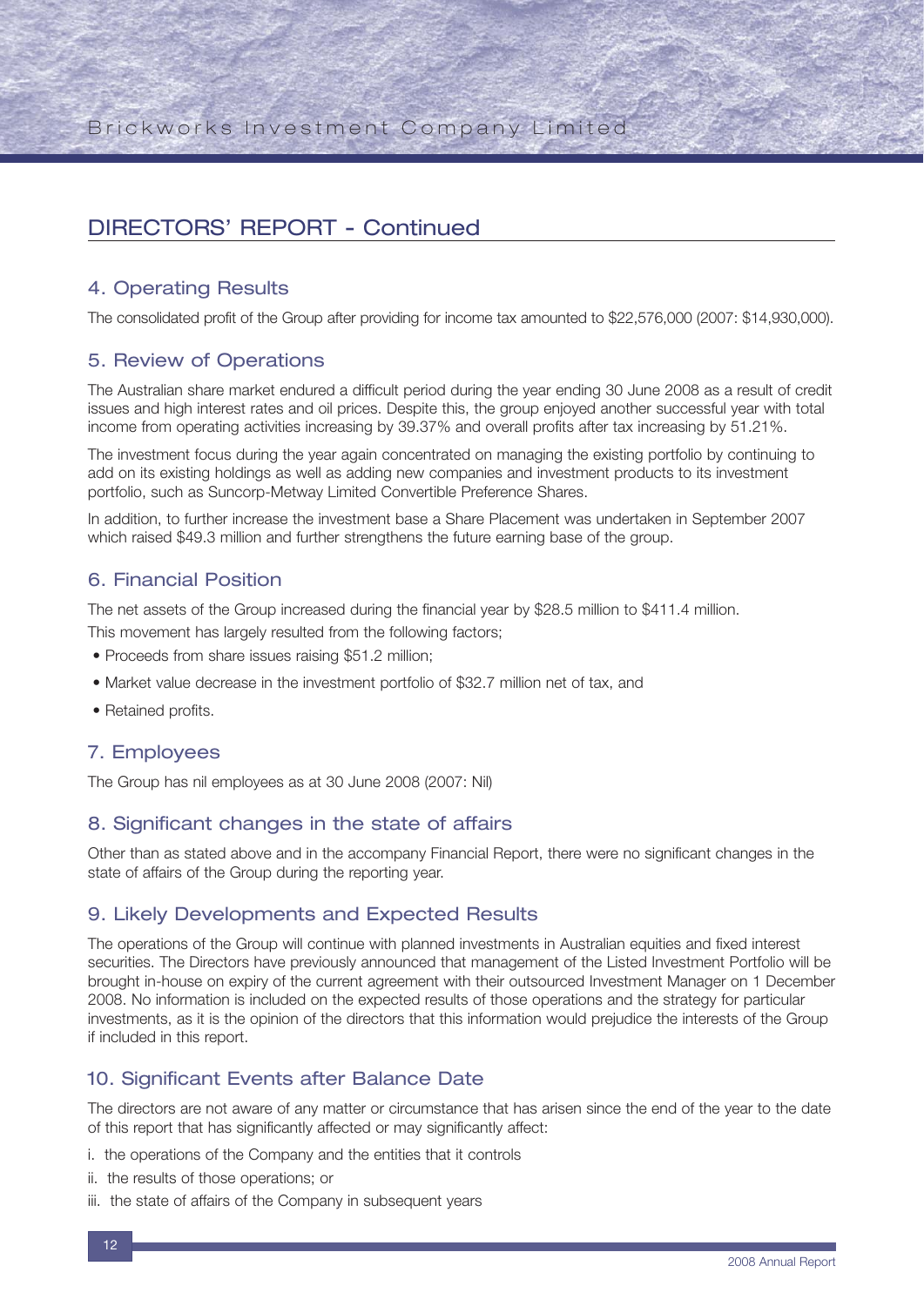## DIRECTORS' REPORT - Continued

### 4. Operating Results

The consolidated profit of the Group after providing for income tax amounted to $22,576,000 (2007: $14,930,000).

### 5. Review of Operations

The Australian share market endured a difficult period during the year ending 30 June 2008 as a result of credit issues and high interest rates and oil prices. Despite this, the group enjoyed another successful year with total income from operating activities increasing by 39.37% and overall profits after tax increasing by 51.21%.

The investment focus during the year again concentrated on managing the existing portfolio by continuing to add on its existing holdings as well as adding new companies and investment products to its investment portfolio, such as Suncorp-Metway Limited Convertible Preference Shares.

In addition, to further increase the investment base a Share Placement was undertaken in September 2007 which raised $49.3 million and further strengthens the future earning base of the group.

### 6. Financial Position

The net assets of the Group increased during the financial year by $28.5 million to $411.4 million.

This movement has largely resulted from the following factors;

- Proceeds from share issues raising $51.2 million;
- Market value decrease in the investment portfolio of $32.7 million net of tax, and
- Retained profits.

### 7. Employees

The Group has nil employees as at 30 June 2008 (2007: Nil)

### 8. Significant changes in the state of affairs

Other than as stated above and in the accompany Financial Report, there were no significant changes in the state of affairs of the Group during the reporting year.

### 9. Likely Developments and Expected Results

The operations of the Group will continue with planned investments in Australian equities and fixed interest securities. The Directors have previously announced that management of the Listed Investment Portfolio will be brought in-house on expiry of the current agreement with their outsourced Investment Manager on 1 December 2008. No information is included on the expected results of those operations and the strategy for particular investments, as it is the opinion of the directors that this information would prejudice the interests of the Group if included in this report.

### 10. Significant Events after Balance Date

The directors are not aware of any matter or circumstance that has arisen since the end of the year to the date of this report that has significantly affected or may significantly affect:

i. the operations of the Company and the entities that it controls

ii. the results of those operations; or

iii. the state of affairs of the Company in subsequent years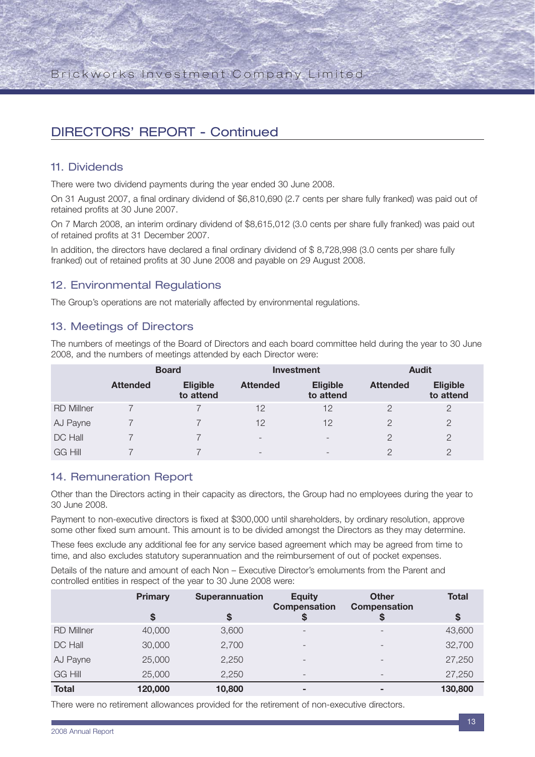## DIRECTORS' REPORT - Continued

### 11. Dividends

There were two dividend payments during the year ended 30 June 2008.

On 31 August 2007, a final ordinary dividend of $6,810,690 (2.7 cents per share fully franked) was paid out of retained profits at 30 June 2007.

On 7 March 2008, an interim ordinary dividend of $8,615,012 (3.0 cents per share fully franked) was paid out of retained profits at 31 December 2007.

In addition, the directors have declared a final ordinary dividend of $ 8,728,998 (3.0 cents per share fully franked) out of retained profits at 30 June 2008 and payable on 29 August 2008.

### 12. Environmental Regulations

The Group's operations are not materially affected by environmental regulations.

### 13. Meetings of Directors

The numbers of meetings of the Board of Directors and each board committee held during the year to 30 June 2008, and the numbers of meetings attended by each Director were:

| | Board | | Investment | | Audit | |
|---|---|---|---|---|---|---|
| | **Attended** | **Eligible to attend** | **Attended** | **Eligible to attend** | **Attended** | **Eligible to attend** |
| RD Millner | 7 | 7 | 12 | 12 | 2 | 2 |
| AJ Payne | 7 | 7 | 12 | 12 | 2 | 2 |
| DC Hall | 7 | 7 | - | - | 2 | 2 |
| GG Hill | 7 | 7 | - | - | 2 | 2 |

### 14. Remuneration Report

Other than the Directors acting in their capacity as directors, the Group had no employees during the year to 30 June 2008.

Payment to non-executive directors is fixed at $300,000 until shareholders, by ordinary resolution, approve some other fixed sum amount. This amount is to be divided amongst the Directors as they may determine.

These fees exclude any additional fee for any service based agreement which may be agreed from time to time, and also excludes statutory superannuation and the reimbursement of out of pocket expenses.

Details of the nature and amount of each Non – Executive Director's emoluments from the Parent and controlled entities in respect of the year to 30 June 2008 were:

| | Primary | Superannuation | Equity Compensation | Other Compensation | Total |
|---|---|---|---|---|---|
| | **$** | **$** | **$** | **$** | **$** |
| RD Millner | 40,000 | 3,600 | - | - | 43,600 |
| DC Hall | 30,000 | 2,700 | - | - | 32,700 |
| AJ Payne | 25,000 | 2,250 | - | - | 27,250 |
| GG Hill | 25,000 | 2,250 | - | - | 27,250 |
| **Total** | **120,000** | **10,800** | **-** | **-** | **130,800** |

There were no retirement allowances provided for the retirement of non-executive directors.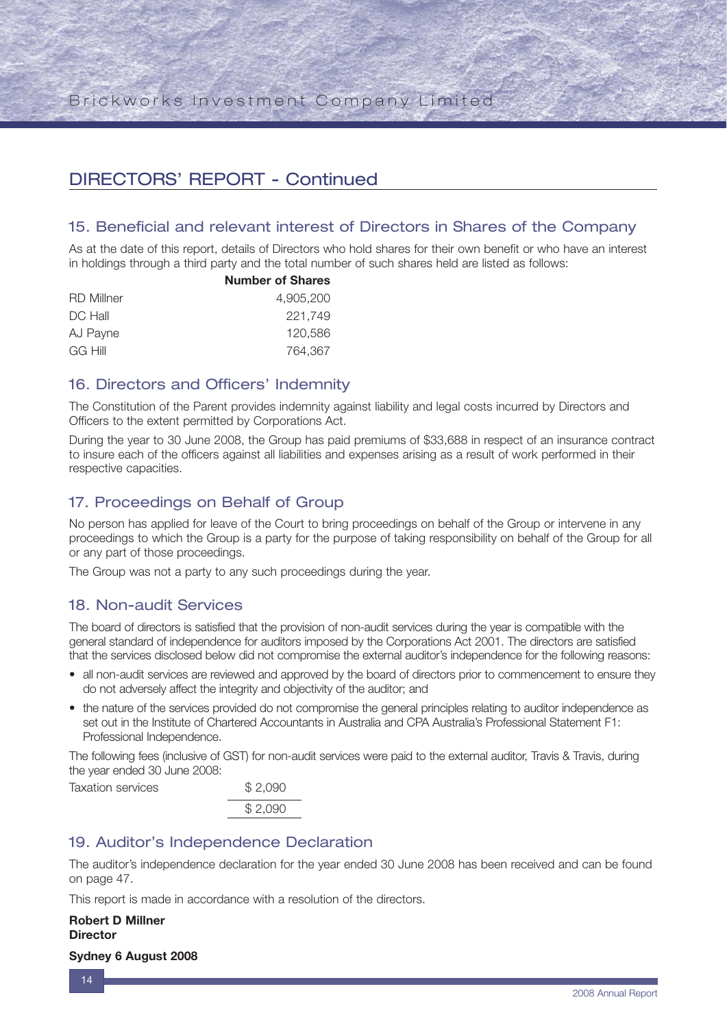## DIRECTORS' REPORT - Continued

### 15. Beneficial and relevant interest of Directors in Shares of the Company

As at the date of this report, details of Directors who hold shares for their own benefit or who have an interest in holdings through a third party and the total number of such shares held are listed as follows:

| | **Number of Shares** |
|---|---|
| RD Millner | 4,905,200 |
| DC Hall | 221,749 |
| AJ Payne | 120,586 |
| GG Hill | 764,367 |

### 16. Directors and Officers' Indemnity

The Constitution of the Parent provides indemnity against liability and legal costs incurred by Directors and Officers to the extent permitted by Corporations Act.

During the year to 30 June 2008, the Group has paid premiums of $33,688 in respect of an insurance contract to insure each of the officers against all liabilities and expenses arising as a result of work performed in their respective capacities.

### 17. Proceedings on Behalf of Group

No person has applied for leave of the Court to bring proceedings on behalf of the Group or intervene in any proceedings to which the Group is a party for the purpose of taking responsibility on behalf of the Group for all or any part of those proceedings.

The Group was not a party to any such proceedings during the year.

### 18. Non-audit Services

The board of directors is satisfied that the provision of non-audit services during the year is compatible with the general standard of independence for auditors imposed by the Corporations Act 2001. The directors are satisfied that the services disclosed below did not compromise the external auditor's independence for the following reasons:

- all non-audit services are reviewed and approved by the board of directors prior to commencement to ensure they do not adversely affect the integrity and objectivity of the auditor; and
- the nature of the services provided do not compromise the general principles relating to auditor independence as set out in the Institute of Chartered Accountants in Australia and CPA Australia's Professional Statement F1: Professional Independence.

The following fees (inclusive of GST) for non-audit services were paid to the external auditor, Travis & Travis, during the year ended 30 June 2008:

| | |
|---|---|
| Taxation services | $ 2,090 |
| | $ 2,090 |

### 19. Auditor's Independence Declaration

The auditor's independence declaration for the year ended 30 June 2008 has been received and can be found on page 47.

This report is made in accordance with a resolution of the directors.

**Robert D Millner**
**Director**

**Sydney 6 August 2008**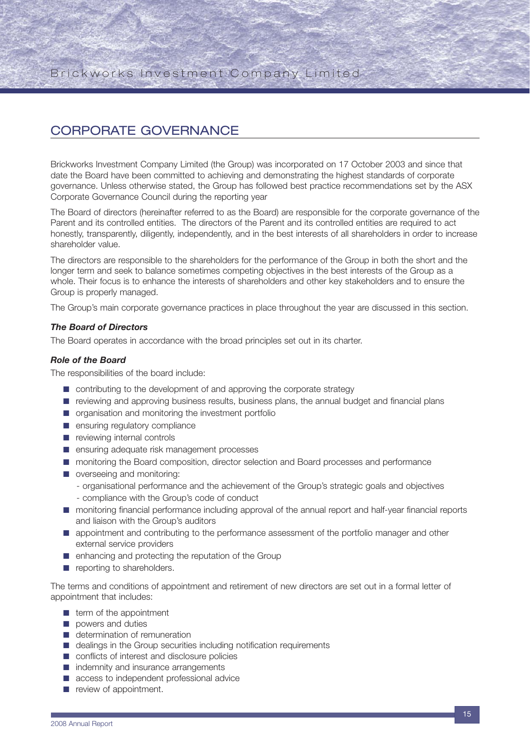## CORPORATE GOVERNANCE

Brickworks Investment Company Limited (the Group) was incorporated on 17 October 2003 and since that date the Board have been committed to achieving and demonstrating the highest standards of corporate governance. Unless otherwise stated, the Group has followed best practice recommendations set by the ASX Corporate Governance Council during the reporting year

The Board of directors (hereinafter referred to as the Board) are responsible for the corporate governance of the Parent and its controlled entities. The directors of the Parent and its controlled entities are required to act honestly, transparently, diligently, independently, and in the best interests of all shareholders in order to increase shareholder value.

The directors are responsible to the shareholders for the performance of the Group in both the short and the longer term and seek to balance sometimes competing objectives in the best interests of the Group as a whole. Their focus is to enhance the interests of shareholders and other key stakeholders and to ensure the Group is properly managed.

The Group's main corporate governance practices in place throughout the year are discussed in this section.

***The Board of Directors***

The Board operates in accordance with the broad principles set out in its charter.

***Role of the Board***

The responsibilities of the board include:

- contributing to the development of and approving the corporate strategy
- reviewing and approving business results, business plans, the annual budget and financial plans
- organisation and monitoring the investment portfolio
- ensuring regulatory compliance
- reviewing internal controls
- ensuring adequate risk management processes
- monitoring the Board composition, director selection and Board processes and performance
- overseeing and monitoring:
  - organisational performance and the achievement of the Group's strategic goals and objectives
  - compliance with the Group's code of conduct
- monitoring financial performance including approval of the annual report and half-year financial reports and liaison with the Group's auditors
- appointment and contributing to the performance assessment of the portfolio manager and other external service providers
- enhancing and protecting the reputation of the Group
- reporting to shareholders.

The terms and conditions of appointment and retirement of new directors are set out in a formal letter of appointment that includes:

- term of the appointment
- powers and duties
- determination of remuneration
- dealings in the Group securities including notification requirements
- conflicts of interest and disclosure policies
- indemnity and insurance arrangements
- access to independent professional advice
- review of appointment.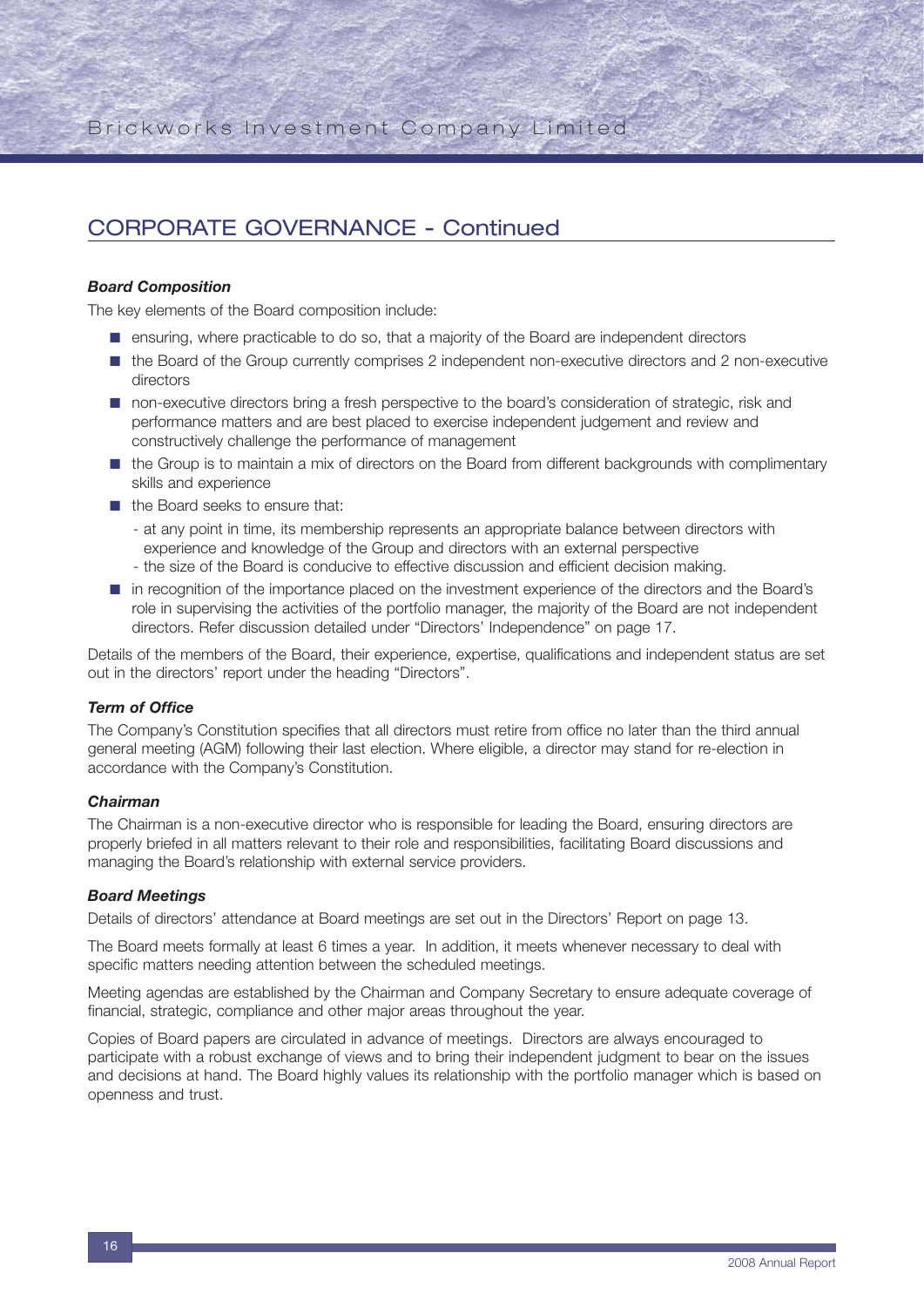## CORPORATE GOVERNANCE - Continued

### *Board Composition*

The key elements of the Board composition include:

- ensuring, where practicable to do so, that a majority of the Board are independent directors
- the Board of the Group currently comprises 2 independent non-executive directors and 2 non-executive directors
- non-executive directors bring a fresh perspective to the board's consideration of strategic, risk and performance matters and are best placed to exercise independent judgement and review and constructively challenge the performance of management
- the Group is to maintain a mix of directors on the Board from different backgrounds with complimentary skills and experience
- the Board seeks to ensure that:
  - at any point in time, its membership represents an appropriate balance between directors with experience and knowledge of the Group and directors with an external perspective
  - the size of the Board is conducive to effective discussion and efficient decision making.
- in recognition of the importance placed on the investment experience of the directors and the Board's role in supervising the activities of the portfolio manager, the majority of the Board are not independent directors. Refer discussion detailed under "Directors' Independence" on page 17.

Details of the members of the Board, their experience, expertise, qualifications and independent status are set out in the directors' report under the heading "Directors".

### *Term of Office*

The Company's Constitution specifies that all directors must retire from office no later than the third annual general meeting (AGM) following their last election. Where eligible, a director may stand for re-election in accordance with the Company's Constitution.

### *Chairman*

The Chairman is a non-executive director who is responsible for leading the Board, ensuring directors are properly briefed in all matters relevant to their role and responsibilities, facilitating Board discussions and managing the Board's relationship with external service providers.

### *Board Meetings*

Details of directors' attendance at Board meetings are set out in the Directors' Report on page 13.

The Board meets formally at least 6 times a year. In addition, it meets whenever necessary to deal with specific matters needing attention between the scheduled meetings.

Meeting agendas are established by the Chairman and Company Secretary to ensure adequate coverage of financial, strategic, compliance and other major areas throughout the year.

Copies of Board papers are circulated in advance of meetings. Directors are always encouraged to participate with a robust exchange of views and to bring their independent judgment to bear on the issues and decisions at hand. The Board highly values its relationship with the portfolio manager which is based on openness and trust.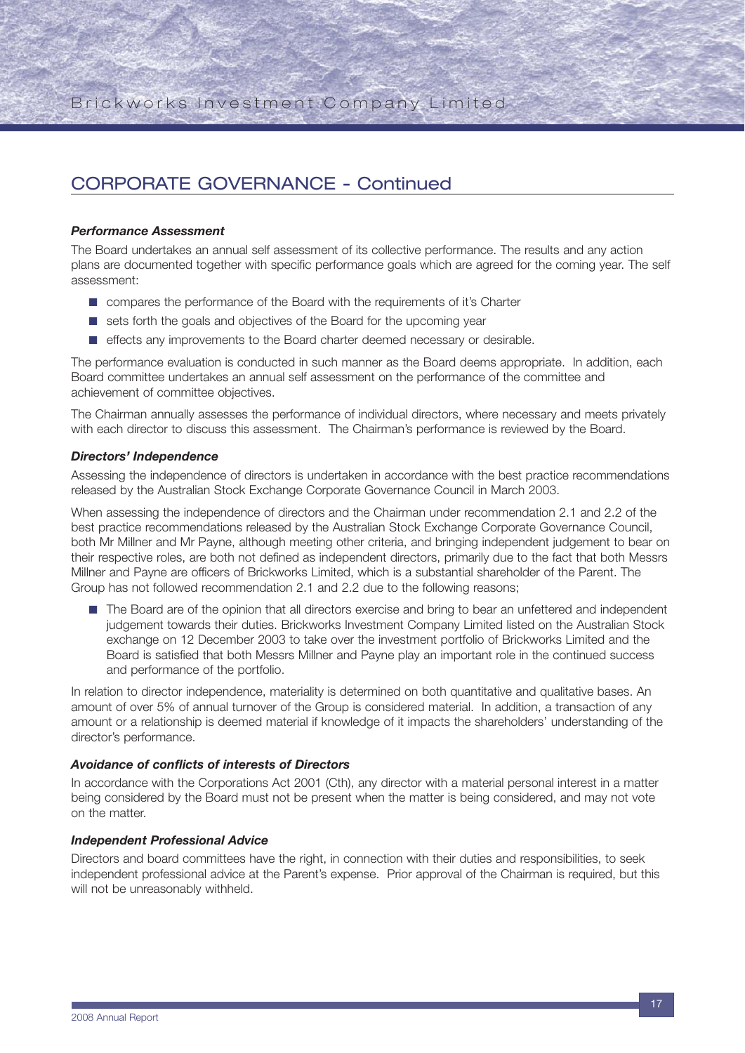## CORPORATE GOVERNANCE - Continued

### *Performance Assessment*

The Board undertakes an annual self assessment of its collective performance. The results and any action plans are documented together with specific performance goals which are agreed for the coming year. The self assessment:

- compares the performance of the Board with the requirements of it's Charter
- sets forth the goals and objectives of the Board for the upcoming year
- effects any improvements to the Board charter deemed necessary or desirable.

The performance evaluation is conducted in such manner as the Board deems appropriate. In addition, each Board committee undertakes an annual self assessment on the performance of the committee and achievement of committee objectives.

The Chairman annually assesses the performance of individual directors, where necessary and meets privately with each director to discuss this assessment. The Chairman's performance is reviewed by the Board.

### *Directors' Independence*

Assessing the independence of directors is undertaken in accordance with the best practice recommendations released by the Australian Stock Exchange Corporate Governance Council in March 2003.

When assessing the independence of directors and the Chairman under recommendation 2.1 and 2.2 of the best practice recommendations released by the Australian Stock Exchange Corporate Governance Council, both Mr Millner and Mr Payne, although meeting other criteria, and bringing independent judgement to bear on their respective roles, are both not defined as independent directors, primarily due to the fact that both Messrs Millner and Payne are officers of Brickworks Limited, which is a substantial shareholder of the Parent. The Group has not followed recommendation 2.1 and 2.2 due to the following reasons;

- The Board are of the opinion that all directors exercise and bring to bear an unfettered and independent judgement towards their duties. Brickworks Investment Company Limited listed on the Australian Stock exchange on 12 December 2003 to take over the investment portfolio of Brickworks Limited and the Board is satisfied that both Messrs Millner and Payne play an important role in the continued success and performance of the portfolio.

In relation to director independence, materiality is determined on both quantitative and qualitative bases. An amount of over 5% of annual turnover of the Group is considered material. In addition, a transaction of any amount or a relationship is deemed material if knowledge of it impacts the shareholders' understanding of the director's performance.

### *Avoidance of conflicts of interests of Directors*

In accordance with the Corporations Act 2001 (Cth), any director with a material personal interest in a matter being considered by the Board must not be present when the matter is being considered, and may not vote on the matter.

### *Independent Professional Advice*

Directors and board committees have the right, in connection with their duties and responsibilities, to seek independent professional advice at the Parent's expense. Prior approval of the Chairman is required, but this will not be unreasonably withheld.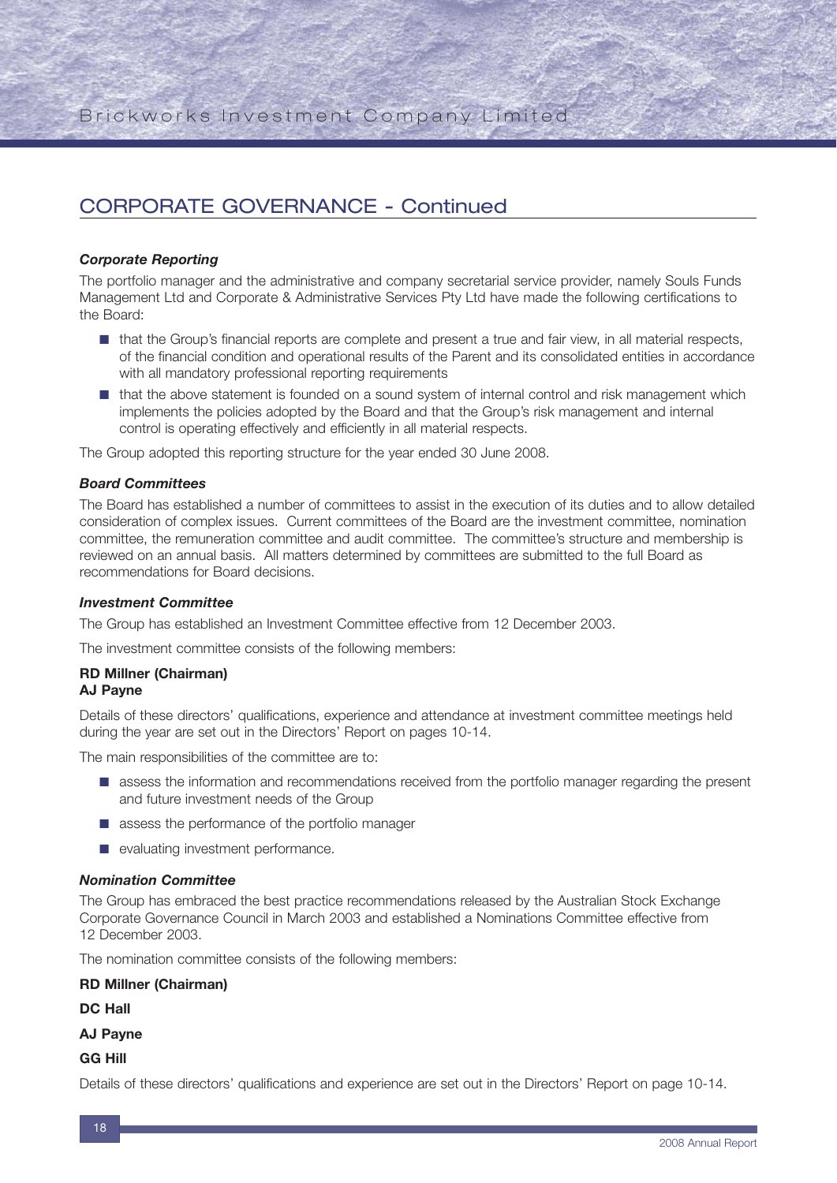## CORPORATE GOVERNANCE - Continued

***Corporate Reporting***

The portfolio manager and the administrative and company secretarial service provider, namely Souls Funds Management Ltd and Corporate & Administrative Services Pty Ltd have made the following certifications to the Board:

- that the Group's financial reports are complete and present a true and fair view, in all material respects, of the financial condition and operational results of the Parent and its consolidated entities in accordance with all mandatory professional reporting requirements
- that the above statement is founded on a sound system of internal control and risk management which implements the policies adopted by the Board and that the Group's risk management and internal control is operating effectively and efficiently in all material respects.

The Group adopted this reporting structure for the year ended 30 June 2008.

***Board Committees***

The Board has established a number of committees to assist in the execution of its duties and to allow detailed consideration of complex issues. Current committees of the Board are the investment committee, nomination committee, the remuneration committee and audit committee. The committee's structure and membership is reviewed on an annual basis. All matters determined by committees are submitted to the full Board as recommendations for Board decisions.

***Investment Committee***

The Group has established an Investment Committee effective from 12 December 2003.

The investment committee consists of the following members:

**RD Millner (Chairman)**
**AJ Payne**

Details of these directors' qualifications, experience and attendance at investment committee meetings held during the year are set out in the Directors' Report on pages 10-14.

The main responsibilities of the committee are to:

- assess the information and recommendations received from the portfolio manager regarding the present and future investment needs of the Group
- assess the performance of the portfolio manager
- evaluating investment performance.

***Nomination Committee***

The Group has embraced the best practice recommendations released by the Australian Stock Exchange Corporate Governance Council in March 2003 and established a Nominations Committee effective from 12 December 2003.

The nomination committee consists of the following members:

**RD Millner (Chairman)**

**DC Hall**

**AJ Payne**

**GG Hill**

Details of these directors' qualifications and experience are set out in the Directors' Report on page 10-14.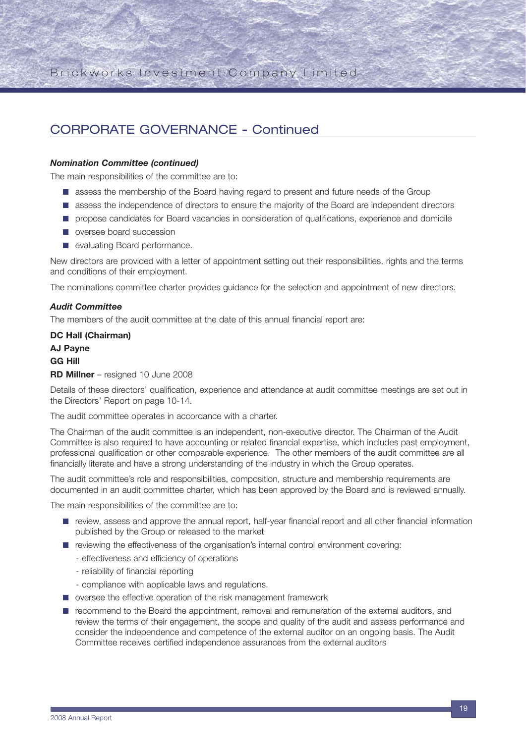## CORPORATE GOVERNANCE - Continued

***Nomination Committee (continued)***

The main responsibilities of the committee are to:

- assess the membership of the Board having regard to present and future needs of the Group
- assess the independence of directors to ensure the majority of the Board are independent directors
- propose candidates for Board vacancies in consideration of qualifications, experience and domicile
- oversee board succession
- evaluating Board performance.

New directors are provided with a letter of appointment setting out their responsibilities, rights and the terms and conditions of their employment.

The nominations committee charter provides guidance for the selection and appointment of new directors.

***Audit Committee***

The members of the audit committee at the date of this annual financial report are:

**DC Hall (Chairman)**

**AJ Payne**

**GG Hill**

**RD Millner** – resigned 10 June 2008

Details of these directors' qualification, experience and attendance at audit committee meetings are set out in the Directors' Report on page 10-14.

The audit committee operates in accordance with a charter.

The Chairman of the audit committee is an independent, non-executive director. The Chairman of the Audit Committee is also required to have accounting or related financial expertise, which includes past employment, professional qualification or other comparable experience. The other members of the audit committee are all financially literate and have a strong understanding of the industry in which the Group operates.

The audit committee's role and responsibilities, composition, structure and membership requirements are documented in an audit committee charter, which has been approved by the Board and is reviewed annually.

The main responsibilities of the committee are to:

- review, assess and approve the annual report, half-year financial report and all other financial information published by the Group or released to the market
- reviewing the effectiveness of the organisation's internal control environment covering:
  - effectiveness and efficiency of operations
  - reliability of financial reporting
  - compliance with applicable laws and regulations.
- oversee the effective operation of the risk management framework
- recommend to the Board the appointment, removal and remuneration of the external auditors, and review the terms of their engagement, the scope and quality of the audit and assess performance and consider the independence and competence of the external auditor on an ongoing basis. The Audit Committee receives certified independence assurances from the external auditors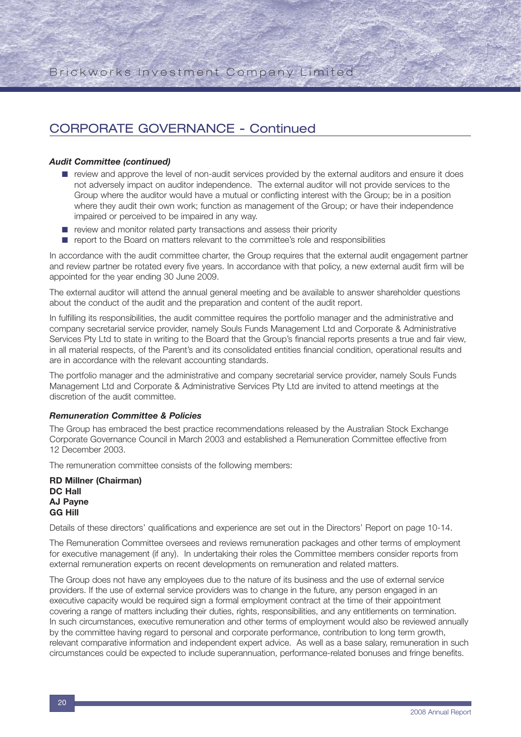## CORPORATE GOVERNANCE - Continued

***Audit Committee (continued)***

- review and approve the level of non-audit services provided by the external auditors and ensure it does not adversely impact on auditor independence. The external auditor will not provide services to the Group where the auditor would have a mutual or conflicting interest with the Group; be in a position where they audit their own work; function as management of the Group; or have their independence impaired or perceived to be impaired in any way.
- review and monitor related party transactions and assess their priority
- report to the Board on matters relevant to the committee's role and responsibilities

In accordance with the audit committee charter, the Group requires that the external audit engagement partner and review partner be rotated every five years. In accordance with that policy, a new external audit firm will be appointed for the year ending 30 June 2009.

The external auditor will attend the annual general meeting and be available to answer shareholder questions about the conduct of the audit and the preparation and content of the audit report.

In fulfilling its responsibilities, the audit committee requires the portfolio manager and the administrative and company secretarial service provider, namely Souls Funds Management Ltd and Corporate & Administrative Services Pty Ltd to state in writing to the Board that the Group's financial reports presents a true and fair view, in all material respects, of the Parent's and its consolidated entities financial condition, operational results and are in accordance with the relevant accounting standards.

The portfolio manager and the administrative and company secretarial service provider, namely Souls Funds Management Ltd and Corporate & Administrative Services Pty Ltd are invited to attend meetings at the discretion of the audit committee.

***Remuneration Committee & Policies***

The Group has embraced the best practice recommendations released by the Australian Stock Exchange Corporate Governance Council in March 2003 and established a Remuneration Committee effective from 12 December 2003.

The remuneration committee consists of the following members:

**RD Millner (Chairman)**
**DC Hall**
**AJ Payne**
**GG Hill**

Details of these directors' qualifications and experience are set out in the Directors' Report on page 10-14.

The Remuneration Committee oversees and reviews remuneration packages and other terms of employment for executive management (if any). In undertaking their roles the Committee members consider reports from external remuneration experts on recent developments on remuneration and related matters.

The Group does not have any employees due to the nature of its business and the use of external service providers. If the use of external service providers was to change in the future, any person engaged in an executive capacity would be required sign a formal employment contract at the time of their appointment covering a range of matters including their duties, rights, responsibilities, and any entitlements on termination. In such circumstances, executive remuneration and other terms of employment would also be reviewed annually by the committee having regard to personal and corporate performance, contribution to long term growth, relevant comparative information and independent expert advice. As well as a base salary, remuneration in such circumstances could be expected to include superannuation, performance-related bonuses and fringe benefits.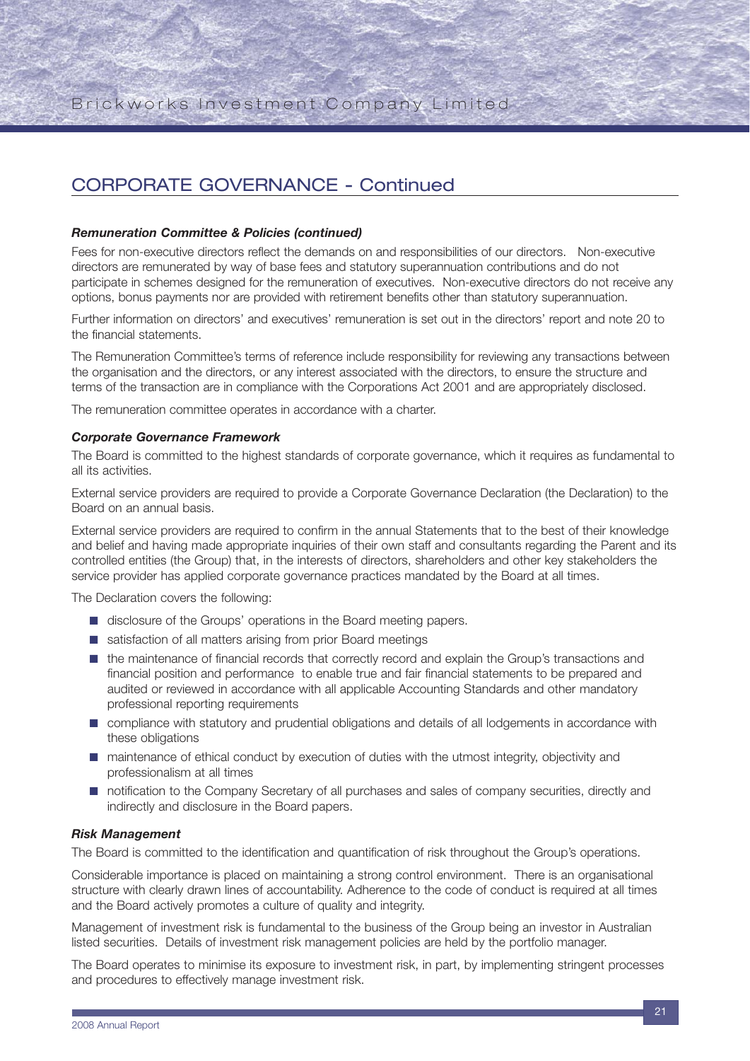## CORPORATE GOVERNANCE - Continued

***Remuneration Committee & Policies (continued)***

Fees for non-executive directors reflect the demands on and responsibilities of our directors. Non-executive directors are remunerated by way of base fees and statutory superannuation contributions and do not participate in schemes designed for the remuneration of executives. Non-executive directors do not receive any options, bonus payments nor are provided with retirement benefits other than statutory superannuation.

Further information on directors' and executives' remuneration is set out in the directors' report and note 20 to the financial statements.

The Remuneration Committee's terms of reference include responsibility for reviewing any transactions between the organisation and the directors, or any interest associated with the directors, to ensure the structure and terms of the transaction are in compliance with the Corporations Act 2001 and are appropriately disclosed.

The remuneration committee operates in accordance with a charter.

***Corporate Governance Framework***

The Board is committed to the highest standards of corporate governance, which it requires as fundamental to all its activities.

External service providers are required to provide a Corporate Governance Declaration (the Declaration) to the Board on an annual basis.

External service providers are required to confirm in the annual Statements that to the best of their knowledge and belief and having made appropriate inquiries of their own staff and consultants regarding the Parent and its controlled entities (the Group) that, in the interests of directors, shareholders and other key stakeholders the service provider has applied corporate governance practices mandated by the Board at all times.

The Declaration covers the following:

- disclosure of the Groups' operations in the Board meeting papers.
- satisfaction of all matters arising from prior Board meetings
- the maintenance of financial records that correctly record and explain the Group's transactions and financial position and performance to enable true and fair financial statements to be prepared and audited or reviewed in accordance with all applicable Accounting Standards and other mandatory professional reporting requirements
- compliance with statutory and prudential obligations and details of all lodgements in accordance with these obligations
- maintenance of ethical conduct by execution of duties with the utmost integrity, objectivity and professionalism at all times
- notification to the Company Secretary of all purchases and sales of company securities, directly and indirectly and disclosure in the Board papers.

***Risk Management***

The Board is committed to the identification and quantification of risk throughout the Group's operations.

Considerable importance is placed on maintaining a strong control environment. There is an organisational structure with clearly drawn lines of accountability. Adherence to the code of conduct is required at all times and the Board actively promotes a culture of quality and integrity.

Management of investment risk is fundamental to the business of the Group being an investor in Australian listed securities. Details of investment risk management policies are held by the portfolio manager.

The Board operates to minimise its exposure to investment risk, in part, by implementing stringent processes and procedures to effectively manage investment risk.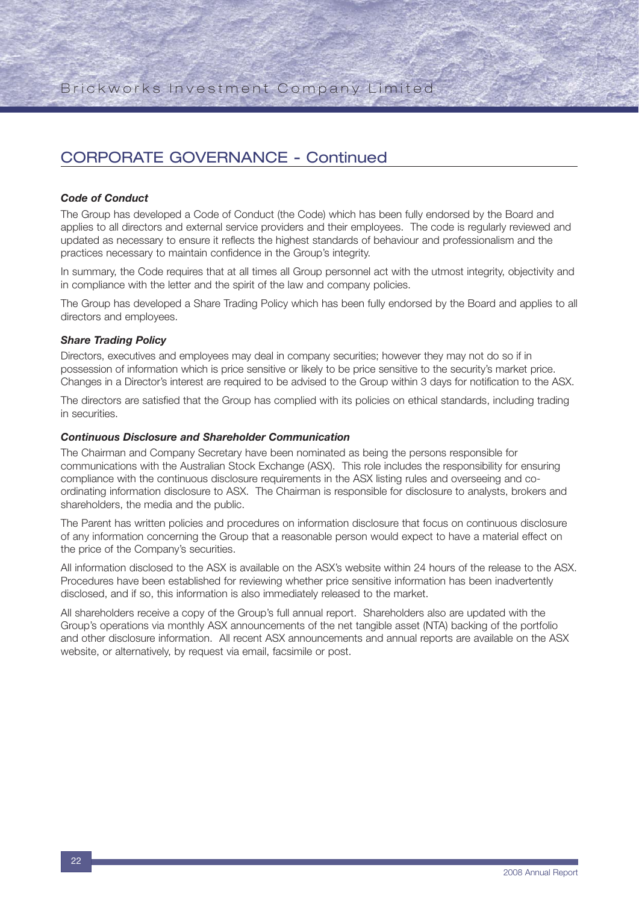## CORPORATE GOVERNANCE - Continued

***Code of Conduct***

The Group has developed a Code of Conduct (the Code) which has been fully endorsed by the Board and applies to all directors and external service providers and their employees. The code is regularly reviewed and updated as necessary to ensure it reflects the highest standards of behaviour and professionalism and the practices necessary to maintain confidence in the Group's integrity.

In summary, the Code requires that at all times all Group personnel act with the utmost integrity, objectivity and in compliance with the letter and the spirit of the law and company policies.

The Group has developed a Share Trading Policy which has been fully endorsed by the Board and applies to all directors and employees.

***Share Trading Policy***

Directors, executives and employees may deal in company securities; however they may not do so if in possession of information which is price sensitive or likely to be price sensitive to the security's market price. Changes in a Director's interest are required to be advised to the Group within 3 days for notification to the ASX.

The directors are satisfied that the Group has complied with its policies on ethical standards, including trading in securities.

***Continuous Disclosure and Shareholder Communication***

The Chairman and Company Secretary have been nominated as being the persons responsible for communications with the Australian Stock Exchange (ASX). This role includes the responsibility for ensuring compliance with the continuous disclosure requirements in the ASX listing rules and overseeing and co-ordinating information disclosure to ASX. The Chairman is responsible for disclosure to analysts, brokers and shareholders, the media and the public.

The Parent has written policies and procedures on information disclosure that focus on continuous disclosure of any information concerning the Group that a reasonable person would expect to have a material effect on the price of the Company's securities.

All information disclosed to the ASX is available on the ASX's website within 24 hours of the release to the ASX. Procedures have been established for reviewing whether price sensitive information has been inadvertently disclosed, and if so, this information is also immediately released to the market.

All shareholders receive a copy of the Group's full annual report. Shareholders also are updated with the Group's operations via monthly ASX announcements of the net tangible asset (NTA) backing of the portfolio and other disclosure information. All recent ASX announcements and annual reports are available on the ASX website, or alternatively, by request via email, facsimile or post.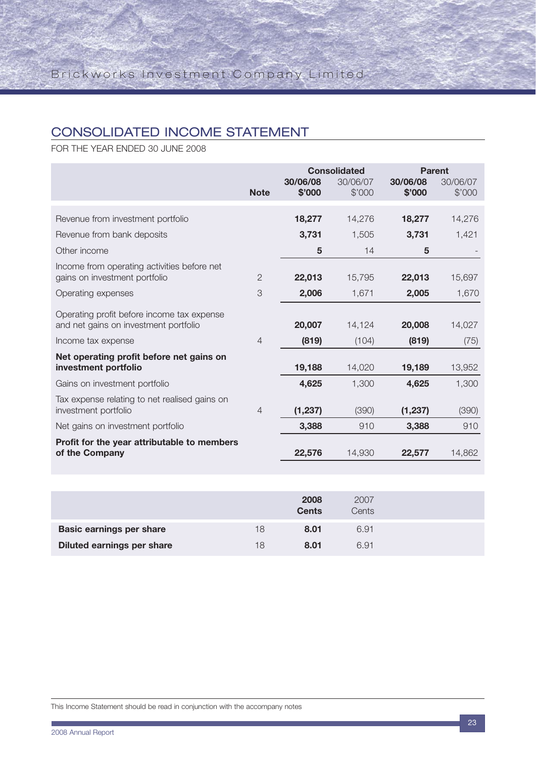# CONSOLIDATED INCOME STATEMENT

FOR THE YEAR ENDED 30 JUNE 2008

| | Note | Consolidated | | Parent | |
|---|---|---|---|---|---|
| | | **30/06/08 $'000** | 30/06/07 $'000 | **30/06/08 $'000** | 30/06/07 $'000 |
| Revenue from investment portfolio | | **18,277** | 14,276 | **18,277** | 14,276 |
| Revenue from bank deposits | | **3,731** | 1,505 | **3,731** | 1,421 |
| Other income | | **5** | 14 | **5** | - |
| Income from operating activities before net gains on investment portfolio | 2 | **22,013** | 15,795 | **22,013** | 15,697 |
| Operating expenses | 3 | **2,006** | 1,671 | **2,005** | 1,670 |
| Operating profit before income tax expense and net gains on investment portfolio | | **20,007** | 14,124 | **20,008** | 14,027 |
| Income tax expense | 4 | **(819)** | (104) | **(819)** | (75) |
| **Net operating profit before net gains on investment portfolio** | | **19,188** | 14,020 | **19,189** | 13,952 |
| Gains on investment portfolio | | **4,625** | 1,300 | **4,625** | 1,300 |
| Tax expense relating to net realised gains on investment portfolio | 4 | **(1,237)** | (390) | **(1,237)** | (390) |
| Net gains on investment portfolio | | **3,388** | 910 | **3,388** | 910 |
| **Profit for the year attributable to members of the Company** | | **22,576** | 14,930 | **22,577** | 14,862 |

| | | **2008 Cents** | 2007 Cents |
|---|---|---|---|
| **Basic earnings per share** | 18 | **8.01** | 6.91 |
| **Diluted earnings per share** | 18 | **8.01** | 6.91 |

This Income Statement should be read in conjunction with the accompany notes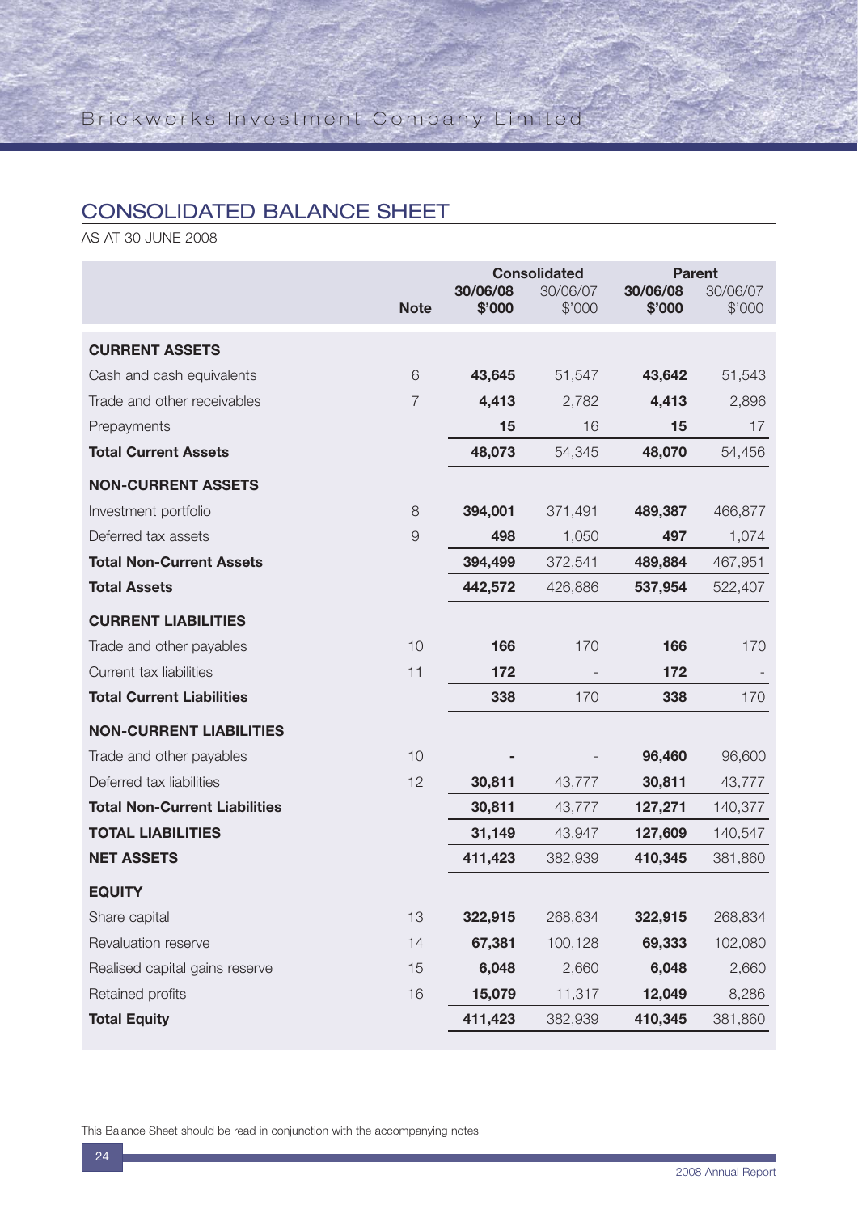## CONSOLIDATED BALANCE SHEET

AS AT 30 JUNE 2008

| | Note | Consolidated 30/06/08 $'000 | Consolidated 30/06/07 $'000 | Parent 30/06/08 $'000 | Parent 30/06/07 $'000 |
|---|---|---|---|---|---|
| **CURRENT ASSETS** | | | | | |
| Cash and cash equivalents | 6 | **43,645** | 51,547 | **43,642** | 51,543 |
| Trade and other receivables | 7 | **4,413** | 2,782 | **4,413** | 2,896 |
| Prepayments | | **15** | 16 | **15** | 17 |
| **Total Current Assets** | | **48,073** | 54,345 | **48,070** | 54,456 |
| **NON-CURRENT ASSETS** | | | | | |
| Investment portfolio | 8 | **394,001** | 371,491 | **489,387** | 466,877 |
| Deferred tax assets | 9 | **498** | 1,050 | **497** | 1,074 |
| **Total Non-Current Assets** | | **394,499** | 372,541 | **489,884** | 467,951 |
| **Total Assets** | | **442,572** | 426,886 | **537,954** | 522,407 |
| **CURRENT LIABILITIES** | | | | | |
| Trade and other payables | 10 | **166** | 170 | **166** | 170 |
| Current tax liabilities | 11 | **172** | - | **172** | - |
| **Total Current Liabilities** | | **338** | 170 | **338** | 170 |
| **NON-CURRENT LIABILITIES** | | | | | |
| Trade and other payables | 10 | **-** | - | **96,460** | 96,600 |
| Deferred tax liabilities | 12 | **30,811** | 43,777 | **30,811** | 43,777 |
| **Total Non-Current Liabilities** | | **30,811** | 43,777 | **127,271** | 140,377 |
| **TOTAL LIABILITIES** | | **31,149** | 43,947 | **127,609** | 140,547 |
| **NET ASSETS** | | **411,423** | 382,939 | **410,345** | 381,860 |
| **EQUITY** | | | | | |
| Share capital | 13 | **322,915** | 268,834 | **322,915** | 268,834 |
| Revaluation reserve | 14 | **67,381** | 100,128 | **69,333** | 102,080 |
| Realised capital gains reserve | 15 | **6,048** | 2,660 | **6,048** | 2,660 |
| Retained profits | 16 | **15,079** | 11,317 | **12,049** | 8,286 |
| **Total Equity** | | **411,423** | 382,939 | **410,345** | 381,860 |

This Balance Sheet should be read in conjunction with the accompanying notes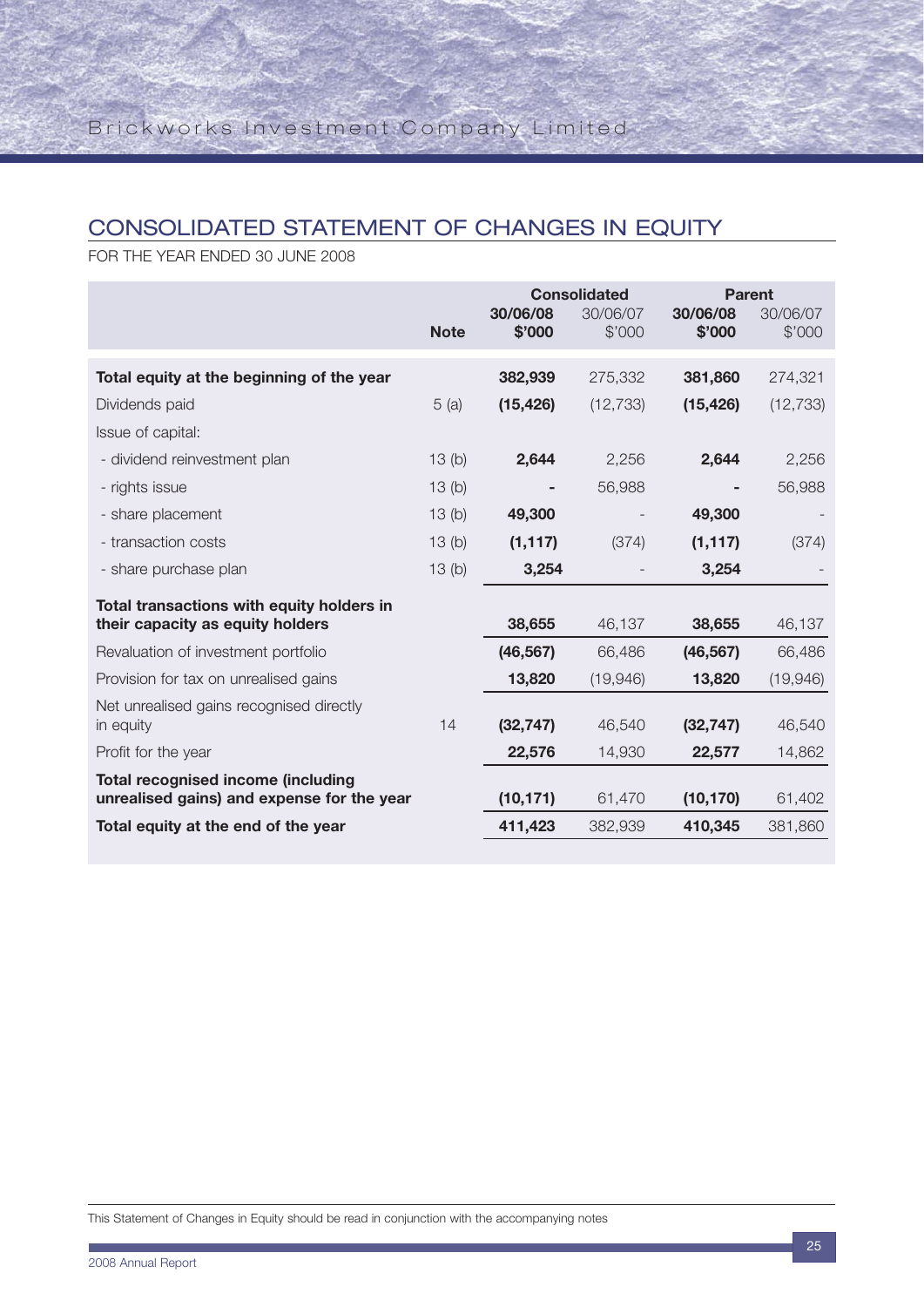## CONSOLIDATED STATEMENT OF CHANGES IN EQUITY

FOR THE YEAR ENDED 30 JUNE 2008

| | Note | Consolidated | | Parent | |
|---|---|---|---|---|---|
| | | **30/06/08 $'000** | 30/06/07 $'000 | **30/06/08 $'000** | 30/06/07 $'000 |
| **Total equity at the beginning of the year** | | **382,939** | 275,332 | **381,860** | 274,321 |
| Dividends paid | 5 (a) | **(15,426)** | (12,733) | **(15,426)** | (12,733) |
| Issue of capital: | | | | | |
| - dividend reinvestment plan | 13 (b) | **2,644** | 2,256 | **2,644** | 2,256 |
| - rights issue | 13 (b) | **-** | 56,988 | **-** | 56,988 |
| - share placement | 13 (b) | **49,300** | - | **49,300** | - |
| - transaction costs | 13 (b) | **(1,117)** | (374) | **(1,117)** | (374) |
| - share purchase plan | 13 (b) | **3,254** | - | **3,254** | - |
| **Total transactions with equity holders in their capacity as equity holders** | | **38,655** | 46,137 | **38,655** | 46,137 |
| Revaluation of investment portfolio | | **(46,567)** | 66,486 | **(46,567)** | 66,486 |
| Provision for tax on unrealised gains | | **13,820** | (19,946) | **13,820** | (19,946) |
| Net unrealised gains recognised directly in equity | 14 | **(32,747)** | 46,540 | **(32,747)** | 46,540 |
| Profit for the year | | **22,576** | 14,930 | **22,577** | 14,862 |
| **Total recognised income (including unrealised gains) and expense for the year** | | **(10,171)** | 61,470 | **(10,170)** | 61,402 |
| **Total equity at the end of the year** | | **411,423** | 382,939 | **410,345** | 381,860 |

This Statement of Changes in Equity should be read in conjunction with the accompanying notes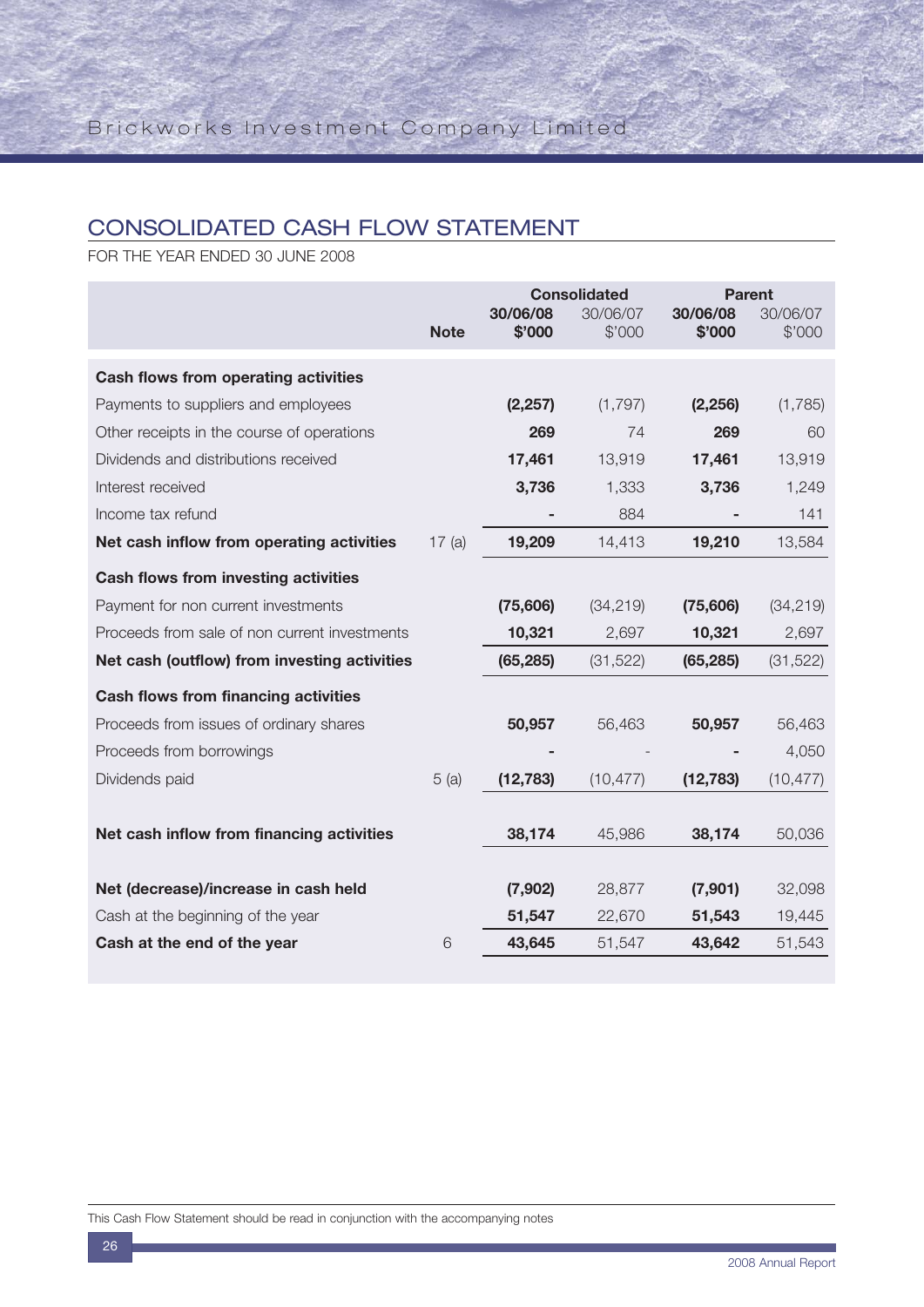## CONSOLIDATED CASH FLOW STATEMENT

FOR THE YEAR ENDED 30 JUNE 2008

| | Note | Consolidated | | Parent | |
|---|---|---|---|---|---|
| | | **30/06/08 $'000** | 30/06/07 $'000 | **30/06/08 $'000** | 30/06/07 $'000 |
| **Cash flows from operating activities** | | | | | |
| Payments to suppliers and employees | | **(2,257)** | (1,797) | **(2,256)** | (1,785) |
| Other receipts in the course of operations | | **269** | 74 | **269** | 60 |
| Dividends and distributions received | | **17,461** | 13,919 | **17,461** | 13,919 |
| Interest received | | **3,736** | 1,333 | **3,736** | 1,249 |
| Income tax refund | | **-** | 884 | **-** | 141 |
| **Net cash inflow from operating activities** | 17 (a) | **19,209** | 14,413 | **19,210** | 13,584 |
| **Cash flows from investing activities** | | | | | |
| Payment for non current investments | | **(75,606)** | (34,219) | **(75,606)** | (34,219) |
| Proceeds from sale of non current investments | | **10,321** | 2,697 | **10,321** | 2,697 |
| **Net cash (outflow) from investing activities** | | **(65,285)** | (31,522) | **(65,285)** | (31,522) |
| **Cash flows from financing activities** | | | | | |
| Proceeds from issues of ordinary shares | | **50,957** | 56,463 | **50,957** | 56,463 |
| Proceeds from borrowings | | **-** | - | **-** | 4,050 |
| Dividends paid | 5 (a) | **(12,783)** | (10,477) | **(12,783)** | (10,477) |
| **Net cash inflow from financing activities** | | **38,174** | 45,986 | **38,174** | 50,036 |
| **Net (decrease)/increase in cash held** | | **(7,902)** | 28,877 | **(7,901)** | 32,098 |
| Cash at the beginning of the year | | **51,547** | 22,670 | **51,543** | 19,445 |
| **Cash at the end of the year** | 6 | **43,645** | 51,547 | **43,642** | 51,543 |

This Cash Flow Statement should be read in conjunction with the accompanying notes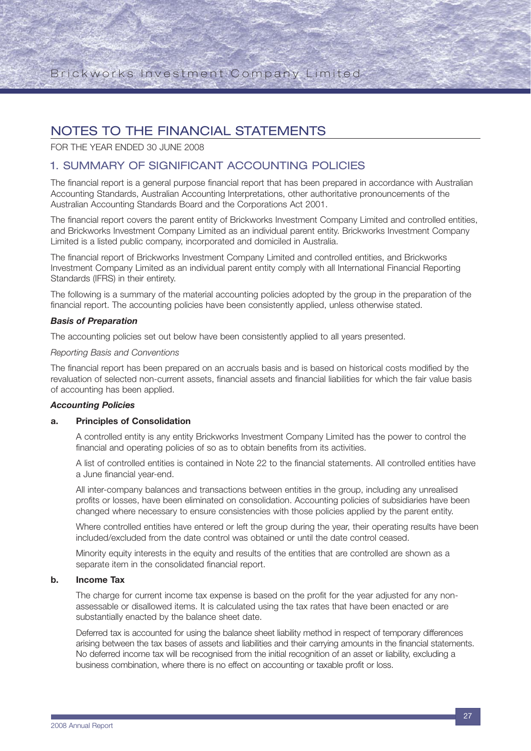# NOTES TO THE FINANCIAL STATEMENTS

FOR THE YEAR ENDED 30 JUNE 2008

## 1. SUMMARY OF SIGNIFICANT ACCOUNTING POLICIES

The financial report is a general purpose financial report that has been prepared in accordance with Australian Accounting Standards, Australian Accounting Interpretations, other authoritative pronouncements of the Australian Accounting Standards Board and the Corporations Act 2001.

The financial report covers the parent entity of Brickworks Investment Company Limited and controlled entities, and Brickworks Investment Company Limited as an individual parent entity. Brickworks Investment Company Limited is a listed public company, incorporated and domiciled in Australia.

The financial report of Brickworks Investment Company Limited and controlled entities, and Brickworks Investment Company Limited as an individual parent entity comply with all International Financial Reporting Standards (IFRS) in their entirety.

The following is a summary of the material accounting policies adopted by the group in the preparation of the financial report. The accounting policies have been consistently applied, unless otherwise stated.

***Basis of Preparation***

The accounting policies set out below have been consistently applied to all years presented.

*Reporting Basis and Conventions*

The financial report has been prepared on an accruals basis and is based on historical costs modified by the revaluation of selected non-current assets, financial assets and financial liabilities for which the fair value basis of accounting has been applied.

***Accounting Policies***

**a. Principles of Consolidation**

A controlled entity is any entity Brickworks Investment Company Limited has the power to control the financial and operating policies of so as to obtain benefits from its activities.

A list of controlled entities is contained in Note 22 to the financial statements. All controlled entities have a June financial year-end.

All inter-company balances and transactions between entities in the group, including any unrealised profits or losses, have been eliminated on consolidation. Accounting policies of subsidiaries have been changed where necessary to ensure consistencies with those policies applied by the parent entity.

Where controlled entities have entered or left the group during the year, their operating results have been included/excluded from the date control was obtained or until the date control ceased.

Minority equity interests in the equity and results of the entities that are controlled are shown as a separate item in the consolidated financial report.

**b. Income Tax**

The charge for current income tax expense is based on the profit for the year adjusted for any non-assessable or disallowed items. It is calculated using the tax rates that have been enacted or are substantially enacted by the balance sheet date.

Deferred tax is accounted for using the balance sheet liability method in respect of temporary differences arising between the tax bases of assets and liabilities and their carrying amounts in the financial statements. No deferred income tax will be recognised from the initial recognition of an asset or liability, excluding a business combination, where there is no effect on accounting or taxable profit or loss.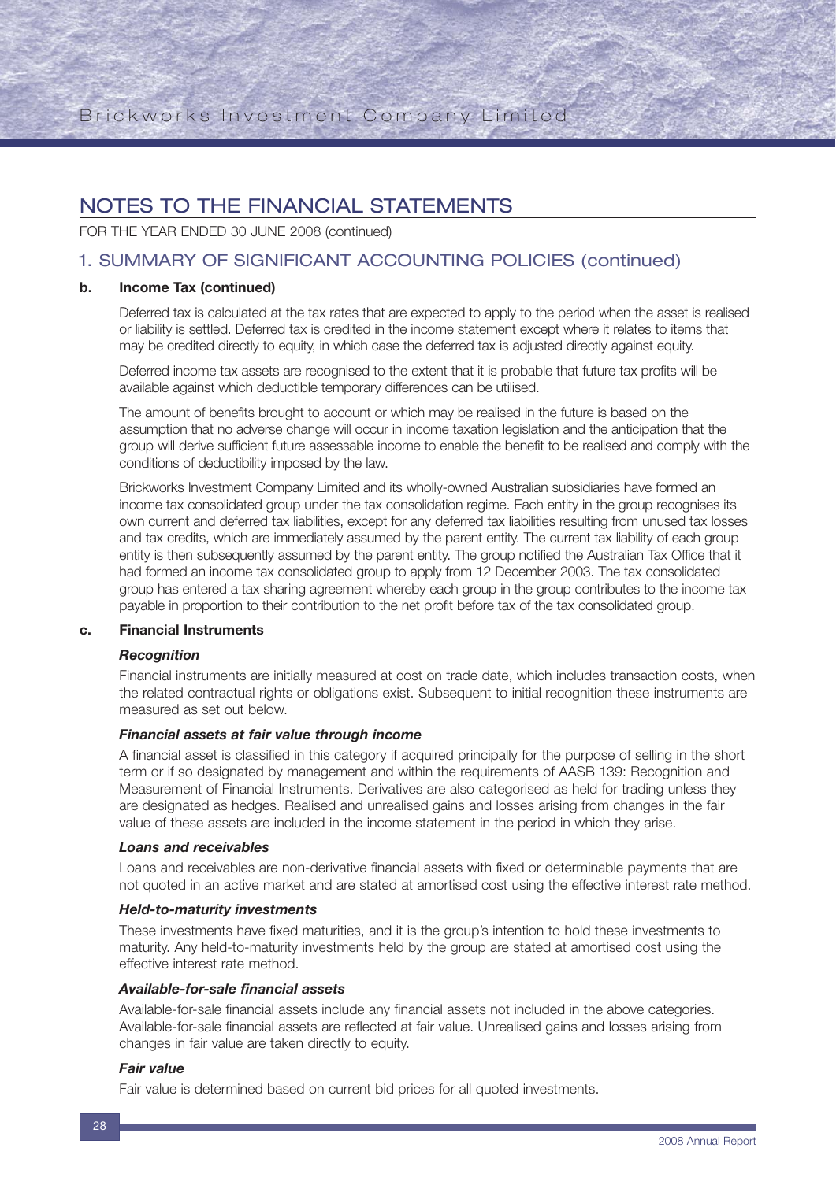# NOTES TO THE FINANCIAL STATEMENTS

FOR THE YEAR ENDED 30 JUNE 2008 (continued)

## 1. SUMMARY OF SIGNIFICANT ACCOUNTING POLICIES (continued)

### b. Income Tax (continued)

Deferred tax is calculated at the tax rates that are expected to apply to the period when the asset is realised or liability is settled. Deferred tax is credited in the income statement except where it relates to items that may be credited directly to equity, in which case the deferred tax is adjusted directly against equity.

Deferred income tax assets are recognised to the extent that it is probable that future tax profits will be available against which deductible temporary differences can be utilised.

The amount of benefits brought to account or which may be realised in the future is based on the assumption that no adverse change will occur in income taxation legislation and the anticipation that the group will derive sufficient future assessable income to enable the benefit to be realised and comply with the conditions of deductibility imposed by the law.

Brickworks Investment Company Limited and its wholly-owned Australian subsidiaries have formed an income tax consolidated group under the tax consolidation regime. Each entity in the group recognises its own current and deferred tax liabilities, except for any deferred tax liabilities resulting from unused tax losses and tax credits, which are immediately assumed by the parent entity. The current tax liability of each group entity is then subsequently assumed by the parent entity. The group notified the Australian Tax Office that it had formed an income tax consolidated group to apply from 12 December 2003. The tax consolidated group has entered a tax sharing agreement whereby each group in the group contributes to the income tax payable in proportion to their contribution to the net profit before tax of the tax consolidated group.

### c. Financial Instruments

***Recognition***

Financial instruments are initially measured at cost on trade date, which includes transaction costs, when the related contractual rights or obligations exist. Subsequent to initial recognition these instruments are measured as set out below.

***Financial assets at fair value through income***

A financial asset is classified in this category if acquired principally for the purpose of selling in the short term or if so designated by management and within the requirements of AASB 139: Recognition and Measurement of Financial Instruments. Derivatives are also categorised as held for trading unless they are designated as hedges. Realised and unrealised gains and losses arising from changes in the fair value of these assets are included in the income statement in the period in which they arise.

***Loans and receivables***

Loans and receivables are non-derivative financial assets with fixed or determinable payments that are not quoted in an active market and are stated at amortised cost using the effective interest rate method.

***Held-to-maturity investments***

These investments have fixed maturities, and it is the group's intention to hold these investments to maturity. Any held-to-maturity investments held by the group are stated at amortised cost using the effective interest rate method.

***Available-for-sale financial assets***

Available-for-sale financial assets include any financial assets not included in the above categories. Available-for-sale financial assets are reflected at fair value. Unrealised gains and losses arising from changes in fair value are taken directly to equity.

***Fair value***

Fair value is determined based on current bid prices for all quoted investments.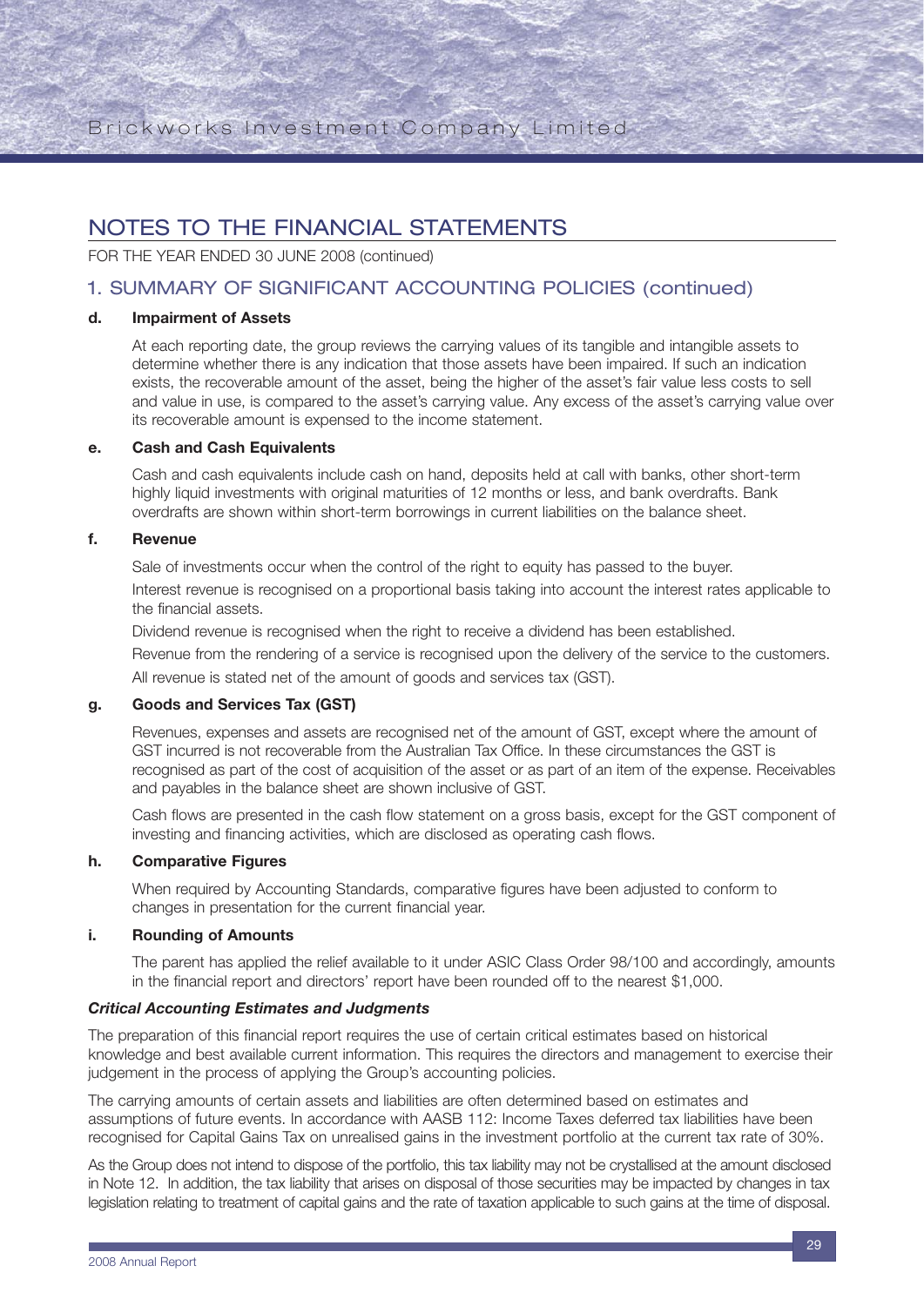# NOTES TO THE FINANCIAL STATEMENTS

FOR THE YEAR ENDED 30 JUNE 2008 (continued)

## 1. SUMMARY OF SIGNIFICANT ACCOUNTING POLICIES (continued)

### d. Impairment of Assets

At each reporting date, the group reviews the carrying values of its tangible and intangible assets to determine whether there is any indication that those assets have been impaired. If such an indication exists, the recoverable amount of the asset, being the higher of the asset's fair value less costs to sell and value in use, is compared to the asset's carrying value. Any excess of the asset's carrying value over its recoverable amount is expensed to the income statement.

### e. Cash and Cash Equivalents

Cash and cash equivalents include cash on hand, deposits held at call with banks, other short-term highly liquid investments with original maturities of 12 months or less, and bank overdrafts. Bank overdrafts are shown within short-term borrowings in current liabilities on the balance sheet.

### f. Revenue

Sale of investments occur when the control of the right to equity has passed to the buyer.

Interest revenue is recognised on a proportional basis taking into account the interest rates applicable to the financial assets.

Dividend revenue is recognised when the right to receive a dividend has been established.

Revenue from the rendering of a service is recognised upon the delivery of the service to the customers.

All revenue is stated net of the amount of goods and services tax (GST).

### g. Goods and Services Tax (GST)

Revenues, expenses and assets are recognised net of the amount of GST, except where the amount of GST incurred is not recoverable from the Australian Tax Office. In these circumstances the GST is recognised as part of the cost of acquisition of the asset or as part of an item of the expense. Receivables and payables in the balance sheet are shown inclusive of GST.

Cash flows are presented in the cash flow statement on a gross basis, except for the GST component of investing and financing activities, which are disclosed as operating cash flows.

### h. Comparative Figures

When required by Accounting Standards, comparative figures have been adjusted to conform to changes in presentation for the current financial year.

### i. Rounding of Amounts

The parent has applied the relief available to it under ASIC Class Order 98/100 and accordingly, amounts in the financial report and directors' report have been rounded off to the nearest $1,000.

### *Critical Accounting Estimates and Judgments*

The preparation of this financial report requires the use of certain critical estimates based on historical knowledge and best available current information. This requires the directors and management to exercise their judgement in the process of applying the Group's accounting policies.

The carrying amounts of certain assets and liabilities are often determined based on estimates and assumptions of future events. In accordance with AASB 112: Income Taxes deferred tax liabilities have been recognised for Capital Gains Tax on unrealised gains in the investment portfolio at the current tax rate of 30%.

As the Group does not intend to dispose of the portfolio, this tax liability may not be crystallised at the amount disclosed in Note 12. In addition, the tax liability that arises on disposal of those securities may be impacted by changes in tax legislation relating to treatment of capital gains and the rate of taxation applicable to such gains at the time of disposal.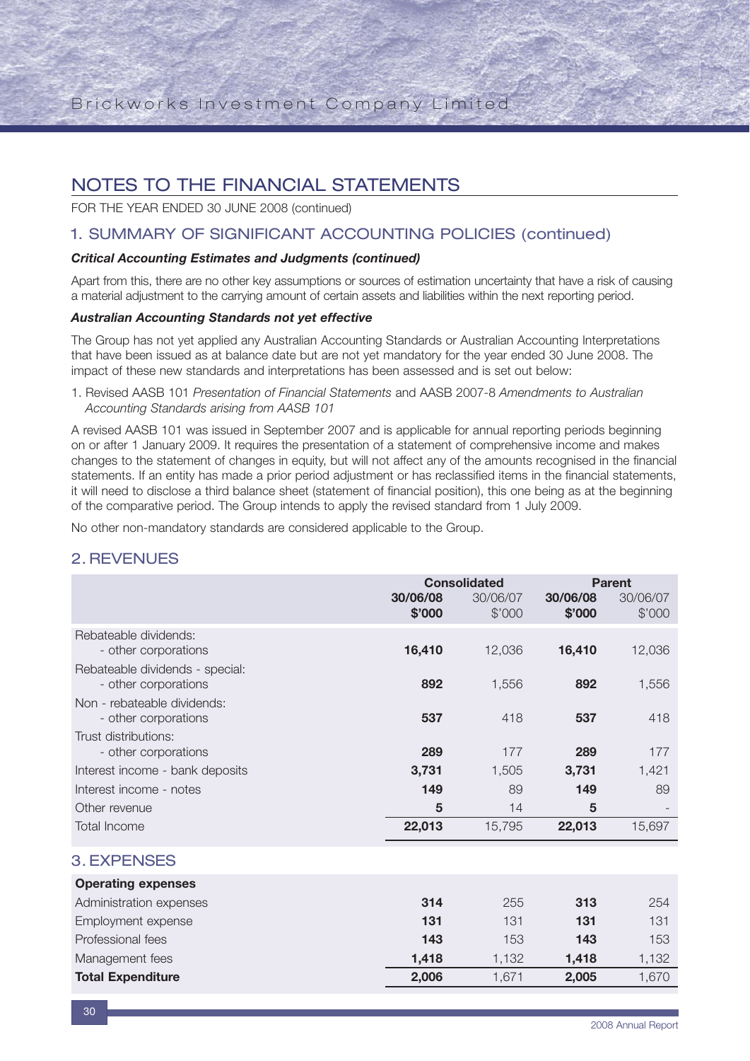# NOTES TO THE FINANCIAL STATEMENTS

FOR THE YEAR ENDED 30 JUNE 2008 (continued)

## 1. SUMMARY OF SIGNIFICANT ACCOUNTING POLICIES (continued)

***Critical Accounting Estimates and Judgments (continued)***

Apart from this, there are no other key assumptions or sources of estimation uncertainty that have a risk of causing a material adjustment to the carrying amount of certain assets and liabilities within the next reporting period.

***Australian Accounting Standards not yet effective***

The Group has not yet applied any Australian Accounting Standards or Australian Accounting Interpretations that have been issued as at balance date but are not yet mandatory for the year ended 30 June 2008. The impact of these new standards and interpretations has been assessed and is set out below:

1. Revised AASB 101 *Presentation of Financial Statements* and AASB 2007-8 *Amendments to Australian Accounting Standards arising from AASB 101*

A revised AASB 101 was issued in September 2007 and is applicable for annual reporting periods beginning on or after 1 January 2009. It requires the presentation of a statement of comprehensive income and makes changes to the statement of changes in equity, but will not affect any of the amounts recognised in the financial statements. If an entity has made a prior period adjustment or has reclassified items in the financial statements, it will need to disclose a third balance sheet (statement of financial position), this one being as at the beginning of the comparative period. The Group intends to apply the revised standard from 1 July 2009.

No other non-mandatory standards are considered applicable to the Group.

## 2. REVENUES

| | Consolidated | | Parent | |
|---|---|---|---|---|
| | **30/06/08 $'000** | 30/06/07 $'000 | **30/06/08 $'000** | 30/06/07 $'000 |
| Rebateable dividends: - other corporations | **16,410** | 12,036 | **16,410** | 12,036 |
| Rebateable dividends - special: - other corporations | **892** | 1,556 | **892** | 1,556 |
| Non - rebateable dividends: - other corporations | **537** | 418 | **537** | 418 |
| Trust distributions: - other corporations | **289** | 177 | **289** | 177 |
| Interest income - bank deposits | **3,731** | 1,505 | **3,731** | 1,421 |
| Interest income - notes | **149** | 89 | **149** | 89 |
| Other revenue | **5** | 14 | **5** | - |
| Total Income | **22,013** | 15,795 | **22,013** | 15,697 |

## 3. EXPENSES

| | Consolidated | | Parent | |
|---|---|---|---|---|
| | **30/06/08 $'000** | 30/06/07 $'000 | **30/06/08 $'000** | 30/06/07 $'000 |
| **Operating expenses** | | | | |
| Administration expenses | **314** | 255 | **313** | 254 |
| Employment expense | **131** | 131 | **131** | 131 |
| Professional fees | **143** | 153 | **143** | 153 |
| Management fees | **1,418** | 1,132 | **1,418** | 1,132 |
| **Total Expenditure** | **2,006** | 1,671 | **2,005** | 1,670 |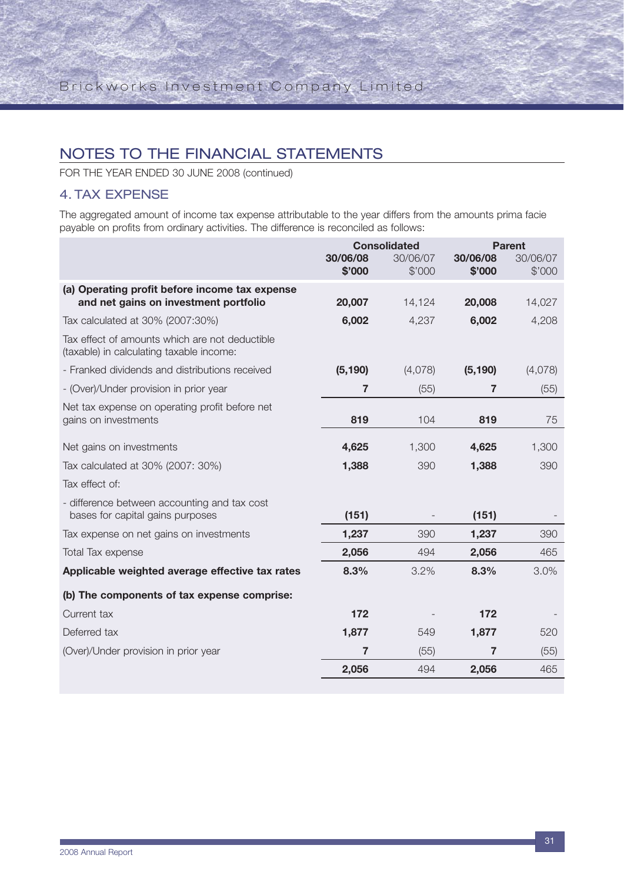# NOTES TO THE FINANCIAL STATEMENTS

FOR THE YEAR ENDED 30 JUNE 2008 (continued)

## 4. TAX EXPENSE

The aggregated amount of income tax expense attributable to the year differs from the amounts prima facie payable on profits from ordinary activities. The difference is reconciled as follows:

| | Consolidated | | Parent | |
|---|---|---|---|---|
| | **30/06/08 $'000** | 30/06/07 $'000 | **30/06/08 $'000** | 30/06/07 $'000 |
| **(a) Operating profit before income tax expense and net gains on investment portfolio** | **20,007** | 14,124 | **20,008** | 14,027 |
| Tax calculated at 30% (2007:30%) | **6,002** | 4,237 | **6,002** | 4,208 |
| Tax effect of amounts which are not deductible (taxable) in calculating taxable income: | | | | |
| - Franked dividends and distributions received | **(5,190)** | (4,078) | **(5,190)** | (4,078) |
| - (Over)/Under provision in prior year | **7** | (55) | **7** | (55) |
| Net tax expense on operating profit before net gains on investments | **819** | 104 | **819** | 75 |
| Net gains on investments | **4,625** | 1,300 | **4,625** | 1,300 |
| Tax calculated at 30% (2007: 30%) | **1,388** | 390 | **1,388** | 390 |
| Tax effect of: | | | | |
| - difference between accounting and tax cost bases for capital gains purposes | **(151)** | - | **(151)** | - |
| Tax expense on net gains on investments | **1,237** | 390 | **1,237** | 390 |
| Total Tax expense | **2,056** | 494 | **2,056** | 465 |
| **Applicable weighted average effective tax rates** | **8.3%** | 3.2% | **8.3%** | 3.0% |
| **(b) The components of tax expense comprise:** | | | | |
| Current tax | **172** | - | **172** | - |
| Deferred tax | **1,877** | 549 | **1,877** | 520 |
| (Over)/Under provision in prior year | **7** | (55) | **7** | (55) |
| | **2,056** | 494 | **2,056** | 465 |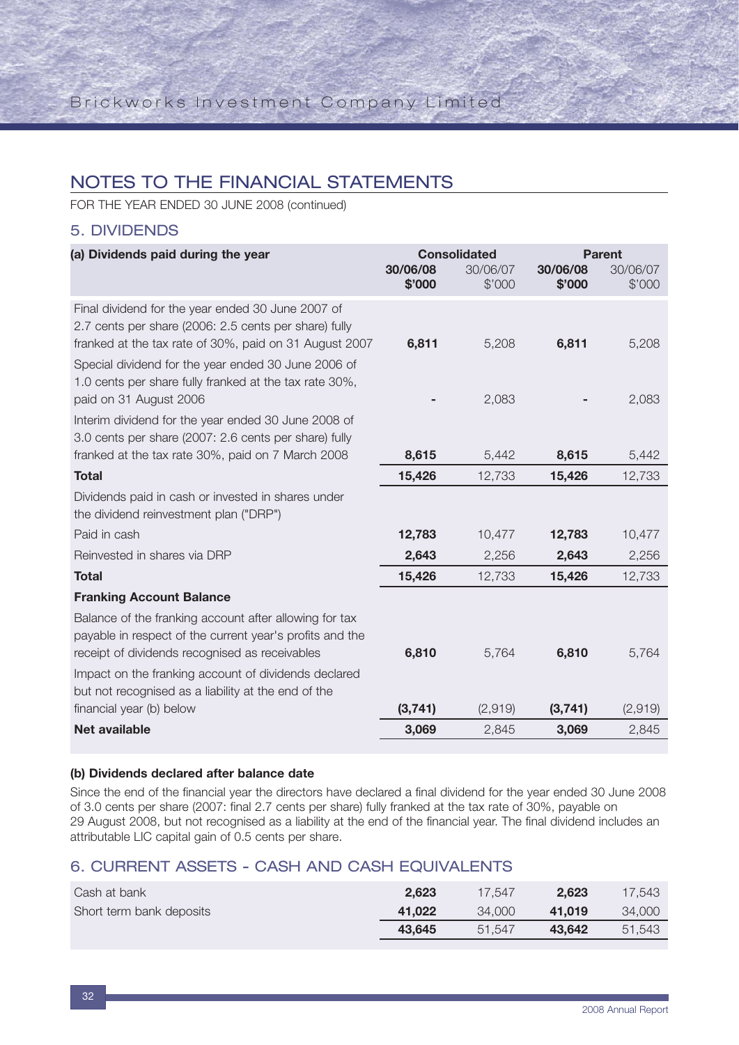## NOTES TO THE FINANCIAL STATEMENTS

FOR THE YEAR ENDED 30 JUNE 2008 (continued)

### 5. DIVIDENDS

| **(a) Dividends paid during the year** | **Consolidated** | | **Parent** | |
|---|---|---|---|---|
| | **30/06/08 $'000** | 30/06/07 $'000 | **30/06/08 $'000** | 30/06/07 $'000 |
| Final dividend for the year ended 30 June 2007 of 2.7 cents per share (2006: 2.5 cents per share) fully franked at the tax rate of 30%, paid on 31 August 2007 | **6,811** | 5,208 | **6,811** | 5,208 |
| Special dividend for the year ended 30 June 2006 of 1.0 cents per share fully franked at the tax rate 30%, paid on 31 August 2006 | **-** | 2,083 | **-** | 2,083 |
| Interim dividend for the year ended 30 June 2008 of 3.0 cents per share (2007: 2.6 cents per share) fully franked at the tax rate 30%, paid on 7 March 2008 | **8,615** | 5,442 | **8,615** | 5,442 |
| **Total** | **15,426** | 12,733 | **15,426** | 12,733 |
| Dividends paid in cash or invested in shares under the dividend reinvestment plan ("DRP") | | | | |
| Paid in cash | **12,783** | 10,477 | **12,783** | 10,477 |
| Reinvested in shares via DRP | **2,643** | 2,256 | **2,643** | 2,256 |
| **Total** | **15,426** | 12,733 | **15,426** | 12,733 |
| **Franking Account Balance** | | | | |
| Balance of the franking account after allowing for tax payable in respect of the current year's profits and the receipt of dividends recognised as receivables | **6,810** | 5,764 | **6,810** | 5,764 |
| Impact on the franking account of dividends declared but not recognised as a liability at the end of the financial year (b) below | **(3,741)** | (2,919) | **(3,741)** | (2,919) |
| **Net available** | **3,069** | 2,845 | **3,069** | 2,845 |

**(b) Dividends declared after balance date**

Since the end of the financial year the directors have declared a final dividend for the year ended 30 June 2008 of 3.0 cents per share (2007: final 2.7 cents per share) fully franked at the tax rate of 30%, payable on 29 August 2008, but not recognised as a liability at the end of the financial year. The final dividend includes an attributable LIC capital gain of 0.5 cents per share.

### 6. CURRENT ASSETS - CASH AND CASH EQUIVALENTS

| | Consolidated 30/06/08 | Consolidated 30/06/07 | Parent 30/06/08 | Parent 30/06/07 |
|---|---|---|---|---|
| Cash at bank | **2,623** | 17,547 | **2,623** | 17,543 |
| Short term bank deposits | **41,022** | 34,000 | **41,019** | 34,000 |
| | **43,645** | 51,547 | **43,642** | 51,543 |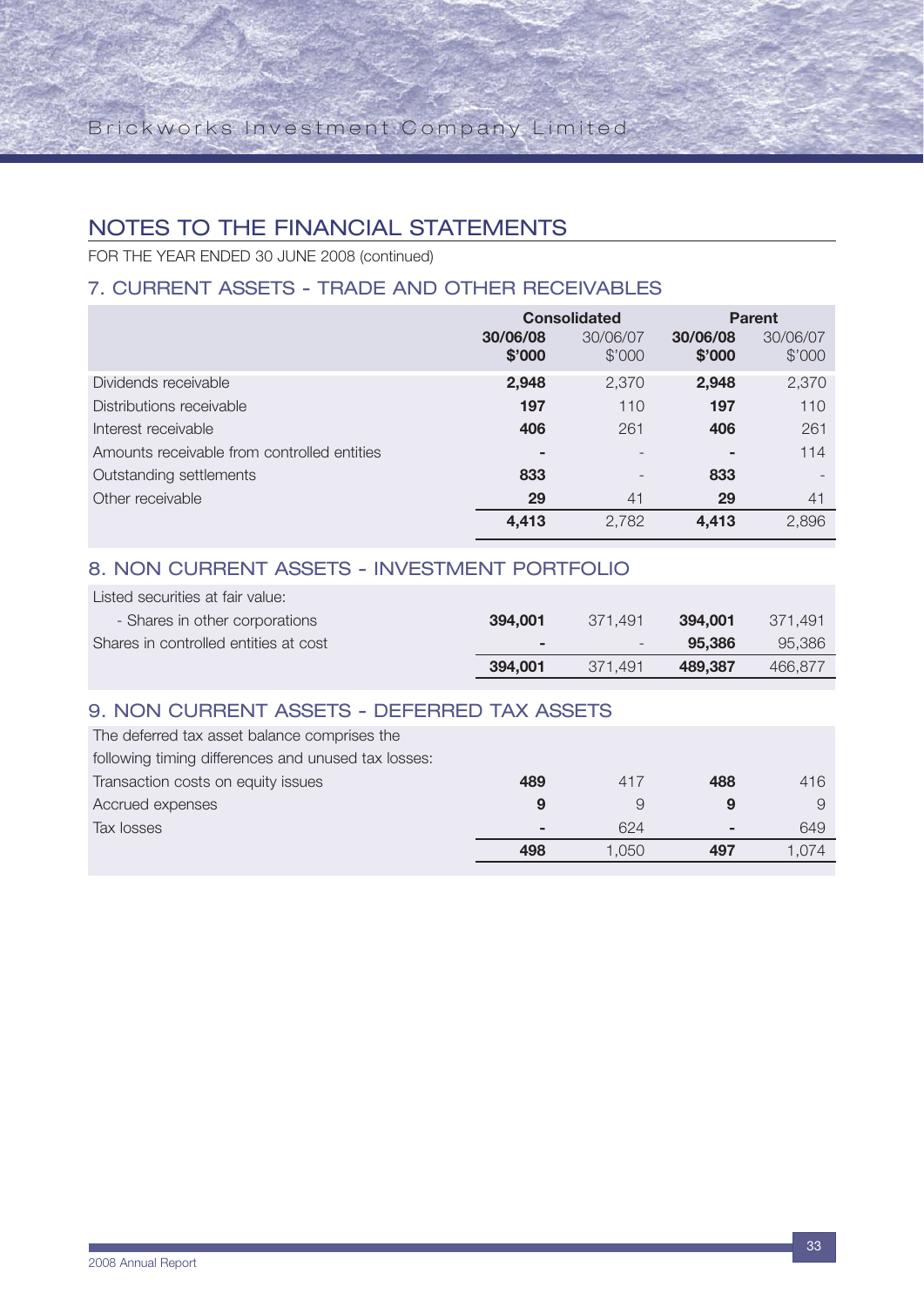# NOTES TO THE FINANCIAL STATEMENTS

FOR THE YEAR ENDED 30 JUNE 2008 (continued)

## 7. CURRENT ASSETS - TRADE AND OTHER RECEIVABLES

| | Consolidated | | Parent | |
|---|---|---|---|---|
| | **30/06/08 $'000** | 30/06/07 $'000 | **30/06/08 $'000** | 30/06/07 $'000 |
| Dividends receivable | **2,948** | 2,370 | **2,948** | 2,370 |
| Distributions receivable | **197** | 110 | **197** | 110 |
| Interest receivable | **406** | 261 | **406** | 261 |
| Amounts receivable from controlled entities | **-** | - | **-** | 114 |
| Outstanding settlements | **833** | - | **833** | - |
| Other receivable | **29** | 41 | **29** | 41 |
| | **4,413** | 2,782 | **4,413** | 2,896 |

## 8. NON CURRENT ASSETS - INVESTMENT PORTFOLIO

| | Consolidated | | Parent | |
|---|---|---|---|---|
| | **30/06/08 $'000** | 30/06/07 $'000 | **30/06/08 $'000** | 30/06/07 $'000 |
| Listed securities at fair value: | | | | |
| - Shares in other corporations | **394,001** | 371,491 | **394,001** | 371,491 |
| Shares in controlled entities at cost | **-** | - | **95,386** | 95,386 |
| | **394,001** | 371,491 | **489,387** | 466,877 |

## 9. NON CURRENT ASSETS - DEFERRED TAX ASSETS

| | Consolidated | | Parent | |
|---|---|---|---|---|
| | **30/06/08 $'000** | 30/06/07 $'000 | **30/06/08 $'000** | 30/06/07 $'000 |
| The deferred tax asset balance comprises the following timing differences and unused tax losses: | | | | |
| Transaction costs on equity issues | **489** | 417 | **488** | 416 |
| Accrued expenses | **9** | 9 | **9** | 9 |
| Tax losses | **-** | 624 | **-** | 649 |
| | **498** | 1,050 | **497** | 1,074 |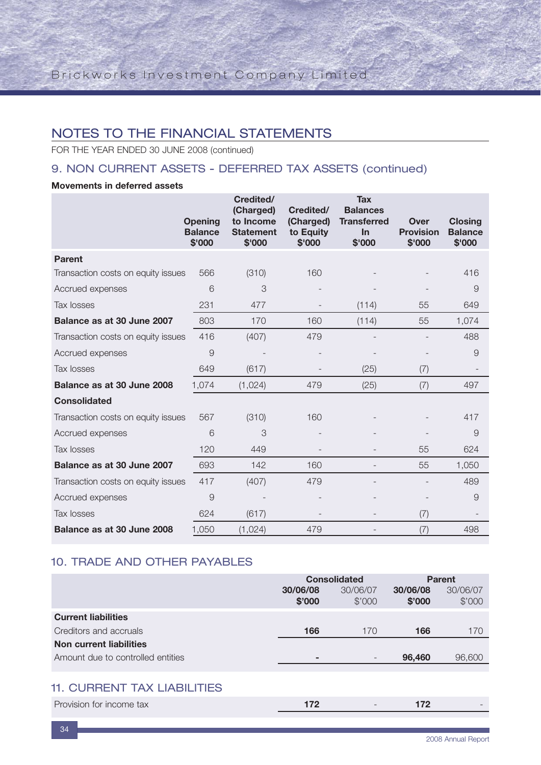# NOTES TO THE FINANCIAL STATEMENTS

FOR THE YEAR ENDED 30 JUNE 2008 (continued)

## 9. NON CURRENT ASSETS - DEFERRED TAX ASSETS (continued)

**Movements in deferred assets**

| | Opening Balance $'000 | Credited/ (Charged) to Income Statement $'000 | Credited/ (Charged) to Equity $'000 | Tax Balances Transferred In $'000 | Over Provision $'000 | Closing Balance $'000 |
|---|---|---|---|---|---|---|
| **Parent** | | | | | | |
| Transaction costs on equity issues | 566 | (310) | 160 | - | - | 416 |
| Accrued expenses | 6 | 3 | - | - | - | 9 |
| Tax losses | 231 | 477 | - | (114) | 55 | 649 |
| **Balance as at 30 June 2007** | 803 | 170 | 160 | (114) | 55 | 1,074 |
| Transaction costs on equity issues | 416 | (407) | 479 | - | - | 488 |
| Accrued expenses | 9 | - | - | - | - | 9 |
| Tax losses | 649 | (617) | - | (25) | (7) | - |
| **Balance as at 30 June 2008** | 1,074 | (1,024) | 479 | (25) | (7) | 497 |
| **Consolidated** | | | | | | |
| Transaction costs on equity issues | 567 | (310) | 160 | - | - | 417 |
| Accrued expenses | 6 | 3 | - | - | - | 9 |
| Tax losses | 120 | 449 | - | - | 55 | 624 |
| **Balance as at 30 June 2007** | 693 | 142 | 160 | - | 55 | 1,050 |
| Transaction costs on equity issues | 417 | (407) | 479 | - | - | 489 |
| Accrued expenses | 9 | - | - | - | - | 9 |
| Tax losses | 624 | (617) | - | - | (7) | - |
| **Balance as at 30 June 2008** | 1,050 | (1,024) | 479 | - | (7) | 498 |

## 10. TRADE AND OTHER PAYABLES

| | Consolidated | | Parent | |
|---|---|---|---|---|
| | **30/06/08 $'000** | 30/06/07 $'000 | **30/06/08 $'000** | 30/06/07 $'000 |
| **Current liabilities** | | | | |
| Creditors and accruals | **166** | 170 | **166** | 170 |
| **Non current liabilities** | | | | |
| Amount due to controlled entities | **-** | - | **96,460** | 96,600 |

## 11. CURRENT TAX LIABILITIES

| | | | | |
|---|---|---|---|---|
| Provision for income tax | **172** | - | **172** | - |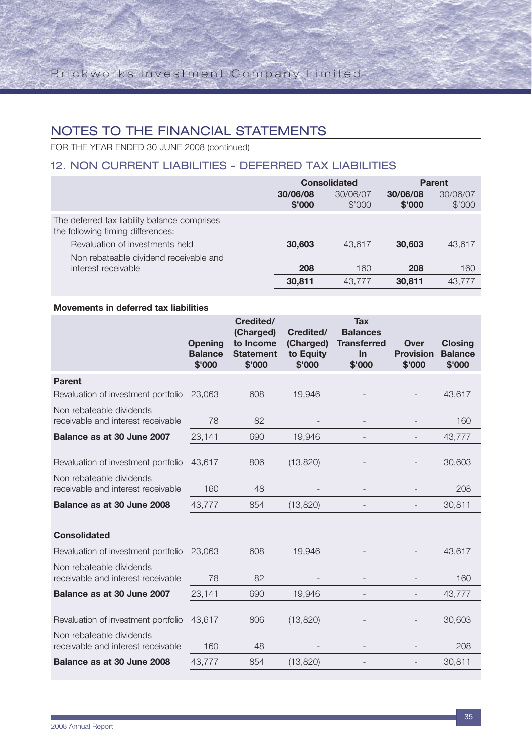# NOTES TO THE FINANCIAL STATEMENTS

FOR THE YEAR ENDED 30 JUNE 2008 (continued)

## 12. NON CURRENT LIABILITIES - DEFERRED TAX LIABILITIES

| | Consolidated | | Parent | |
|---|---|---|---|---|
| | **30/06/08 $'000** | 30/06/07 $'000 | **30/06/08 $'000** | 30/06/07 $'000 |
| The deferred tax liability balance comprises the following timing differences: | | | | |
| Revaluation of investments held | **30,603** | 43,617 | **30,603** | 43,617 |
| Non rebateable dividend receivable and interest receivable | **208** | 160 | **208** | 160 |
| | **30,811** | 43,777 | **30,811** | 43,777 |

**Movements in deferred tax liabilities**

| | Opening Balance $'000 | Credited/ (Charged) to Income Statement $'000 | Credited/ (Charged) to Equity $'000 | Tax Balances Transferred In $'000 | Over Provision $'000 | Closing Balance $'000 |
|---|---|---|---|---|---|---|
| **Parent** | | | | | | |
| Revaluation of investment portfolio | 23,063 | 608 | 19,946 | - | - | 43,617 |
| Non rebateable dividends receivable and interest receivable | 78 | 82 | - | - | - | 160 |
| **Balance as at 30 June 2007** | 23,141 | 690 | 19,946 | - | - | 43,777 |
| Revaluation of investment portfolio | 43,617 | 806 | (13,820) | - | - | 30,603 |
| Non rebateable dividends receivable and interest receivable | 160 | 48 | - | - | - | 208 |
| **Balance as at 30 June 2008** | 43,777 | 854 | (13,820) | - | - | 30,811 |
| **Consolidated** | | | | | | |
| Revaluation of investment portfolio | 23,063 | 608 | 19,946 | - | - | 43,617 |
| Non rebateable dividends receivable and interest receivable | 78 | 82 | - | - | - | 160 |
| **Balance as at 30 June 2007** | 23,141 | 690 | 19,946 | - | - | 43,777 |
| Revaluation of investment portfolio | 43,617 | 806 | (13,820) | - | - | 30,603 |
| Non rebateable dividends receivable and interest receivable | 160 | 48 | - | - | - | 208 |
| **Balance as at 30 June 2008** | 43,777 | 854 | (13,820) | - | - | 30,811 |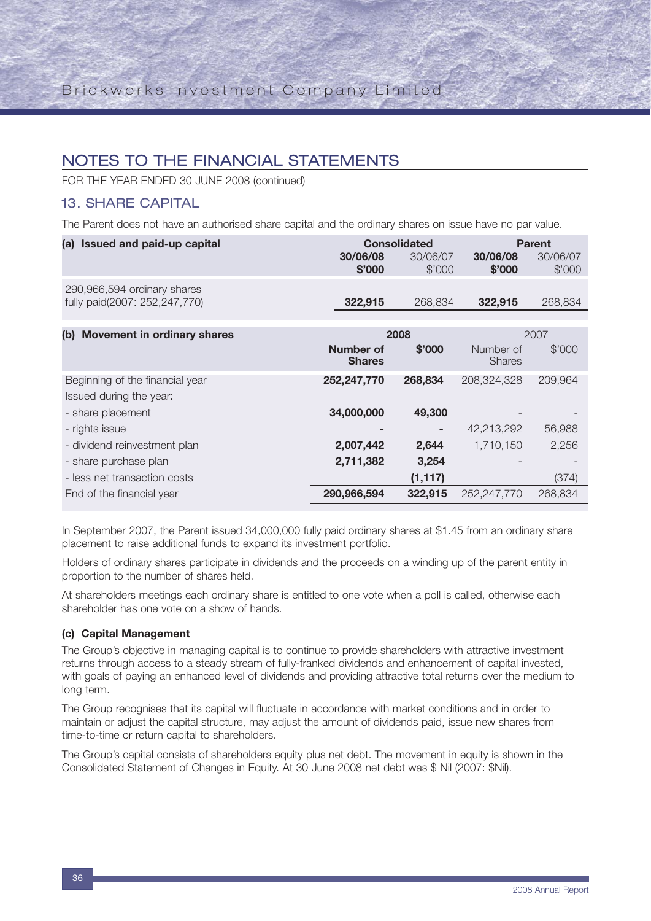# NOTES TO THE FINANCIAL STATEMENTS

FOR THE YEAR ENDED 30 JUNE 2008 (continued)

## 13. SHARE CAPITAL

The Parent does not have an authorised share capital and the ordinary shares on issue have no par value.

| (a) Issued and paid-up capital | Consolidated | | Parent | |
|---|---|---|---|---|
| | **30/06/08 $'000** | 30/06/07 $'000 | **30/06/08 $'000** | 30/06/07 $'000 |
| 290,966,594 ordinary shares fully paid(2007: 252,247,770) | **322,915** | 268,834 | **322,915** | 268,834 |

| (b) Movement in ordinary shares | 2008 | | 2007 | |
|---|---|---|---|---|
| | **Number of Shares** | **$'000** | Number of Shares | $'000 |
| Beginning of the financial year | **252,247,770** | **268,834** | 208,324,328 | 209,964 |
| Issued during the year: | | | | |
| - share placement | **34,000,000** | **49,300** | - | - |
| - rights issue | **-** | **-** | 42,213,292 | 56,988 |
| - dividend reinvestment plan | **2,007,442** | **2,644** | 1,710,150 | 2,256 |
| - share purchase plan | **2,711,382** | **3,254** | - | - |
| - less net transaction costs | | **(1,117)** | | (374) |
| End of the financial year | **290,966,594** | **322,915** | 252,247,770 | 268,834 |

In September 2007, the Parent issued 34,000,000 fully paid ordinary shares at $1.45 from an ordinary share placement to raise additional funds to expand its investment portfolio.

Holders of ordinary shares participate in dividends and the proceeds on a winding up of the parent entity in proportion to the number of shares held.

At shareholders meetings each ordinary share is entitled to one vote when a poll is called, otherwise each shareholder has one vote on a show of hands.

### (c) Capital Management

The Group's objective in managing capital is to continue to provide shareholders with attractive investment returns through access to a steady stream of fully-franked dividends and enhancement of capital invested, with goals of paying an enhanced level of dividends and providing attractive total returns over the medium to long term.

The Group recognises that its capital will fluctuate in accordance with market conditions and in order to maintain or adjust the capital structure, may adjust the amount of dividends paid, issue new shares from time-to-time or return capital to shareholders.

The Group's capital consists of shareholders equity plus net debt. The movement in equity is shown in the Consolidated Statement of Changes in Equity. At 30 June 2008 net debt was $ Nil (2007: $Nil).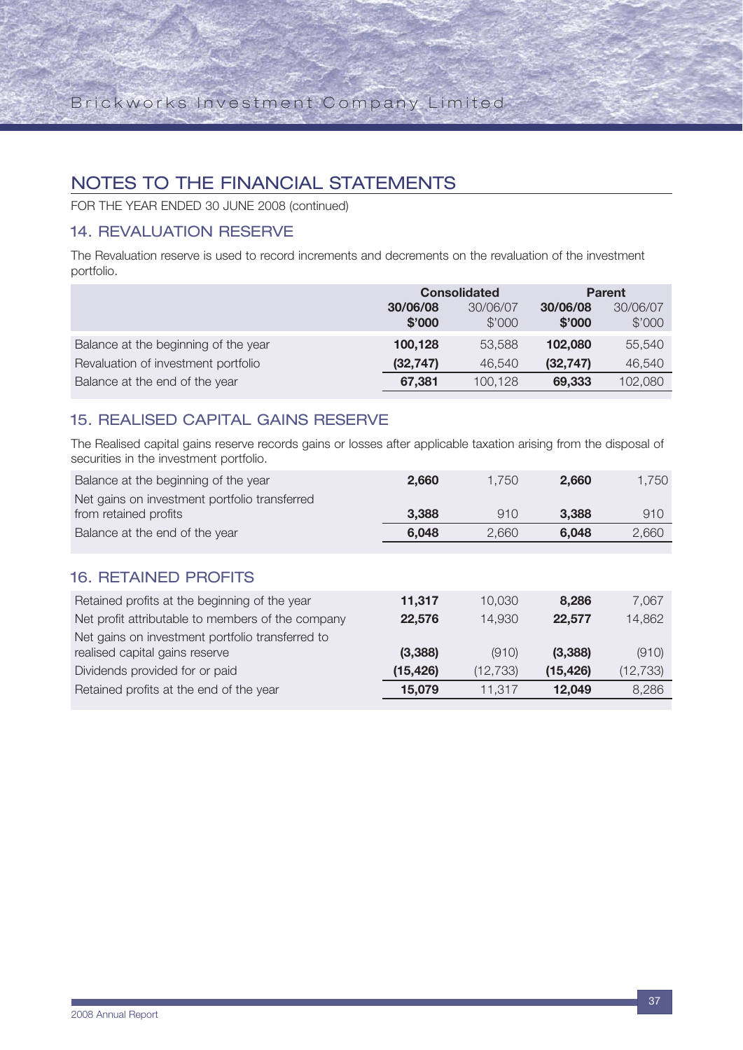# NOTES TO THE FINANCIAL STATEMENTS

FOR THE YEAR ENDED 30 JUNE 2008 (continued)

## 14. REVALUATION RESERVE

The Revaluation reserve is used to record increments and decrements on the revaluation of the investment portfolio.

| | Consolidated | | Parent | |
|---|---|---|---|---|
| | **30/06/08 $'000** | 30/06/07 $'000 | **30/06/08 $'000** | 30/06/07 $'000 |
| Balance at the beginning of the year | **100,128** | 53,588 | **102,080** | 55,540 |
| Revaluation of investment portfolio | **(32,747)** | 46,540 | **(32,747)** | 46,540 |
| Balance at the end of the year | **67,381** | 100,128 | **69,333** | 102,080 |

## 15. REALISED CAPITAL GAINS RESERVE

The Realised capital gains reserve records gains or losses after applicable taxation arising from the disposal of securities in the investment portfolio.

| | Consolidated | | Parent | |
|---|---|---|---|---|
| | **30/06/08 $'000** | 30/06/07 $'000 | **30/06/08 $'000** | 30/06/07 $'000 |
| Balance at the beginning of the year | **2,660** | 1,750 | **2,660** | 1,750 |
| Net gains on investment portfolio transferred from retained profits | **3,388** | 910 | **3,388** | 910 |
| Balance at the end of the year | **6,048** | 2,660 | **6,048** | 2,660 |

## 16. RETAINED PROFITS

| | Consolidated | | Parent | |
|---|---|---|---|---|
| | **30/06/08 $'000** | 30/06/07 $'000 | **30/06/08 $'000** | 30/06/07 $'000 |
| Retained profits at the beginning of the year | **11,317** | 10,030 | **8,286** | 7,067 |
| Net profit attributable to members of the company | **22,576** | 14,930 | **22,577** | 14,862 |
| Net gains on investment portfolio transferred to realised capital gains reserve | **(3,388)** | (910) | **(3,388)** | (910) |
| Dividends provided for or paid | **(15,426)** | (12,733) | **(15,426)** | (12,733) |
| Retained profits at the end of the year | **15,079** | 11,317 | **12,049** | 8,286 |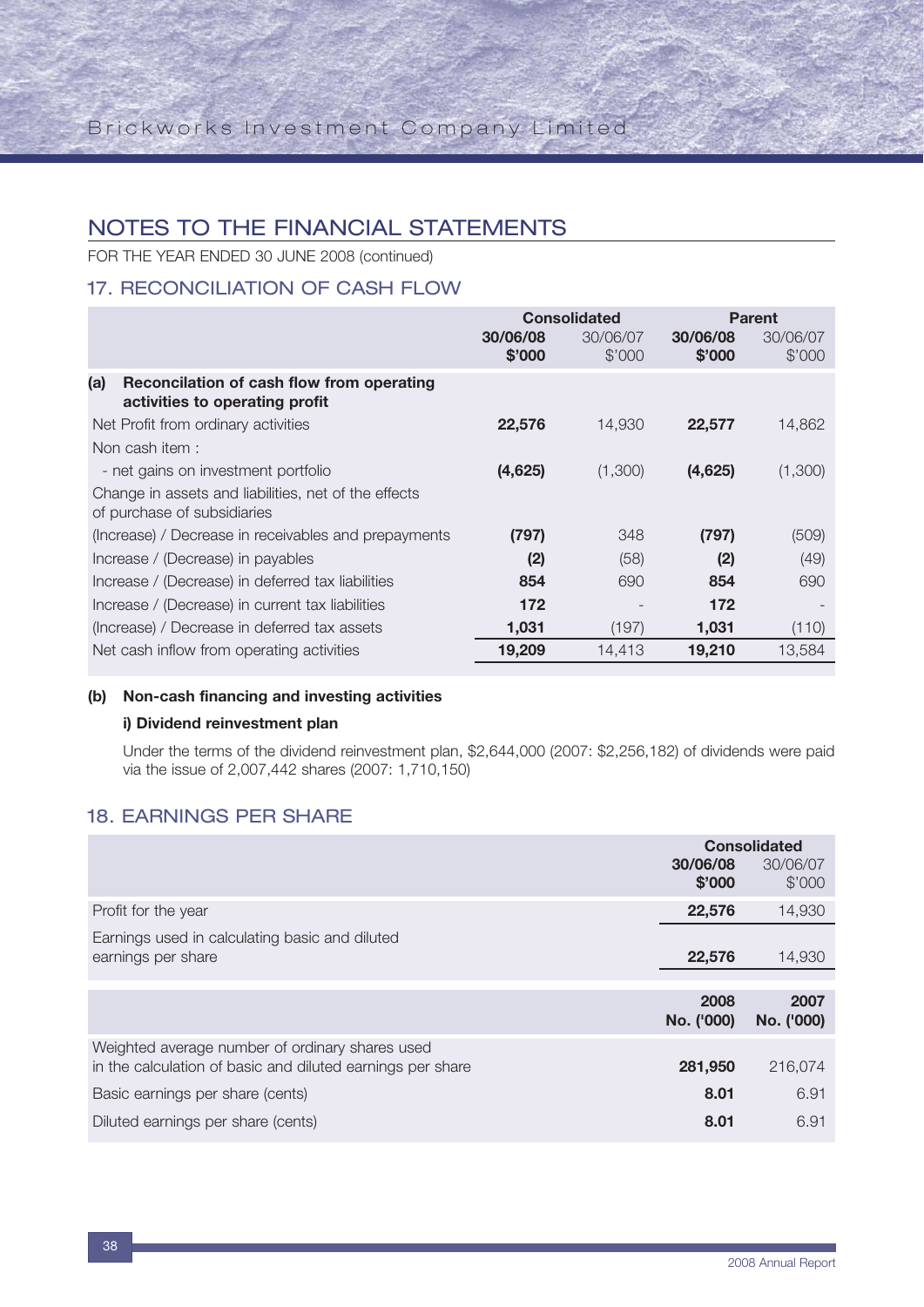# NOTES TO THE FINANCIAL STATEMENTS

FOR THE YEAR ENDED 30 JUNE 2008 (continued)

## 17. RECONCILIATION OF CASH FLOW

| | Consolidated | | Parent | |
|---|---|---|---|---|
| | **30/06/08 $'000** | 30/06/07 $'000 | **30/06/08 $'000** | 30/06/07 $'000 |
| **(a) Reconciliation of cash flow from operating activities to operating profit** | | | | |
| Net Profit from ordinary activities | **22,576** | 14,930 | **22,577** | 14,862 |
| Non cash item : | | | | |
| - net gains on investment portfolio | **(4,625)** | (1,300) | **(4,625)** | (1,300) |
| Change in assets and liabilities, net of the effects of purchase of subsidiaries | | | | |
| (Increase) / Decrease in receivables and prepayments | **(797)** | 348 | **(797)** | (509) |
| Increase / (Decrease) in payables | **(2)** | (58) | **(2)** | (49) |
| Increase / (Decrease) in deferred tax liabilities | **854** | 690 | **854** | 690 |
| Increase / (Decrease) in current tax liabilities | **172** | - | **172** | - |
| (Increase) / Decrease in deferred tax assets | **1,031** | (197) | **1,031** | (110) |
| Net cash inflow from operating activities | **19,209** | 14,413 | **19,210** | 13,584 |

**(b) Non-cash financing and investing activities**

**i) Dividend reinvestment plan**

Under the terms of the dividend reinvestment plan, $2,644,000 (2007: $2,256,182) of dividends were paid via the issue of 2,007,442 shares (2007: 1,710,150)

## 18. EARNINGS PER SHARE

| | Consolidated | |
|---|---|---|
| | **30/06/08 $'000** | 30/06/07 $'000 |
| Profit for the year | **22,576** | 14,930 |
| Earnings used in calculating basic and diluted earnings per share | **22,576** | 14,930 |
| | **2008 No. ('000)** | **2007 No. ('000)** |
| Weighted average number of ordinary shares used in the calculation of basic and diluted earnings per share | **281,950** | 216,074 |
| Basic earnings per share (cents) | **8.01** | 6.91 |
| Diluted earnings per share (cents) | **8.01** | 6.91 |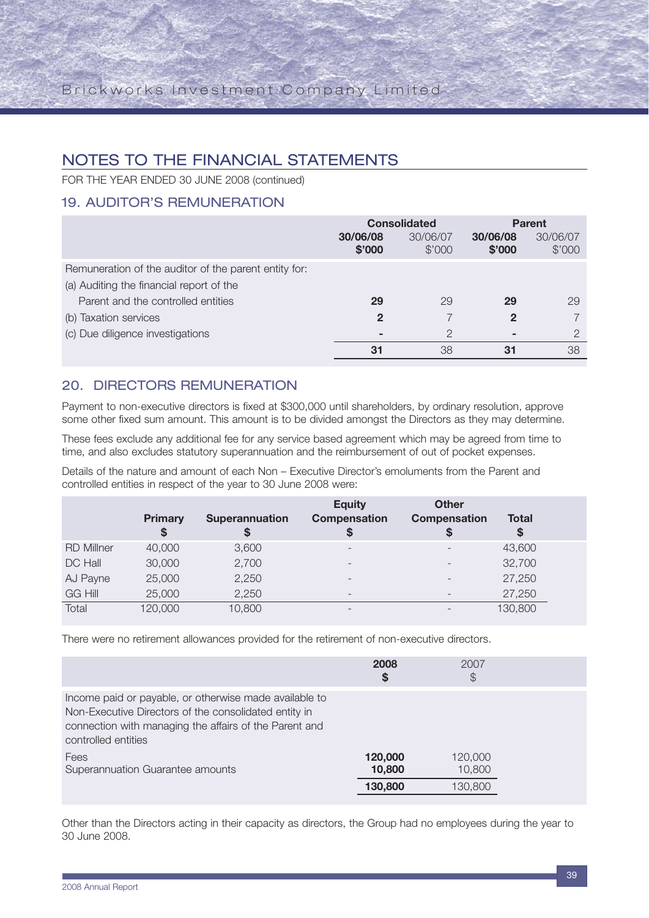# NOTES TO THE FINANCIAL STATEMENTS

FOR THE YEAR ENDED 30 JUNE 2008 (continued)

## 19. AUDITOR'S REMUNERATION

| | Consolidated | | Parent | |
|---|---|---|---|---|
| | **30/06/08 $'000** | 30/06/07 $'000 | **30/06/08 $'000** | 30/06/07 $'000 |
| Remuneration of the auditor of the parent entity for: | | | | |
| (a) Auditing the financial report of the Parent and the controlled entities | **29** | 29 | **29** | 29 |
| (b) Taxation services | **2** | 7 | **2** | 7 |
| (c) Due diligence investigations | **-** | 2 | **-** | 2 |
| | **31** | 38 | **31** | 38 |

## 20. DIRECTORS REMUNERATION

Payment to non-executive directors is fixed at $300,000 until shareholders, by ordinary resolution, approve some other fixed sum amount. This amount is to be divided amongst the Directors as they may determine.

These fees exclude any additional fee for any service based agreement which may be agreed from time to time, and also excludes statutory superannuation and the reimbursement of out of pocket expenses.

Details of the nature and amount of each Non – Executive Director's emoluments from the Parent and controlled entities in respect of the year to 30 June 2008 were:

| | Primary $ | Superannuation $ | Equity Compensation $ | Other Compensation $ | Total $ |
|---|---|---|---|---|---|
| RD Millner | 40,000 | 3,600 | - | - | 43,600 |
| DC Hall | 30,000 | 2,700 | - | - | 32,700 |
| AJ Payne | 25,000 | 2,250 | - | - | 27,250 |
| GG Hill | 25,000 | 2,250 | - | - | 27,250 |
| Total | 120,000 | 10,800 | - | - | 130,800 |

There were no retirement allowances provided for the retirement of non-executive directors.

| | **2008 $** | 2007 $ |
|---|---|---|
| Income paid or payable, or otherwise made available to Non-Executive Directors of the consolidated entity in connection with managing the affairs of the Parent and controlled entities | | |
| Fees | **120,000** | 120,000 |
| Superannuation Guarantee amounts | **10,800** | 10,800 |
| | **130,800** | 130,800 |

Other than the Directors acting in their capacity as directors, the Group had no employees during the year to 30 June 2008.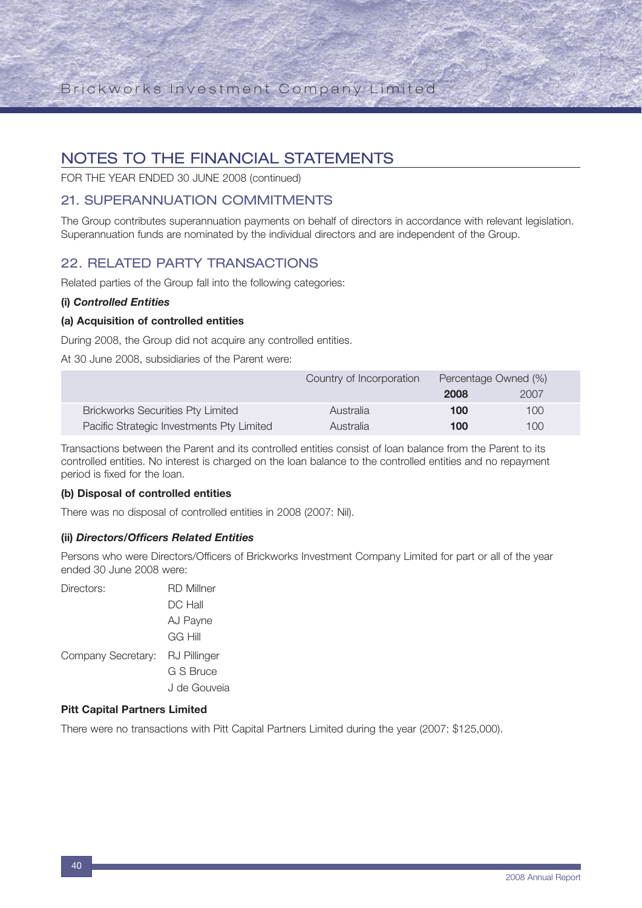# NOTES TO THE FINANCIAL STATEMENTS

FOR THE YEAR ENDED 30 JUNE 2008 (continued)

## 21. SUPERANNUATION COMMITMENTS

The Group contributes superannuation payments on behalf of directors in accordance with relevant legislation. Superannuation funds are nominated by the individual directors and are independent of the Group.

## 22. RELATED PARTY TRANSACTIONS

Related parties of the Group fall into the following categories:

**(i) *Controlled Entities***

**(a) Acquisition of controlled entities**

During 2008, the Group did not acquire any controlled entities.

At 30 June 2008, subsidiaries of the Parent were:

| | Country of Incorporation | Percentage Owned (%) | |
|---|---|---|---|
| | | **2008** | 2007 |
| Brickworks Securities Pty Limited | Australia | **100** | 100 |
| Pacific Strategic Investments Pty Limited | Australia | **100** | 100 |

Transactions between the Parent and its controlled entities consist of loan balance from the Parent to its controlled entities. No interest is charged on the loan balance to the controlled entities and no repayment period is fixed for the loan.

**(b) Disposal of controlled entities**

There was no disposal of controlled entities in 2008 (2007: Nil).

**(ii) *Directors/Officers Related Entities***

Persons who were Directors/Officers of Brickworks Investment Company Limited for part or all of the year ended 30 June 2008 were:

Directors: RD Millner
DC Hall
AJ Payne
GG Hill

Company Secretary: RJ Pillinger
G S Bruce
J de Gouveia

**Pitt Capital Partners Limited**

There were no transactions with Pitt Capital Partners Limited during the year (2007: $125,000).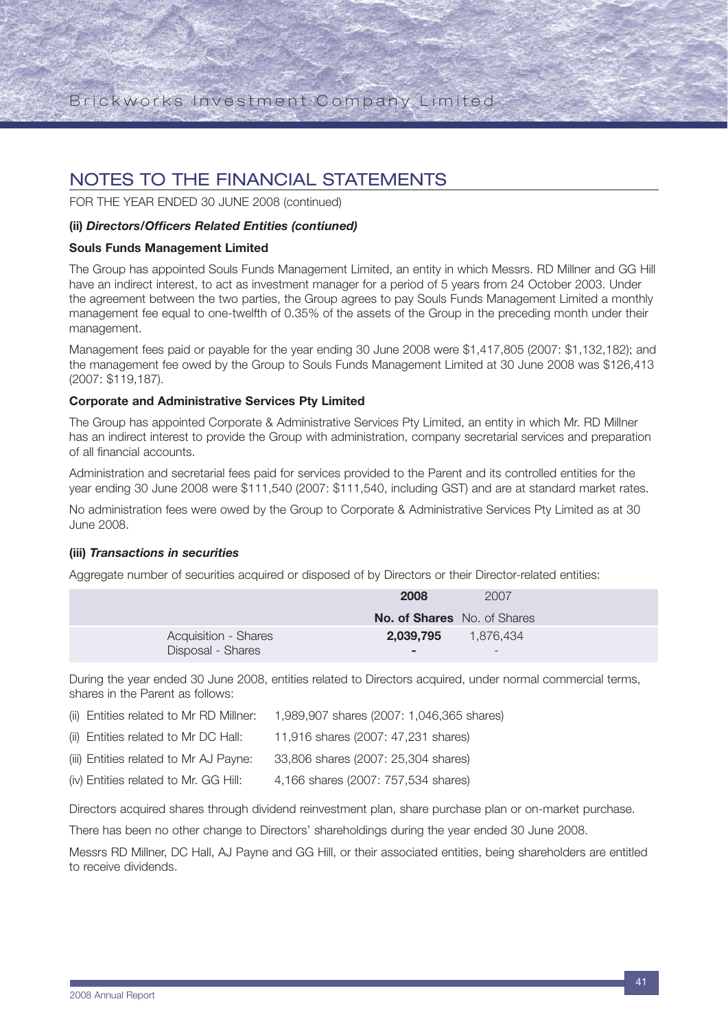## NOTES TO THE FINANCIAL STATEMENTS

FOR THE YEAR ENDED 30 JUNE 2008 (continued)

**(ii) *Directors/Officers Related Entities (contiuned)***

**Souls Funds Management Limited**

The Group has appointed Souls Funds Management Limited, an entity in which Messrs. RD Millner and GG Hill have an indirect interest, to act as investment manager for a period of 5 years from 24 October 2003. Under the agreement between the two parties, the Group agrees to pay Souls Funds Management Limited a monthly management fee equal to one-twelfth of 0.35% of the assets of the Group in the preceding month under their management.

Management fees paid or payable for the year ending 30 June 2008 were $1,417,805 (2007: $1,132,182); and the management fee owed by the Group to Souls Funds Management Limited at 30 June 2008 was $126,413 (2007: $119,187).

**Corporate and Administrative Services Pty Limited**

The Group has appointed Corporate & Administrative Services Pty Limited, an entity in which Mr. RD Millner has an indirect interest to provide the Group with administration, company secretarial services and preparation of all financial accounts.

Administration and secretarial fees paid for services provided to the Parent and its controlled entities for the year ending 30 June 2008 were $111,540 (2007: $111,540, including GST) and are at standard market rates.

No administration fees were owed by the Group to Corporate & Administrative Services Pty Limited as at 30 June 2008.

**(iii) *Transactions in securities***

Aggregate number of securities acquired or disposed of by Directors or their Director-related entities:

| | **2008** | 2007 |
|---|---|---|
| | **No. of Shares** | No. of Shares |
| Acquisition - Shares | **2,039,795** | 1,876,434 |
| Disposal - Shares | **-** | - |

During the year ended 30 June 2008, entities related to Directors acquired, under normal commercial terms, shares in the Parent as follows:

(ii) Entities related to Mr RD Millner: 1,989,907 shares (2007: 1,046,365 shares)

(ii) Entities related to Mr DC Hall: 11,916 shares (2007: 47,231 shares)

(iii) Entities related to Mr AJ Payne: 33,806 shares (2007: 25,304 shares)

(iv) Entities related to Mr. GG Hill: 4,166 shares (2007: 757,534 shares)

Directors acquired shares through dividend reinvestment plan, share purchase plan or on-market purchase.

There has been no other change to Directors' shareholdings during the year ended 30 June 2008.

Messrs RD Millner, DC Hall, AJ Payne and GG Hill, or their associated entities, being shareholders are entitled to receive dividends.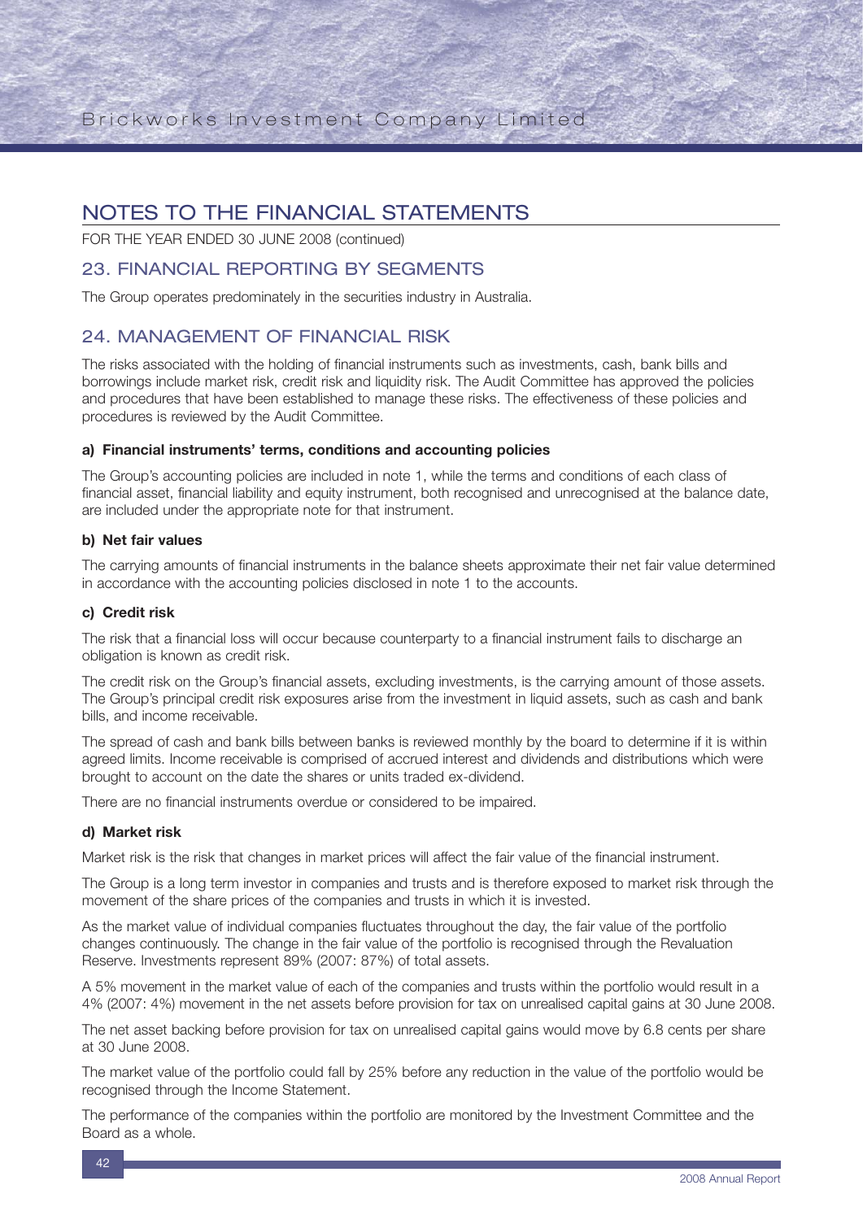# NOTES TO THE FINANCIAL STATEMENTS

FOR THE YEAR ENDED 30 JUNE 2008 (continued)

## 23. FINANCIAL REPORTING BY SEGMENTS

The Group operates predominately in the securities industry in Australia.

## 24. MANAGEMENT OF FINANCIAL RISK

The risks associated with the holding of financial instruments such as investments, cash, bank bills and borrowings include market risk, credit risk and liquidity risk. The Audit Committee has approved the policies and procedures that have been established to manage these risks. The effectiveness of these policies and procedures is reviewed by the Audit Committee.

### a) Financial instruments' terms, conditions and accounting policies

The Group's accounting policies are included in note 1, while the terms and conditions of each class of financial asset, financial liability and equity instrument, both recognised and unrecognised at the balance date, are included under the appropriate note for that instrument.

### b) Net fair values

The carrying amounts of financial instruments in the balance sheets approximate their net fair value determined in accordance with the accounting policies disclosed in note 1 to the accounts.

### c) Credit risk

The risk that a financial loss will occur because counterparty to a financial instrument fails to discharge an obligation is known as credit risk.

The credit risk on the Group's financial assets, excluding investments, is the carrying amount of those assets. The Group's principal credit risk exposures arise from the investment in liquid assets, such as cash and bank bills, and income receivable.

The spread of cash and bank bills between banks is reviewed monthly by the board to determine if it is within agreed limits. Income receivable is comprised of accrued interest and dividends and distributions which were brought to account on the date the shares or units traded ex-dividend.

There are no financial instruments overdue or considered to be impaired.

### d) Market risk

Market risk is the risk that changes in market prices will affect the fair value of the financial instrument.

The Group is a long term investor in companies and trusts and is therefore exposed to market risk through the movement of the share prices of the companies and trusts in which it is invested.

As the market value of individual companies fluctuates throughout the day, the fair value of the portfolio changes continuously. The change in the fair value of the portfolio is recognised through the Revaluation Reserve. Investments represent 89% (2007: 87%) of total assets.

A 5% movement in the market value of each of the companies and trusts within the portfolio would result in a 4% (2007: 4%) movement in the net assets before provision for tax on unrealised capital gains at 30 June 2008.

The net asset backing before provision for tax on unrealised capital gains would move by 6.8 cents per share at 30 June 2008.

The market value of the portfolio could fall by 25% before any reduction in the value of the portfolio would be recognised through the Income Statement.

The performance of the companies within the portfolio are monitored by the Investment Committee and the Board as a whole.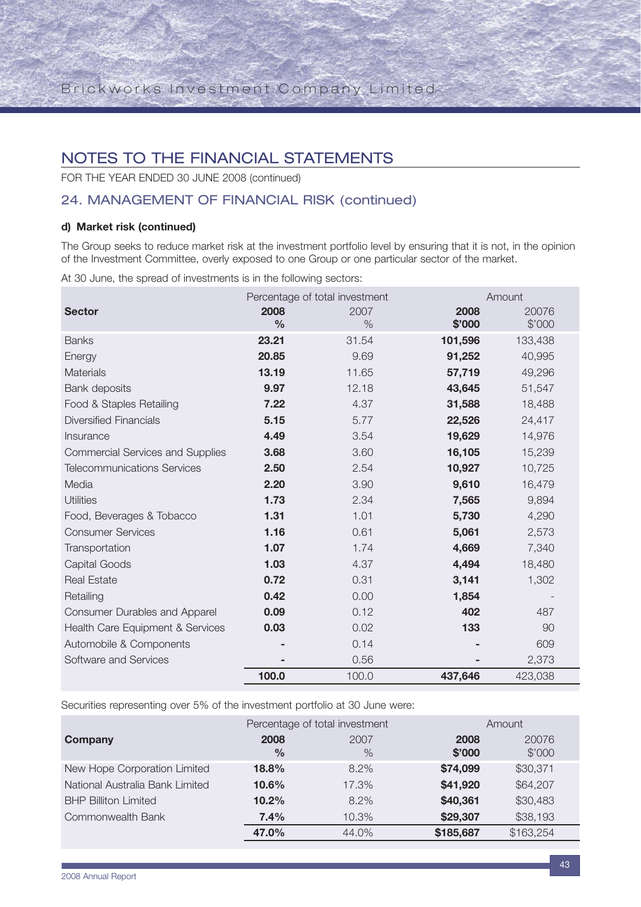# NOTES TO THE FINANCIAL STATEMENTS

FOR THE YEAR ENDED 30 JUNE 2008 (continued)

## 24. MANAGEMENT OF FINANCIAL RISK (continued)

### d) Market risk (continued)

The Group seeks to reduce market risk at the investment portfolio level by ensuring that it is not, in the opinion of the Investment Committee, overly exposed to one Group or one particular sector of the market.

At 30 June, the spread of investments is in the following sectors:

| Sector | Percentage of total investment | | Amount | |
|---|---|---|---|---|
| | **2008** **%** | 2007 % | **2008** **$'000** | 20076 $'000 |
| Banks | **23.21** | 31.54 | **101,596** | 133,438 |
| Energy | **20.85** | 9.69 | **91,252** | 40,995 |
| Materials | **13.19** | 11.65 | **57,719** | 49,296 |
| Bank deposits | **9.97** | 12.18 | **43,645** | 51,547 |
| Food & Staples Retailing | **7.22** | 4.37 | **31,588** | 18,488 |
| Diversified Financials | **5.15** | 5.77 | **22,526** | 24,417 |
| Insurance | **4.49** | 3.54 | **19,629** | 14,976 |
| Commercial Services and Supplies | **3.68** | 3.60 | **16,105** | 15,239 |
| Telecommunications Services | **2.50** | 2.54 | **10,927** | 10,725 |
| Media | **2.20** | 3.90 | **9,610** | 16,479 |
| Utilities | **1.73** | 2.34 | **7,565** | 9,894 |
| Food, Beverages & Tobacco | **1.31** | 1.01 | **5,730** | 4,290 |
| Consumer Services | **1.16** | 0.61 | **5,061** | 2,573 |
| Transportation | **1.07** | 1.74 | **4,669** | 7,340 |
| Capital Goods | **1.03** | 4.37 | **4,494** | 18,480 |
| Real Estate | **0.72** | 0.31 | **3,141** | 1,302 |
| Retailing | **0.42** | 0.00 | **1,854** | - |
| Consumer Durables and Apparel | **0.09** | 0.12 | **402** | 487 |
| Health Care Equipment & Services | **0.03** | 0.02 | **133** | 90 |
| Automobile & Components | **-** | 0.14 | **-** | 609 |
| Software and Services | **-** | 0.56 | **-** | 2,373 |
| | **100.0** | 100.0 | **437,646** | 423,038 |

Securities representing over 5% of the investment portfolio at 30 June were:

| Company | Percentage of total investment | | Amount | |
|---|---|---|---|---|
| | **2008** **%** | 2007 % | **2008** **$'000** | 20076 $'000 |
| New Hope Corporation Limited | **18.8%** | 8.2% | **$74,099** | $30,371 |
| National Australia Bank Limited | **10.6%** | 17.3% | **$41,920** | $64,207 |
| BHP Billiton Limited | **10.2%** | 8.2% | **$40,361** | $30,483 |
| Commonwealth Bank | **7.4%** | 10.3% | **$29,307** | $38,193 |
| | **47.0%** | 44.0% | **$185,687** | $163,254 |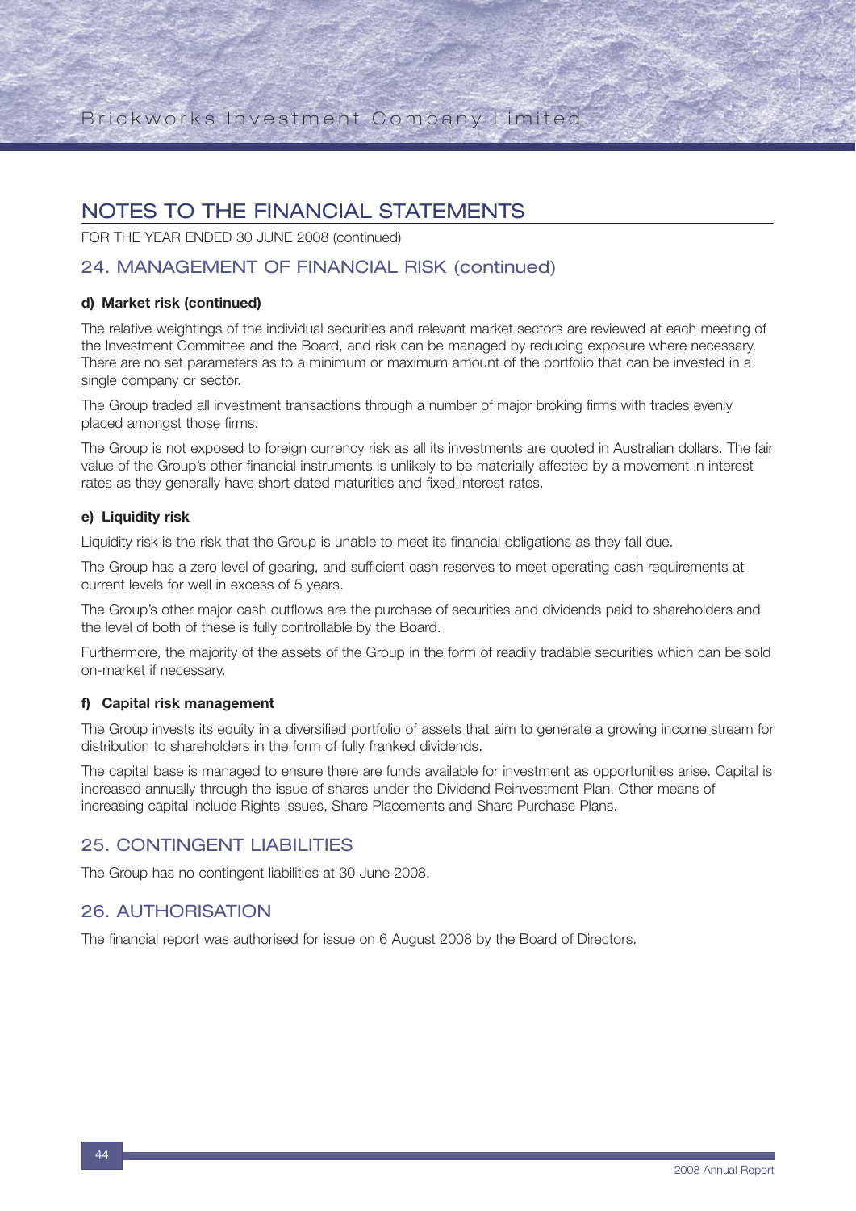# NOTES TO THE FINANCIAL STATEMENTS

FOR THE YEAR ENDED 30 JUNE 2008 (continued)

## 24. MANAGEMENT OF FINANCIAL RISK (continued)

**d) Market risk (continued)**

The relative weightings of the individual securities and relevant market sectors are reviewed at each meeting of the Investment Committee and the Board, and risk can be managed by reducing exposure where necessary. There are no set parameters as to a minimum or maximum amount of the portfolio that can be invested in a single company or sector.

The Group traded all investment transactions through a number of major broking firms with trades evenly placed amongst those firms.

The Group is not exposed to foreign currency risk as all its investments are quoted in Australian dollars. The fair value of the Group's other financial instruments is unlikely to be materially affected by a movement in interest rates as they generally have short dated maturities and fixed interest rates.

**e) Liquidity risk**

Liquidity risk is the risk that the Group is unable to meet its financial obligations as they fall due.

The Group has a zero level of gearing, and sufficient cash reserves to meet operating cash requirements at current levels for well in excess of 5 years.

The Group's other major cash outflows are the purchase of securities and dividends paid to shareholders and the level of both of these is fully controllable by the Board.

Furthermore, the majority of the assets of the Group in the form of readily tradable securities which can be sold on-market if necessary.

**f) Capital risk management**

The Group invests its equity in a diversified portfolio of assets that aim to generate a growing income stream for distribution to shareholders in the form of fully franked dividends.

The capital base is managed to ensure there are funds available for investment as opportunities arise. Capital is increased annually through the issue of shares under the Dividend Reinvestment Plan. Other means of increasing capital include Rights Issues, Share Placements and Share Purchase Plans.

## 25. CONTINGENT LIABILITIES

The Group has no contingent liabilities at 30 June 2008.

## 26. AUTHORISATION

The financial report was authorised for issue on 6 August 2008 by the Board of Directors.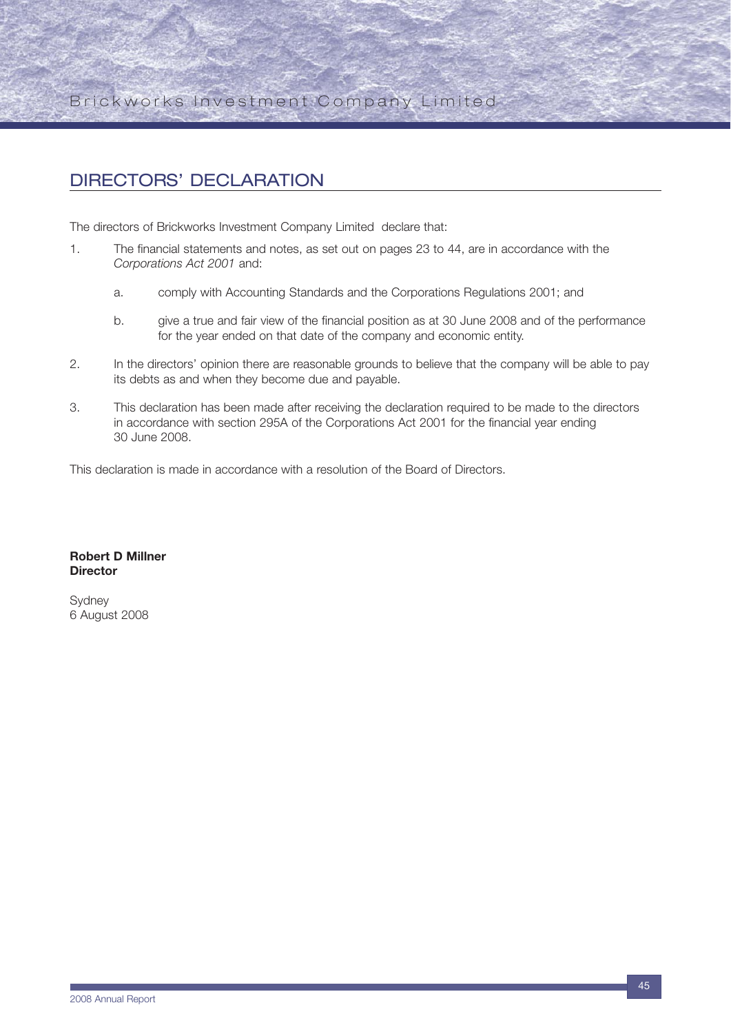# DIRECTORS' DECLARATION

The directors of Brickworks Investment Company Limited declare that:

1. The financial statements and notes, as set out on pages 23 to 44, are in accordance with the *Corporations Act 2001* and:

   a. comply with Accounting Standards and the Corporations Regulations 2001; and

   b. give a true and fair view of the financial position as at 30 June 2008 and of the performance for the year ended on that date of the company and economic entity.

2. In the directors' opinion there are reasonable grounds to believe that the company will be able to pay its debts as and when they become due and payable.

3. This declaration has been made after receiving the declaration required to be made to the directors in accordance with section 295A of the Corporations Act 2001 for the financial year ending 30 June 2008.

This declaration is made in accordance with a resolution of the Board of Directors.

**Robert D Millner**
**Director**

Sydney
6 August 2008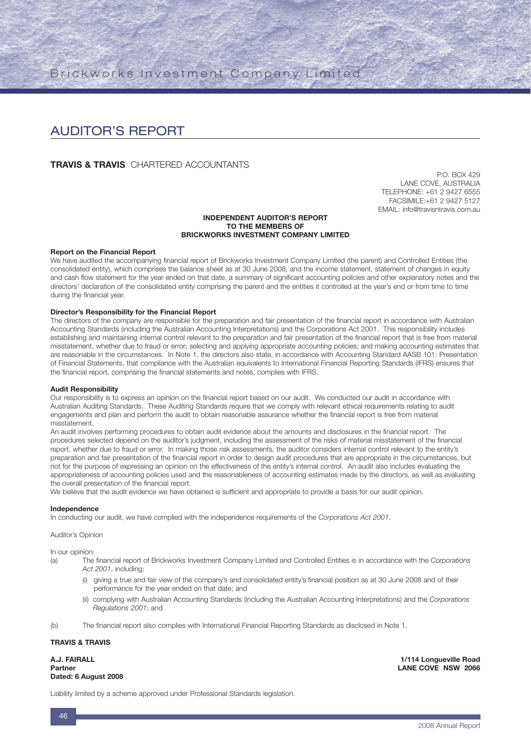# AUDITOR'S REPORT

**TRAVIS & TRAVIS** CHARTERED ACCOUNTANTS

P.O. BOX 429
LANE COVE, AUSTRALIA
TELEPHONE: +61 2 9427 6555
FACSIMILE:+61 2 9427 5127
EMAIL: info@travisntravis.com.au

**INDEPENDENT AUDITOR'S REPORT**
**TO THE MEMBERS OF**
**BRICKWORKS INVESTMENT COMPANY LIMITED**

**Report on the Financial Report**

We have audited the accompanying financial report of Brickworks Investment Company Limited (the parent) and Controlled Entities (the consolidated entity), which comprises the balance sheet as at 30 June 2008, and the income statement, statement of changes in equity and cash flow statement for the year ended on that date, a summary of significant accounting policies and other explanatory notes and the directors' declaration of the consolidated entity comprising the parent and the entities it controlled at the year's end or from time to time during the financial year.

**Director's Responsibility for the Financial Report**

The directors of the company are responsible for the preparation and fair presentation of the financial report in accordance with Australian Accounting Standards (including the Australian Accounting Interpretations) and the Corporations Act 2001. This responsibility includes establishing and maintaining internal control relevant to the preparation and fair presentation of the financial report that is free from material misstatement, whether due to fraud or error; selecting and applying appropriate accounting policies; and making accounting estimates that are reasonable in the circumstances. In Note 1, the directors also state, in accordance with Accounting Standard AASB 101: Presentation of Financial Statements, that compliance with the Australian equivalents to International Financial Reporting Standards (IFRS) ensures that the financial report, comprising the financial statements and notes, complies with IFRS.

**Audit Responsibility**

Our responsibility is to express an opinion on the financial report based on our audit. We conducted our audit in accordance with Australian Auditing Standards. These Auditing Standards require that we comply with relevant ethical requirements relating to audit engagements and plan and perform the audit to obtain reasonable assurance whether the financial report is free from material misstatement.

An audit involves performing procedures to obtain audit evidence about the amounts and disclosures in the financial report. The procedures selected depend on the auditor's judgment, including the assessment of the risks of material misstatement of the financial report, whether due to fraud or error. In making those risk assessments, the auditor considers internal control relevant to the entity's preparation and fair presentation of the financial report in order to design audit procedures that are appropriate in the circumstances, but not for the purpose of expressing an opinion on the effectiveness of the entity's internal control. An audit also includes evaluating the appropriateness of accounting policies used and the reasonableness of accounting estimates made by the directors, as well as evaluating the overall presentation of the financial report.

We believe that the audit evidence we have obtained is sufficient and appropriate to provide a basis for our audit opinion.

**Independence**

In conducting our audit, we have complied with the independence requirements of the *Corporations Act 2001*.

Auditor's Opinion

In our opinion:

(a) The financial report of Brickworks Investment Company Limited and Controlled Entities is in accordance with the *Corporations Act 2001*, including:

   (i) giving a true and fair view of the company's and consolidated entity's financial position as at 30 June 2008 and of their performance for the year ended on that date; and

   (ii) complying with Australian Accounting Standards (including the Australian Accounting Interpretations) and the *Corporations Regulations 2001*; and

(b) The financial report also complies with International Financial Reporting Standards as disclosed in Note 1.

**TRAVIS & TRAVIS**

**A.J. FAIRALL**
**Partner**
**Dated: 6 August 2008**

**1/114 Longueville Road**
**LANE COVE NSW 2066**

Liability limited by a scheme approved under Professional Standards legislation.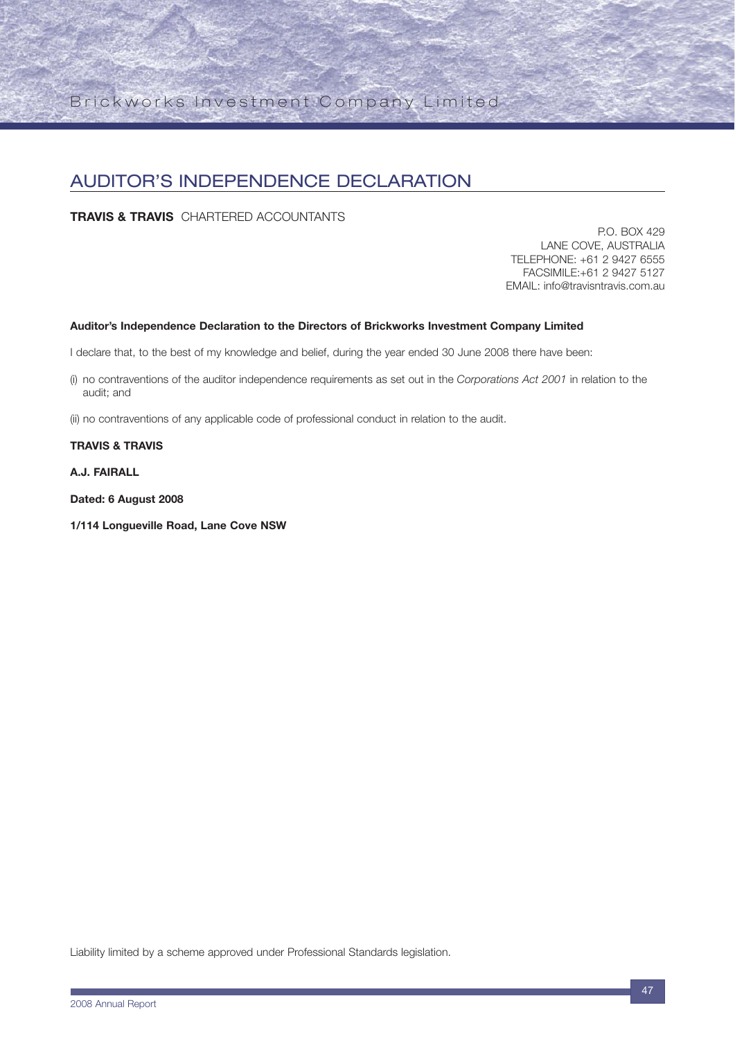# AUDITOR'S INDEPENDENCE DECLARATION

**TRAVIS & TRAVIS** CHARTERED ACCOUNTANTS

P.O. BOX 429
LANE COVE, AUSTRALIA
TELEPHONE: +61 2 9427 6555
FACSIMILE:+61 2 9427 5127
EMAIL: info@travisntravis.com.au

**Auditor's Independence Declaration to the Directors of Brickworks Investment Company Limited**

I declare that, to the best of my knowledge and belief, during the year ended 30 June 2008 there have been:

(i) no contraventions of the auditor independence requirements as set out in the *Corporations Act 2001* in relation to the audit; and

(ii) no contraventions of any applicable code of professional conduct in relation to the audit.

**TRAVIS & TRAVIS**

**A.J. FAIRALL**

**Dated: 6 August 2008**

**1/114 Longueville Road, Lane Cove NSW**

Liability limited by a scheme approved under Professional Standards legislation.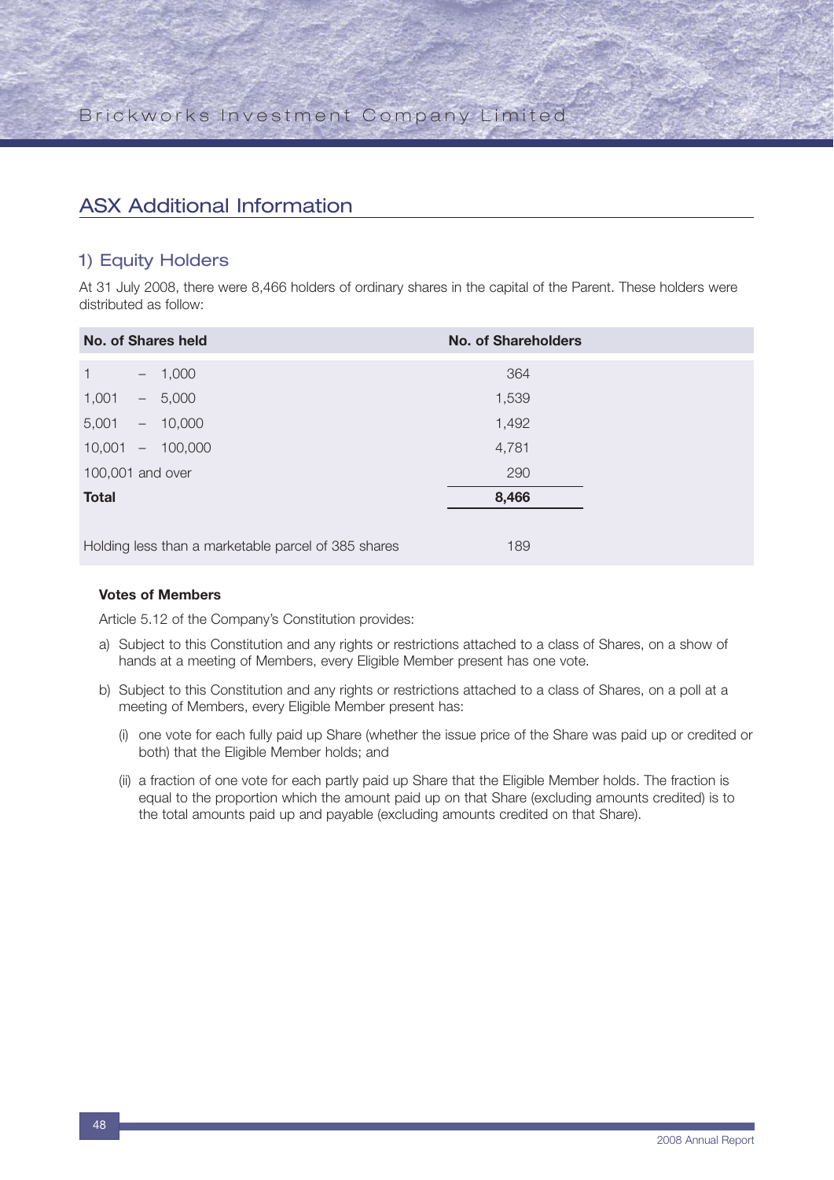# ASX Additional Information

## 1) Equity Holders

At 31 July 2008, there were 8,466 holders of ordinary shares in the capital of the Parent. These holders were distributed as follow:

| No. of Shares held | No. of Shareholders |
|---|---|
| 1 – 1,000 | 364 |
| 1,001 – 5,000 | 1,539 |
| 5,001 – 10,000 | 1,492 |
| 10,001 – 100,000 | 4,781 |
| 100,001 and over | 290 |
| **Total** | **8,466** |
| Holding less than a marketable parcel of 385 shares | 189 |

### Votes of Members

Article 5.12 of the Company's Constitution provides:

a) Subject to this Constitution and any rights or restrictions attached to a class of Shares, on a show of hands at a meeting of Members, every Eligible Member present has one vote.

b) Subject to this Constitution and any rights or restrictions attached to a class of Shares, on a poll at a meeting of Members, every Eligible Member present has:

   (i) one vote for each fully paid up Share (whether the issue price of the Share was paid up or credited or both) that the Eligible Member holds; and

   (ii) a fraction of one vote for each partly paid up Share that the Eligible Member holds. The fraction is equal to the proportion which the amount paid up on that Share (excluding amounts credited) is to the total amounts paid up and payable (excluding amounts credited on that Share).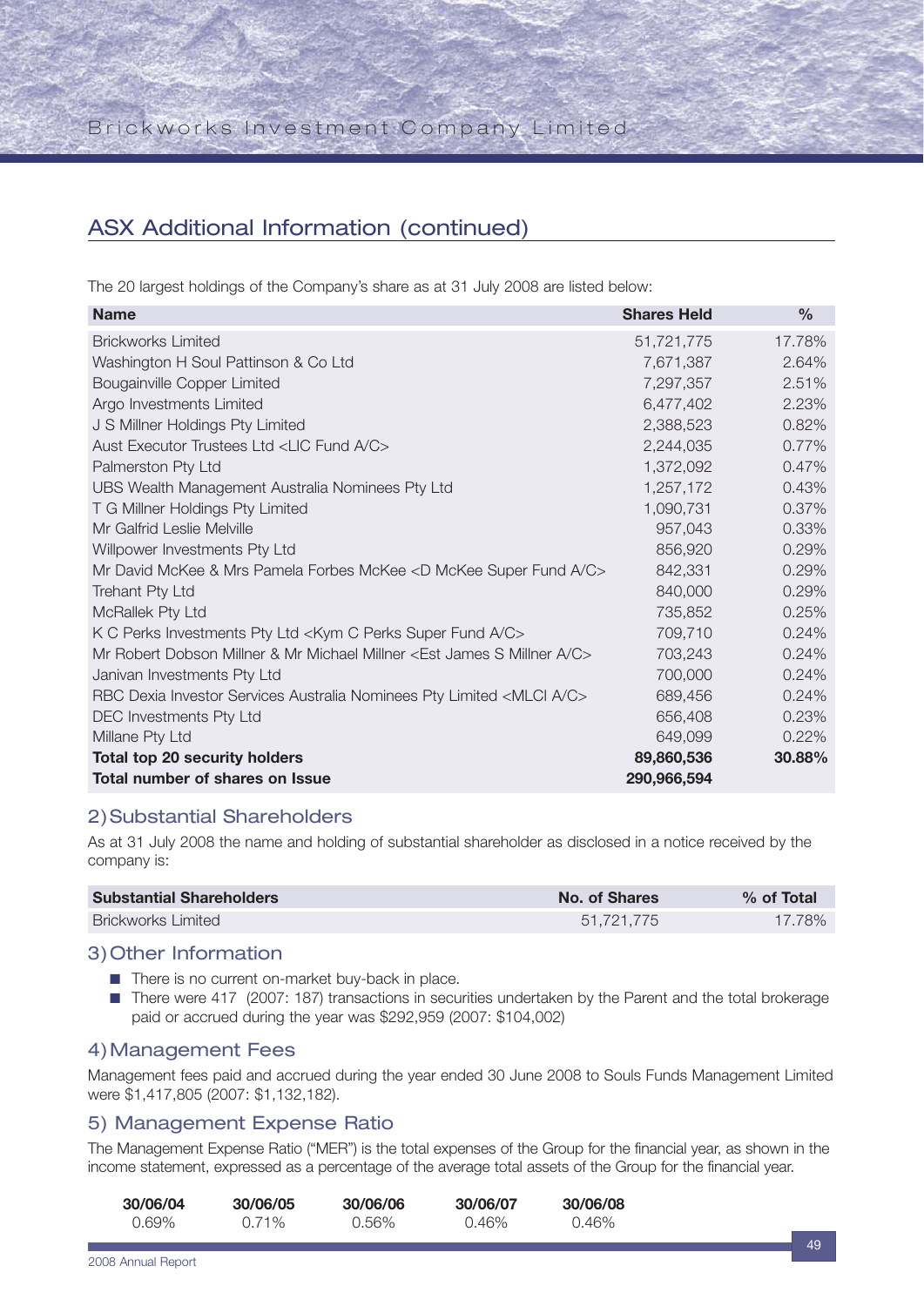## ASX Additional Information (continued)

The 20 largest holdings of the Company's share as at 31 July 2008 are listed below:

| Name | Shares Held | % |
|---|---|---|
| Brickworks Limited | 51,721,775 | 17.78% |
| Washington H Soul Pattinson & Co Ltd | 7,671,387 | 2.64% |
| Bougainville Copper Limited | 7,297,357 | 2.51% |
| Argo Investments Limited | 6,477,402 | 2.23% |
| J S Millner Holdings Pty Limited | 2,388,523 | 0.82% |
| Aust Executor Trustees Ltd <LIC Fund A/C> | 2,244,035 | 0.77% |
| Palmerston Pty Ltd | 1,372,092 | 0.47% |
| UBS Wealth Management Australia Nominees Pty Ltd | 1,257,172 | 0.43% |
| T G Millner Holdings Pty Limited | 1,090,731 | 0.37% |
| Mr Galfrid Leslie Melville | 957,043 | 0.33% |
| Willpower Investments Pty Ltd | 856,920 | 0.29% |
| Mr David McKee & Mrs Pamela Forbes McKee <D McKee Super Fund A/C> | 842,331 | 0.29% |
| Trehant Pty Ltd | 840,000 | 0.29% |
| McRallek Pty Ltd | 735,852 | 0.25% |
| K C Perks Investments Pty Ltd <Kym C Perks Super Fund A/C> | 709,710 | 0.24% |
| Mr Robert Dobson Millner & Mr Michael Millner <Est James S Millner A/C> | 703,243 | 0.24% |
| Janivan Investments Pty Ltd | 700,000 | 0.24% |
| RBC Dexia Investor Services Australia Nominees Pty Limited <MLCI A/C> | 689,456 | 0.24% |
| DEC Investments Pty Ltd | 656,408 | 0.23% |
| Millane Pty Ltd | 649,099 | 0.22% |
| **Total top 20 security holders** | **89,860,536** | **30.88%** |
| **Total number of shares on Issue** | **290,966,594** | |

### 2) Substantial Shareholders

As at 31 July 2008 the name and holding of substantial shareholder as disclosed in a notice received by the company is:

| Substantial Shareholders | No. of Shares | % of Total |
|---|---|---|
| Brickworks Limited | 51,721,775 | 17.78% |

### 3) Other Information

- There is no current on-market buy-back in place.
- There were 417 (2007: 187) transactions in securities undertaken by the Parent and the total brokerage paid or accrued during the year was $292,959 (2007: $104,002)

### 4) Management Fees

Management fees paid and accrued during the year ended 30 June 2008 to Souls Funds Management Limited were $1,417,805 (2007: $1,132,182).

### 5) Management Expense Ratio

The Management Expense Ratio ("MER") is the total expenses of the Group for the financial year, as shown in the income statement, expressed as a percentage of the average total assets of the Group for the financial year.

| 30/06/04 | 30/06/05 | 30/06/06 | 30/06/07 | 30/06/08 |
|---|---|---|---|---|
| 0.69% | 0.71% | 0.56% | 0.46% | 0.46% |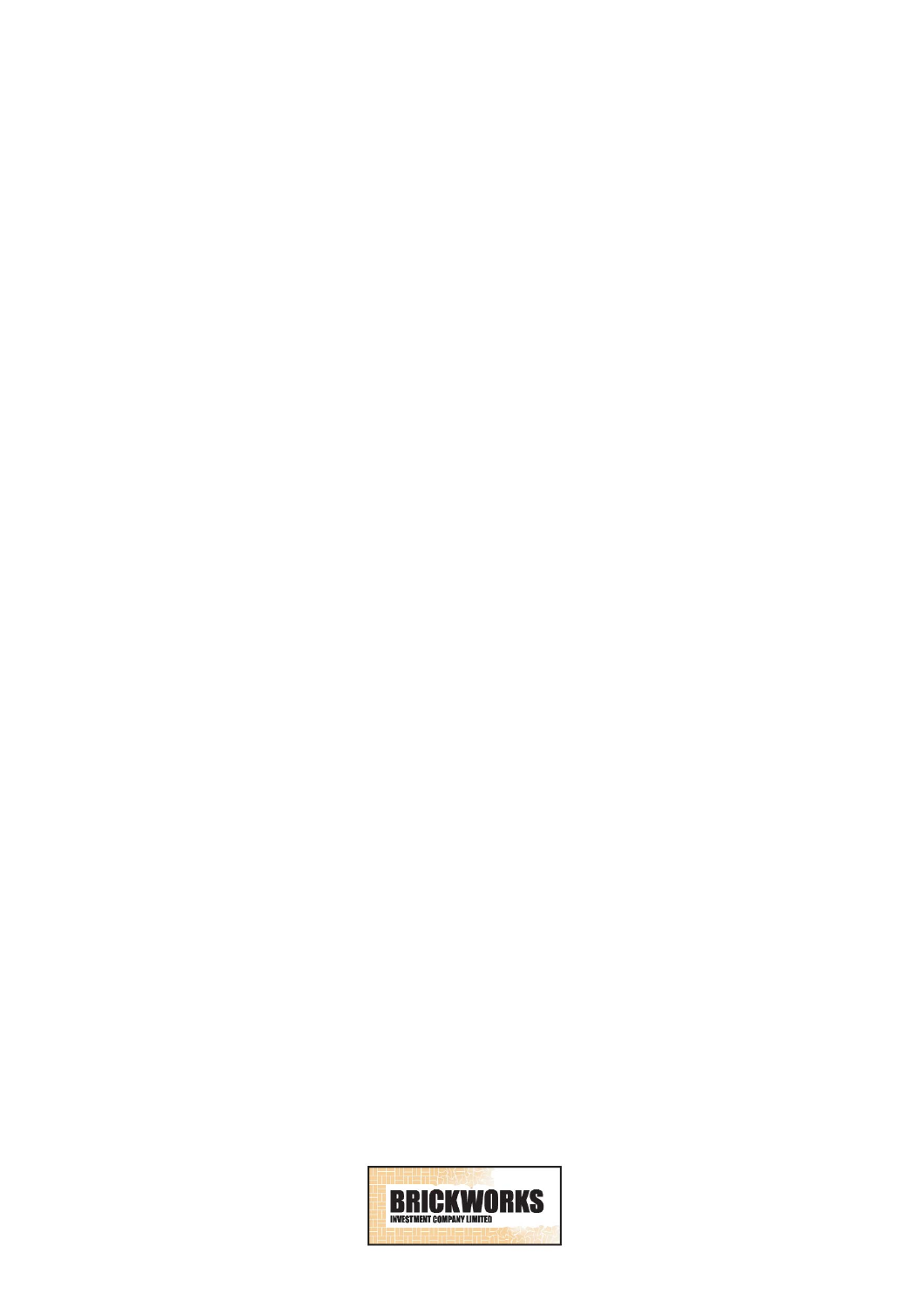BRICKWORKS

INVESTMENT COMPANY LIMITED